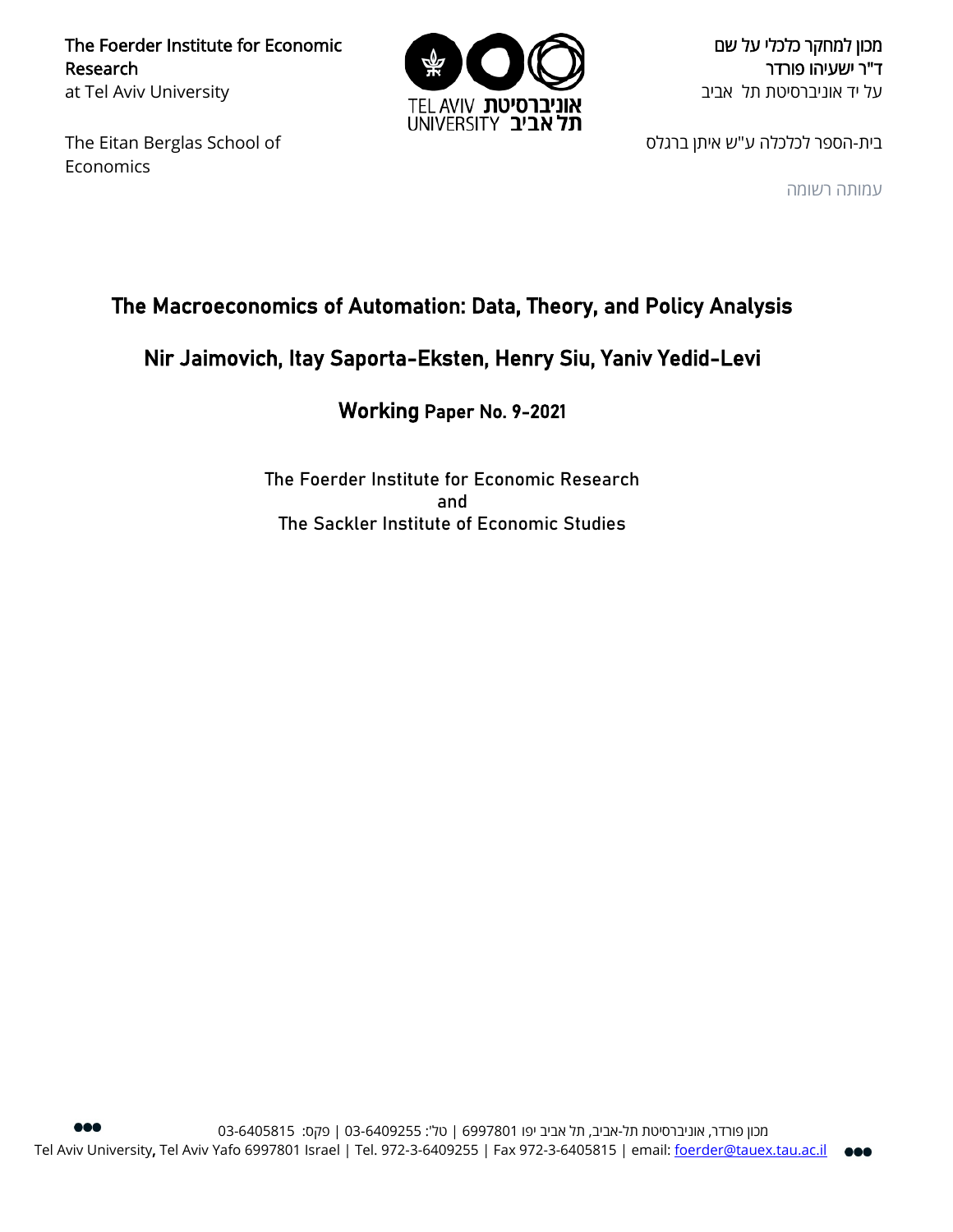The Foerder Institute for Economic Research
at Tel Aviv University

מכון למחקר כלכלי על שם
ד"ר ישעיהו פורדר
על יד אוניברסיטת תל אביב

TEL AVIV UNIVERSITY אוניברסיטת תל אביב

The Eitan Berglas School of Economics

בית-הספר לכלכלה ע"ש איתן ברגלס

עמותה רשומה

# The Macroeconomics of Automation: Data, Theory, and Policy Analysis

## Nir Jaimovich, Itay Saporta-Eksten, Henry Siu, Yaniv Yedid-Levi

### Working Paper No. 9-2021

The Foerder Institute for Economic Research
and
The Sackler Institute of Economic Studies

מכון פורדר, אוניברסיטת תל-אביב, תל אביב יפו 6997801 | טל': 03-6409255 | פקס: 03-6405815
Tel Aviv University, Tel Aviv Yafo 6997801 Israel | Tel. 972-3-6409255 | Fax 972-3-6405815 | email: foerder@tauex.tau.ac.il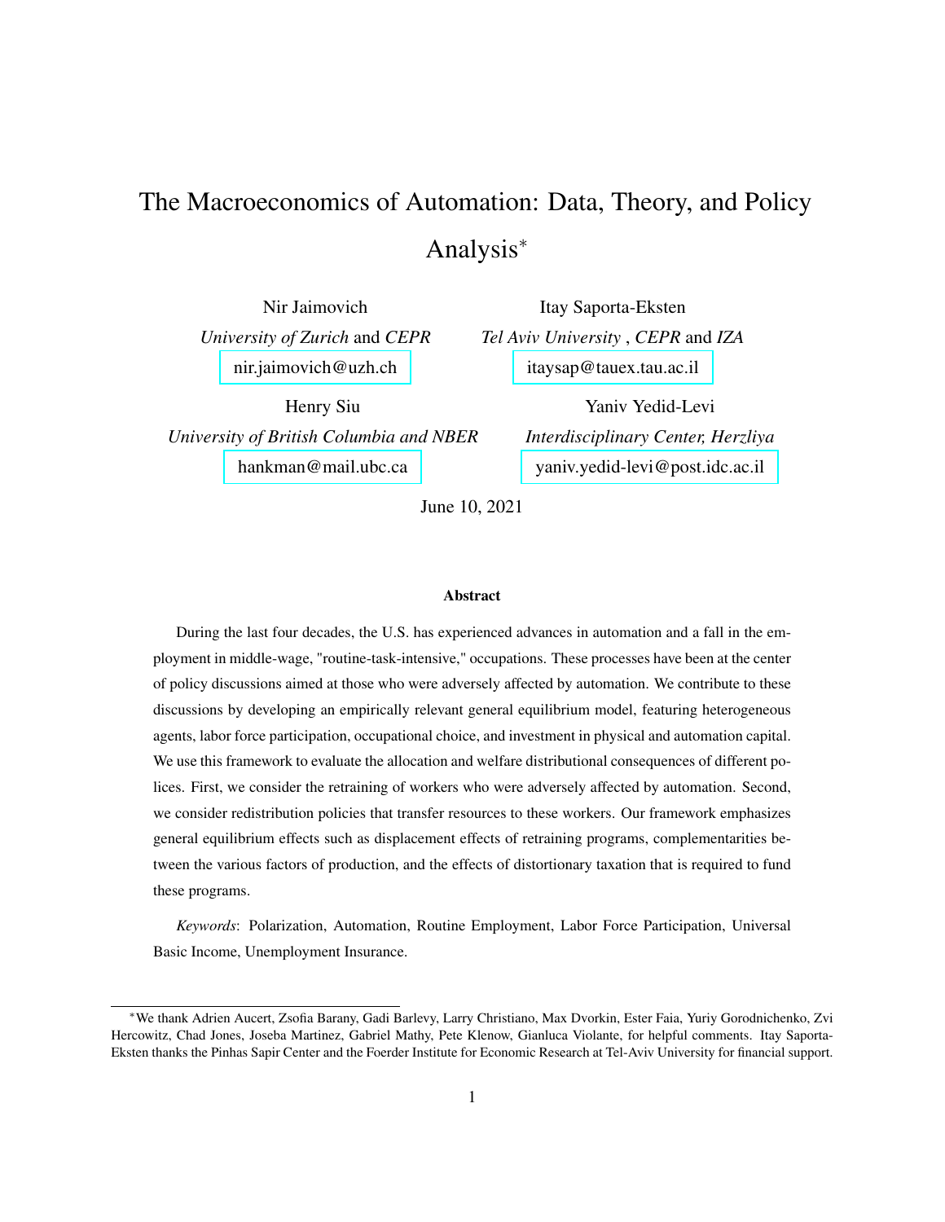# The Macroeconomics of Automation: Data, Theory, and Policy Analysis*

Nir Jaimovich
*University of Zurich* and *CEPR*
nir.jaimovich@uzh.ch

Itay Saporta-Eksten
*Tel Aviv University* , *CEPR* and *IZA*
itaysap@tauex.tau.ac.il

Henry Siu
*University of British Columbia and NBER*
hankman@mail.ubc.ca

Yaniv Yedid-Levi
*Interdisciplinary Center, Herzliya*
yaniv.yedid-levi@post.idc.ac.il

June 10, 2021

**Abstract**

During the last four decades, the U.S. has experienced advances in automation and a fall in the employment in middle-wage, "routine-task-intensive," occupations. These processes have been at the center of policy discussions aimed at those who were adversely affected by automation. We contribute to these discussions by developing an empirically relevant general equilibrium model, featuring heterogeneous agents, labor force participation, occupational choice, and investment in physical and automation capital. We use this framework to evaluate the allocation and welfare distributional consequences of different polices. First, we consider the retraining of workers who were adversely affected by automation. Second, we consider redistribution policies that transfer resources to these workers. Our framework emphasizes general equilibrium effects such as displacement effects of retraining programs, complementarities between the various factors of production, and the effects of distortionary taxation that is required to fund these programs.

*Keywords*: Polarization, Automation, Routine Employment, Labor Force Participation, Universal Basic Income, Unemployment Insurance.

*We thank Adrien Aucert, Zsofia Barany, Gadi Barlevy, Larry Christiano, Max Dvorkin, Ester Faia, Yuriy Gorodnichenko, Zvi Hercowitz, Chad Jones, Joseba Martinez, Gabriel Mathy, Pete Klenow, Gianluca Violante, for helpful comments. Itay Saporta-Eksten thanks the Pinhas Sapir Center and the Foerder Institute for Economic Research at Tel-Aviv University for financial support.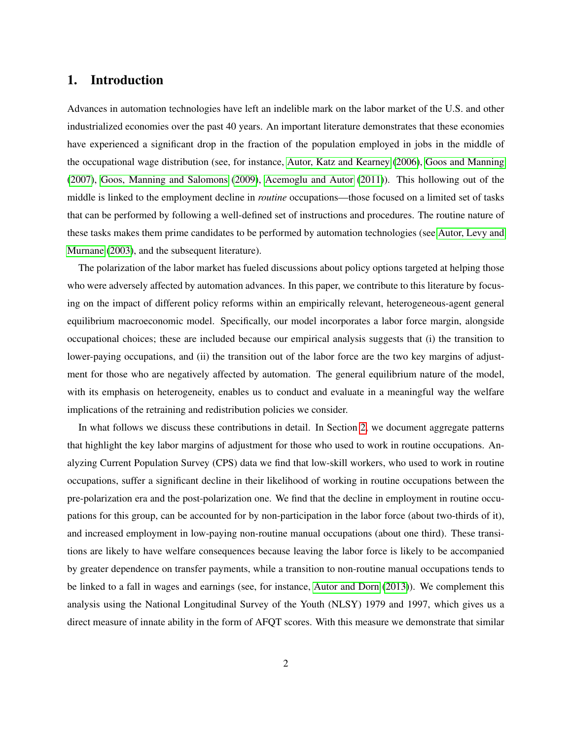## 1. Introduction

Advances in automation technologies have left an indelible mark on the labor market of the U.S. and other industrialized economies over the past 40 years. An important literature demonstrates that these economies have experienced a significant drop in the fraction of the population employed in jobs in the middle of the occupational wage distribution (see, for instance, Autor, Katz and Kearney (2006), Goos and Manning (2007), Goos, Manning and Salomons (2009), Acemoglu and Autor (2011)). This hollowing out of the middle is linked to the employment decline in *routine* occupations—those focused on a limited set of tasks that can be performed by following a well-defined set of instructions and procedures. The routine nature of these tasks makes them prime candidates to be performed by automation technologies (see Autor, Levy and Murnane (2003), and the subsequent literature).

The polarization of the labor market has fueled discussions about policy options targeted at helping those who were adversely affected by automation advances. In this paper, we contribute to this literature by focusing on the impact of different policy reforms within an empirically relevant, heterogeneous-agent general equilibrium macroeconomic model. Specifically, our model incorporates a labor force margin, alongside occupational choices; these are included because our empirical analysis suggests that (i) the transition to lower-paying occupations, and (ii) the transition out of the labor force are the two key margins of adjustment for those who are negatively affected by automation. The general equilibrium nature of the model, with its emphasis on heterogeneity, enables us to conduct and evaluate in a meaningful way the welfare implications of the retraining and redistribution policies we consider.

In what follows we discuss these contributions in detail. In Section 2, we document aggregate patterns that highlight the key labor margins of adjustment for those who used to work in routine occupations. Analyzing Current Population Survey (CPS) data we find that low-skill workers, who used to work in routine occupations, suffer a significant decline in their likelihood of working in routine occupations between the pre-polarization era and the post-polarization one. We find that the decline in employment in routine occupations for this group, can be accounted for by non-participation in the labor force (about two-thirds of it), and increased employment in low-paying non-routine manual occupations (about one third). These transitions are likely to have welfare consequences because leaving the labor force is likely to be accompanied by greater dependence on transfer payments, while a transition to non-routine manual occupations tends to be linked to a fall in wages and earnings (see, for instance, Autor and Dorn (2013)). We complement this analysis using the National Longitudinal Survey of the Youth (NLSY) 1979 and 1997, which gives us a direct measure of innate ability in the form of AFQT scores. With this measure we demonstrate that similar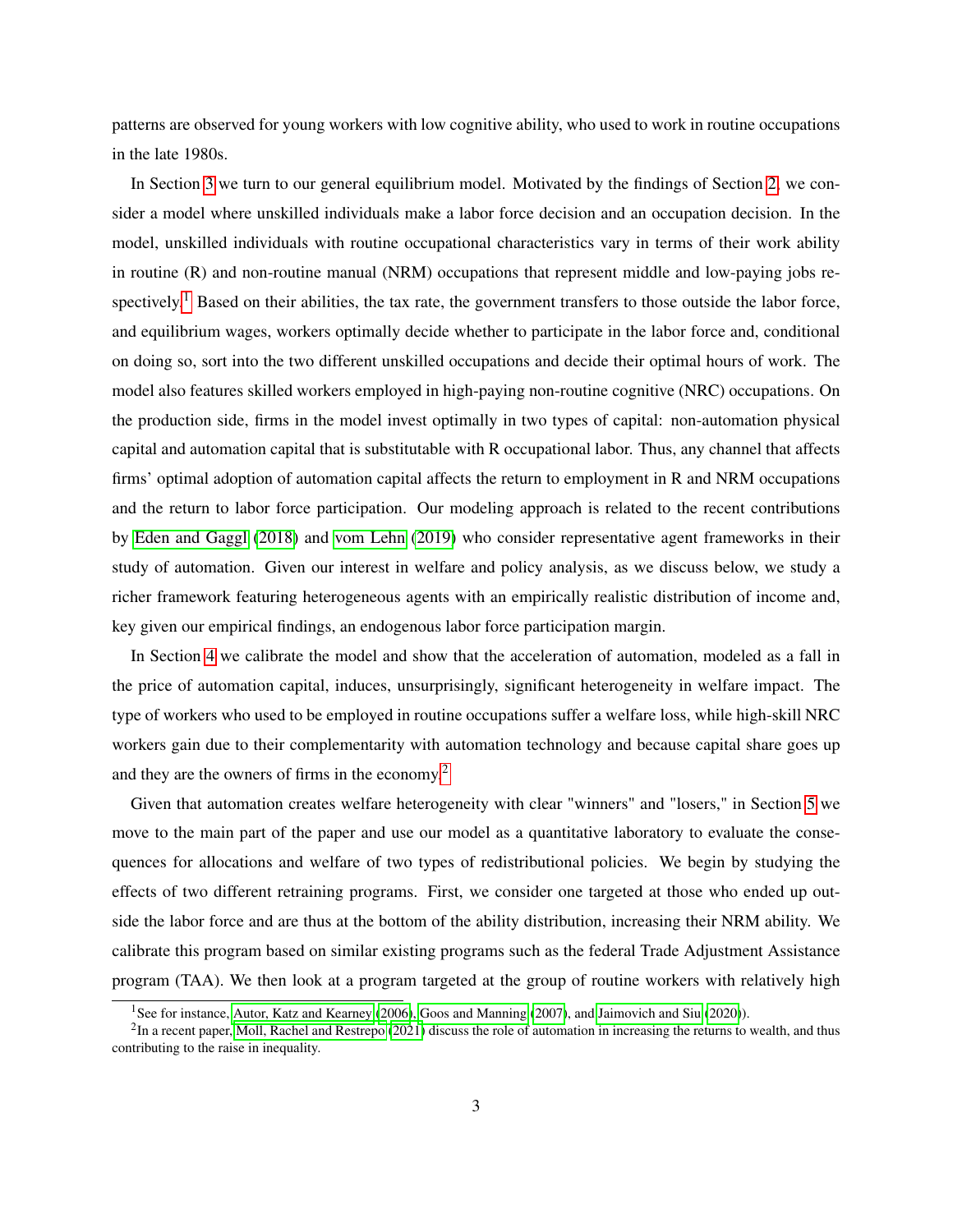patterns are observed for young workers with low cognitive ability, who used to work in routine occupations in the late 1980s.

In Section 3 we turn to our general equilibrium model. Motivated by the findings of Section 2, we consider a model where unskilled individuals make a labor force decision and an occupation decision. In the model, unskilled individuals with routine occupational characteristics vary in terms of their work ability in routine (R) and non-routine manual (NRM) occupations that represent middle and low-paying jobs respectively.[1] Based on their abilities, the tax rate, the government transfers to those outside the labor force, and equilibrium wages, workers optimally decide whether to participate in the labor force and, conditional on doing so, sort into the two different unskilled occupations and decide their optimal hours of work. The model also features skilled workers employed in high-paying non-routine cognitive (NRC) occupations. On the production side, firms in the model invest optimally in two types of capital: non-automation physical capital and automation capital that is substitutable with R occupational labor. Thus, any channel that affects firms' optimal adoption of automation capital affects the return to employment in R and NRM occupations and the return to labor force participation. Our modeling approach is related to the recent contributions by Eden and Gaggl (2018) and vom Lehn (2019) who consider representative agent frameworks in their study of automation. Given our interest in welfare and policy analysis, as we discuss below, we study a richer framework featuring heterogeneous agents with an empirically realistic distribution of income and, key given our empirical findings, an endogenous labor force participation margin.

In Section 4 we calibrate the model and show that the acceleration of automation, modeled as a fall in the price of automation capital, induces, unsurprisingly, significant heterogeneity in welfare impact. The type of workers who used to be employed in routine occupations suffer a welfare loss, while high-skill NRC workers gain due to their complementarity with automation technology and because capital share goes up and they are the owners of firms in the economy.[2]

Given that automation creates welfare heterogeneity with clear "winners" and "losers," in Section 5 we move to the main part of the paper and use our model as a quantitative laboratory to evaluate the consequences for allocations and welfare of two types of redistributional policies. We begin by studying the effects of two different retraining programs. First, we consider one targeted at those who ended up outside the labor force and are thus at the bottom of the ability distribution, increasing their NRM ability. We calibrate this program based on similar existing programs such as the federal Trade Adjustment Assistance program (TAA). We then look at a program targeted at the group of routine workers with relatively high

[1] See for instance, Autor, Katz and Kearney (2006), Goos and Manning (2007), and Jaimovich and Siu (2020)).

[2] In a recent paper, Moll, Rachel and Restrepo (2021) discuss the role of automation in increasing the returns to wealth, and thus contributing to the raise in inequality.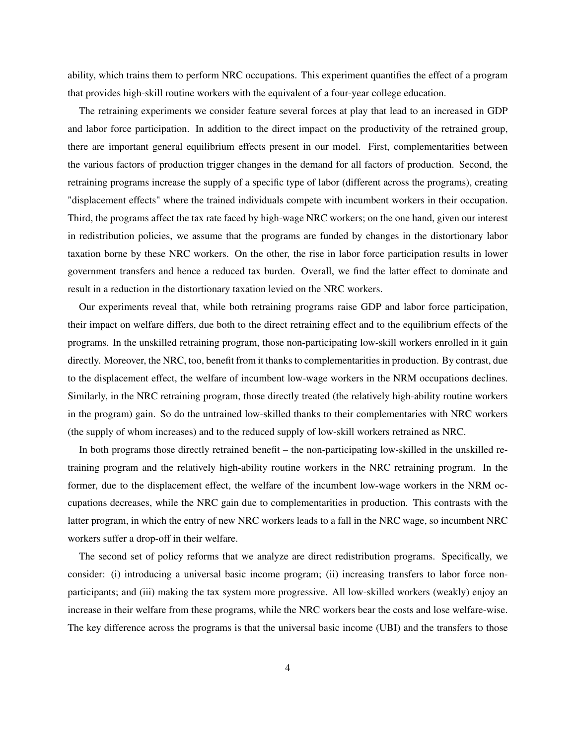ability, which trains them to perform NRC occupations. This experiment quantifies the effect of a program that provides high-skill routine workers with the equivalent of a four-year college education.

The retraining experiments we consider feature several forces at play that lead to an increased in GDP and labor force participation. In addition to the direct impact on the productivity of the retrained group, there are important general equilibrium effects present in our model. First, complementarities between the various factors of production trigger changes in the demand for all factors of production. Second, the retraining programs increase the supply of a specific type of labor (different across the programs), creating "displacement effects" where the trained individuals compete with incumbent workers in their occupation. Third, the programs affect the tax rate faced by high-wage NRC workers; on the one hand, given our interest in redistribution policies, we assume that the programs are funded by changes in the distortionary labor taxation borne by these NRC workers. On the other, the rise in labor force participation results in lower government transfers and hence a reduced tax burden. Overall, we find the latter effect to dominate and result in a reduction in the distortionary taxation levied on the NRC workers.

Our experiments reveal that, while both retraining programs raise GDP and labor force participation, their impact on welfare differs, due both to the direct retraining effect and to the equilibrium effects of the programs. In the unskilled retraining program, those non-participating low-skill workers enrolled in it gain directly. Moreover, the NRC, too, benefit from it thanks to complementarities in production. By contrast, due to the displacement effect, the welfare of incumbent low-wage workers in the NRM occupations declines. Similarly, in the NRC retraining program, those directly treated (the relatively high-ability routine workers in the program) gain. So do the untrained low-skilled thanks to their complementaries with NRC workers (the supply of whom increases) and to the reduced supply of low-skill workers retrained as NRC.

In both programs those directly retrained benefit – the non-participating low-skilled in the unskilled retraining program and the relatively high-ability routine workers in the NRC retraining program. In the former, due to the displacement effect, the welfare of the incumbent low-wage workers in the NRM occupations decreases, while the NRC gain due to complementarities in production. This contrasts with the latter program, in which the entry of new NRC workers leads to a fall in the NRC wage, so incumbent NRC workers suffer a drop-off in their welfare.

The second set of policy reforms that we analyze are direct redistribution programs. Specifically, we consider: (i) introducing a universal basic income program; (ii) increasing transfers to labor force non-participants; and (iii) making the tax system more progressive. All low-skilled workers (weakly) enjoy an increase in their welfare from these programs, while the NRC workers bear the costs and lose welfare-wise. The key difference across the programs is that the universal basic income (UBI) and the transfers to those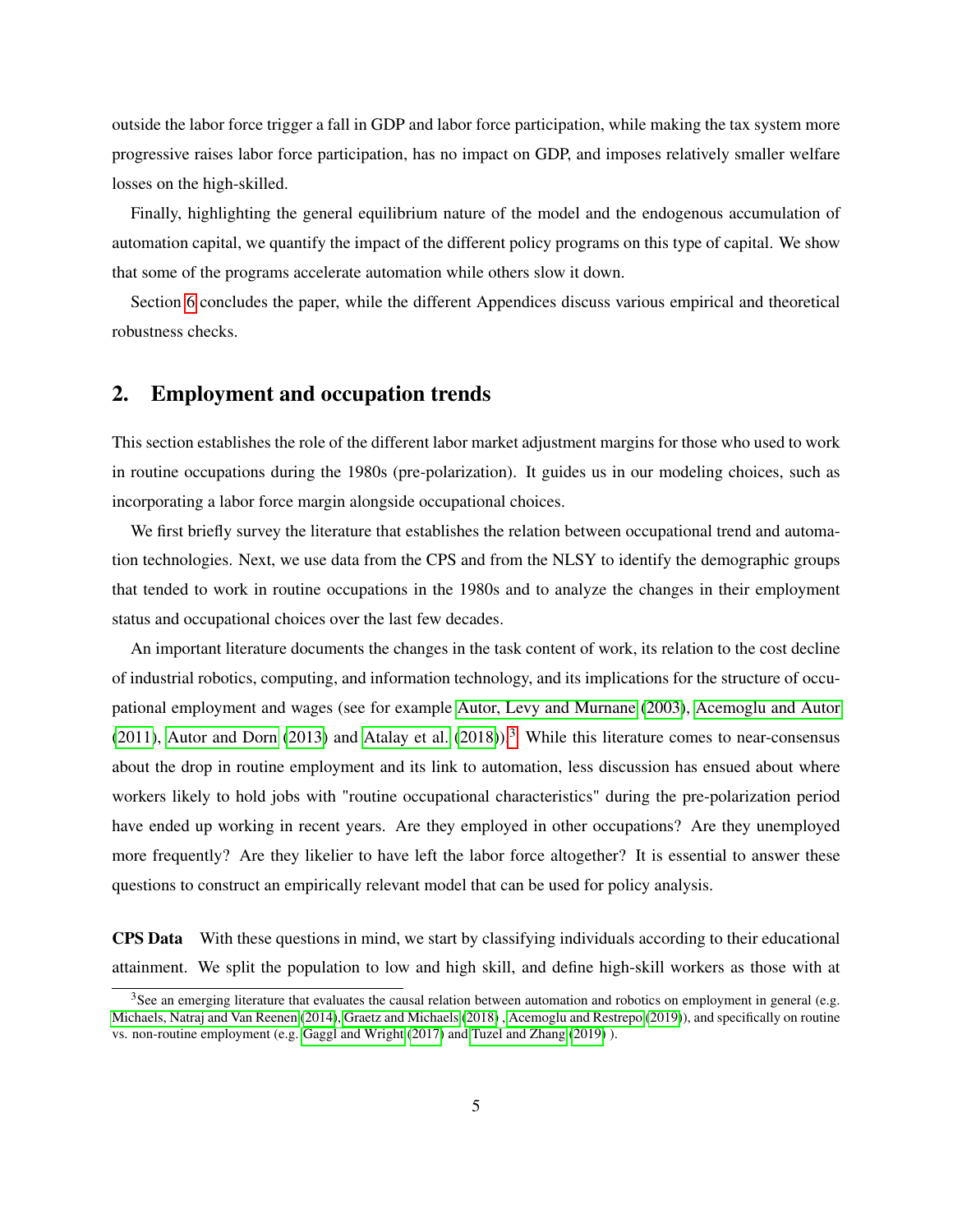outside the labor force trigger a fall in GDP and labor force participation, while making the tax system more progressive raises labor force participation, has no impact on GDP, and imposes relatively smaller welfare losses on the high-skilled.

Finally, highlighting the general equilibrium nature of the model and the endogenous accumulation of automation capital, we quantify the impact of the different policy programs on this type of capital. We show that some of the programs accelerate automation while others slow it down.

Section 6 concludes the paper, while the different Appendices discuss various empirical and theoretical robustness checks.

## 2. Employment and occupation trends

This section establishes the role of the different labor market adjustment margins for those who used to work in routine occupations during the 1980s (pre-polarization). It guides us in our modeling choices, such as incorporating a labor force margin alongside occupational choices.

We first briefly survey the literature that establishes the relation between occupational trend and automation technologies. Next, we use data from the CPS and from the NLSY to identify the demographic groups that tended to work in routine occupations in the 1980s and to analyze the changes in their employment status and occupational choices over the last few decades.

An important literature documents the changes in the task content of work, its relation to the cost decline of industrial robotics, computing, and information technology, and its implications for the structure of occupational employment and wages (see for example Autor, Levy and Murnane (2003), Acemoglu and Autor (2011), Autor and Dorn (2013) and Atalay et al. (2018)).[3] While this literature comes to near-consensus about the drop in routine employment and its link to automation, less discussion has ensued about where workers likely to hold jobs with "routine occupational characteristics" during the pre-polarization period have ended up working in recent years. Are they employed in other occupations? Are they unemployed more frequently? Are they likelier to have left the labor force altogether? It is essential to answer these questions to construct an empirically relevant model that can be used for policy analysis.

**CPS Data** With these questions in mind, we start by classifying individuals according to their educational attainment. We split the population to low and high skill, and define high-skill workers as those with at

[3] See an emerging literature that evaluates the causal relation between automation and robotics on employment in general (e.g. Michaels, Natraj and Van Reenen (2014), Graetz and Michaels (2018) , Acemoglu and Restrepo (2019)), and specifically on routine vs. non-routine employment (e.g. Gaggl and Wright (2017) and Tuzel and Zhang (2019) ).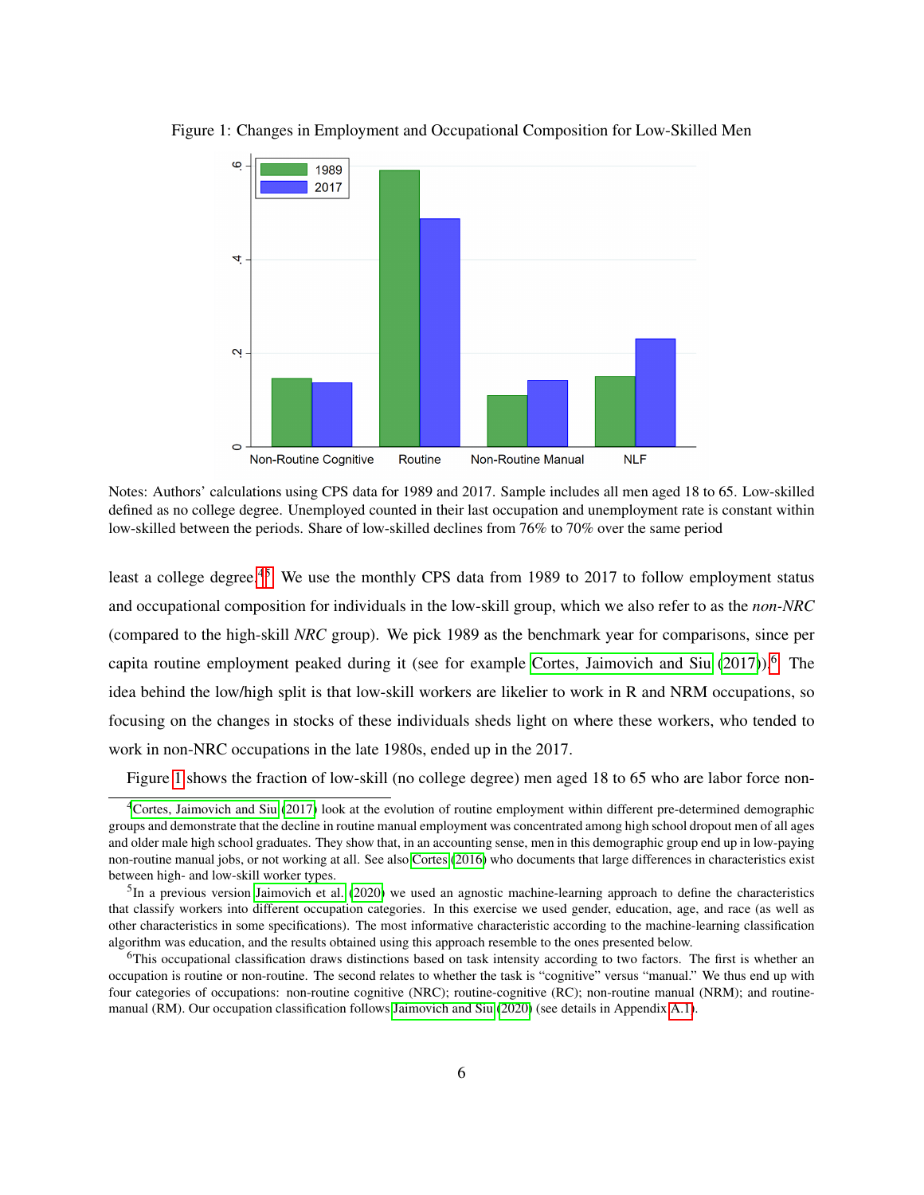Figure 1: Changes in Employment and Occupational Composition for Low-Skilled Men

1989
2017

0
.2
.4
.6

Non-Routine Cognitive
Routine
Non-Routine Manual
NLF

Notes: Authors' calculations using CPS data for 1989 and 2017. Sample includes all men aged 18 to 65. Low-skilled defined as no college degree. Unemployed counted in their last occupation and unemployment rate is constant within low-skilled between the periods. Share of low-skilled declines from 76% to 70% over the same period

least a college degree.[4][5] We use the monthly CPS data from 1989 to 2017 to follow employment status and occupational composition for individuals in the low-skill group, which we also refer to as the *non-NRC* (compared to the high-skill *NRC* group). We pick 1989 as the benchmark year for comparisons, since per capita routine employment peaked during it (see for example Cortes, Jaimovich and Siu (2017)).[6] The idea behind the low/high split is that low-skill workers are likelier to work in R and NRM occupations, so focusing on the changes in stocks of these individuals sheds light on where these workers, who tended to work in non-NRC occupations in the late 1980s, ended up in the 2017.

Figure 1 shows the fraction of low-skill (no college degree) men aged 18 to 65 who are labor force non-

[4] Cortes, Jaimovich and Siu (2017) look at the evolution of routine employment within different pre-determined demographic groups and demonstrate that the decline in routine manual employment was concentrated among high school dropout men of all ages and older male high school graduates. They show that, in an accounting sense, men in this demographic group end up in low-paying non-routine manual jobs, or not working at all. See also Cortes (2016) who documents that large differences in characteristics exist between high- and low-skill worker types.

[5] In a previous version Jaimovich et al. (2020) we used an agnostic machine-learning approach to define the characteristics that classify workers into different occupation categories. In this exercise we used gender, education, age, and race (as well as other characteristics in some specifications). The most informative characteristic according to the machine-learning classification algorithm was education, and the results obtained using this approach resemble to the ones presented below.

[6] This occupational classification draws distinctions based on task intensity according to two factors. The first is whether an occupation is routine or non-routine. The second relates to whether the task is "cognitive" versus "manual." We thus end up with four categories of occupations: non-routine cognitive (NRC); routine-cognitive (RC); non-routine manual (NRM); and routine-manual (RM). Our occupation classification follows Jaimovich and Siu (2020) (see details in Appendix A.1).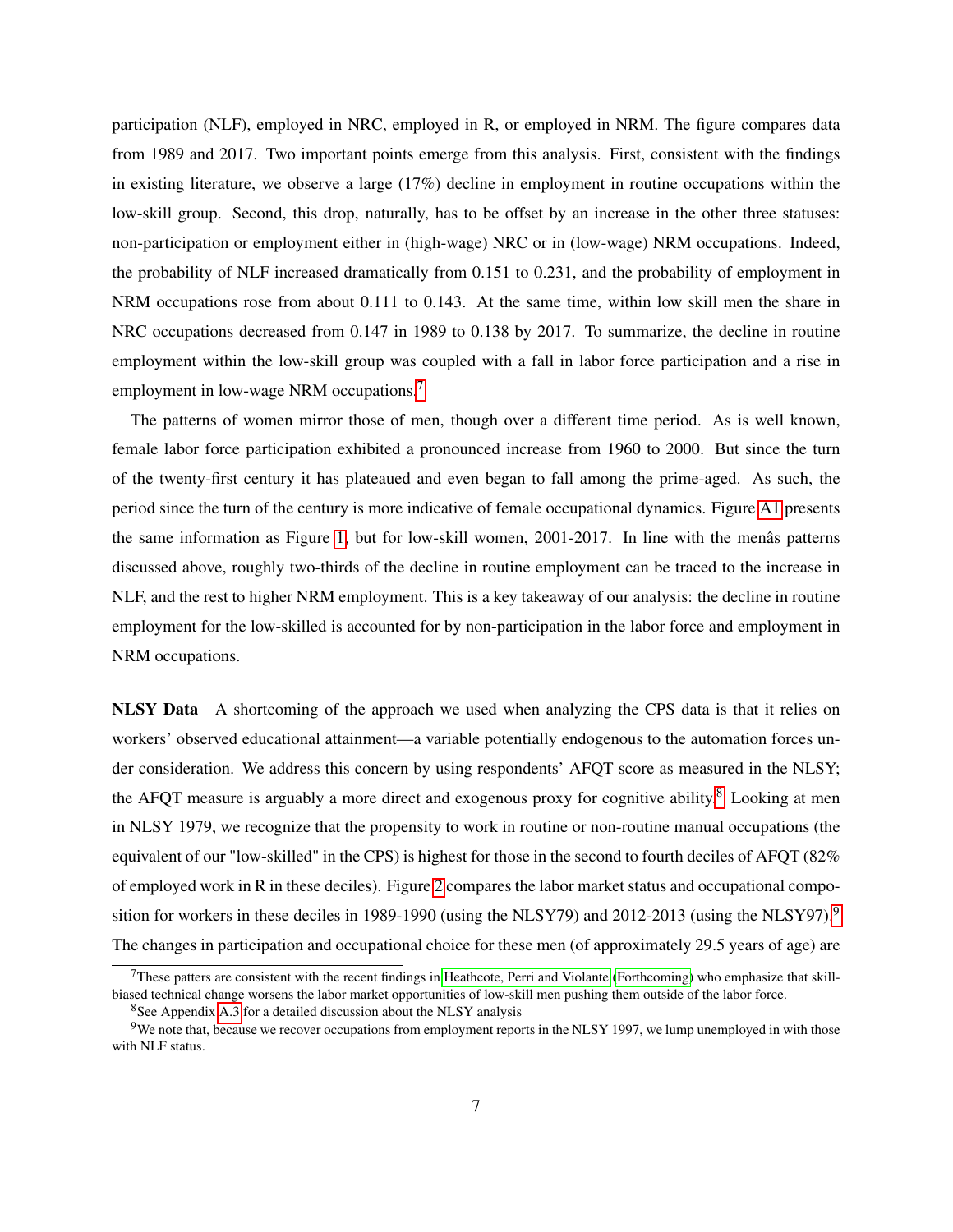participation (NLF), employed in NRC, employed in R, or employed in NRM. The figure compares data from 1989 and 2017. Two important points emerge from this analysis. First, consistent with the findings in existing literature, we observe a large (17%) decline in employment in routine occupations within the low-skill group. Second, this drop, naturally, has to be offset by an increase in the other three statuses: non-participation or employment either in (high-wage) NRC or in (low-wage) NRM occupations. Indeed, the probability of NLF increased dramatically from 0.151 to 0.231, and the probability of employment in NRM occupations rose from about 0.111 to 0.143. At the same time, within low skill men the share in NRC occupations decreased from 0.147 in 1989 to 0.138 by 2017. To summarize, the decline in routine employment within the low-skill group was coupled with a fall in labor force participation and a rise in employment in low-wage NRM occupations.[7]

The patterns of women mirror those of men, though over a different time period. As is well known, female labor force participation exhibited a pronounced increase from 1960 to 2000. But since the turn of the twenty-first century it has plateaued and even began to fall among the prime-aged. As such, the period since the turn of the century is more indicative of female occupational dynamics. Figure A1 presents the same information as Figure 1, but for low-skill women, 2001-2017. In line with the menâs patterns discussed above, roughly two-thirds of the decline in routine employment can be traced to the increase in NLF, and the rest to higher NRM employment. This is a key takeaway of our analysis: the decline in routine employment for the low-skilled is accounted for by non-participation in the labor force and employment in NRM occupations.

**NLSY Data** A shortcoming of the approach we used when analyzing the CPS data is that it relies on workers' observed educational attainment—a variable potentially endogenous to the automation forces under consideration. We address this concern by using respondents' AFQT score as measured in the NLSY; the AFQT measure is arguably a more direct and exogenous proxy for cognitive ability.[8] Looking at men in NLSY 1979, we recognize that the propensity to work in routine or non-routine manual occupations (the equivalent of our "low-skilled" in the CPS) is highest for those in the second to fourth deciles of AFQT (82% of employed work in R in these deciles). Figure 2 compares the labor market status and occupational composition for workers in these deciles in 1989-1990 (using the NLSY79) and 2012-2013 (using the NLSY97).[9] The changes in participation and occupational choice for these men (of approximately 29.5 years of age) are

[7] These patters are consistent with the recent findings in Heathcote, Perri and Violante (Forthcoming) who emphasize that skill-biased technical change worsens the labor market opportunities of low-skill men pushing them outside of the labor force.

[8] See Appendix A.3 for a detailed discussion about the NLSY analysis

[9] We note that, because we recover occupations from employment reports in the NLSY 1997, we lump unemployed in with those with NLF status.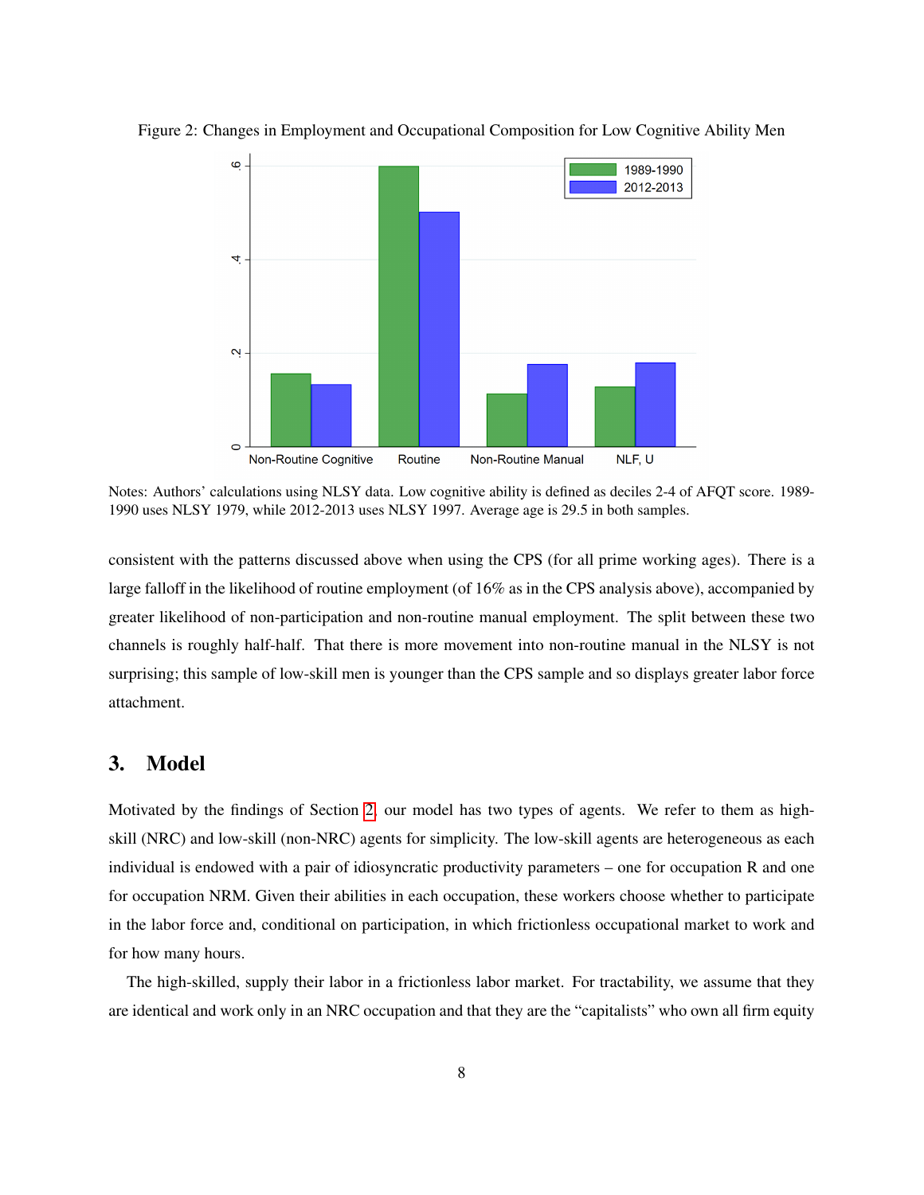Figure 2: Changes in Employment and Occupational Composition for Low Cognitive Ability Men

1989-1990
2012-2013

0
.2
.4
.6

Non-Routine Cognitive
Routine
Non-Routine Manual
NLF, U

Notes: Authors' calculations using NLSY data. Low cognitive ability is defined as deciles 2-4 of AFQT score. 1989-1990 uses NLSY 1979, while 2012-2013 uses NLSY 1997. Average age is 29.5 in both samples.

consistent with the patterns discussed above when using the CPS (for all prime working ages). There is a large falloff in the likelihood of routine employment (of 16% as in the CPS analysis above), accompanied by greater likelihood of non-participation and non-routine manual employment. The split between these two channels is roughly half-half. That there is more movement into non-routine manual in the NLSY is not surprising; this sample of low-skill men is younger than the CPS sample and so displays greater labor force attachment.

## 3. Model

Motivated by the findings of Section 2, our model has two types of agents. We refer to them as high-skill (NRC) and low-skill (non-NRC) agents for simplicity. The low-skill agents are heterogeneous as each individual is endowed with a pair of idiosyncratic productivity parameters – one for occupation R and one for occupation NRM. Given their abilities in each occupation, these workers choose whether to participate in the labor force and, conditional on participation, in which frictionless occupational market to work and for how many hours.

The high-skilled, supply their labor in a frictionless labor market. For tractability, we assume that they are identical and work only in an NRC occupation and that they are the "capitalists" who own all firm equity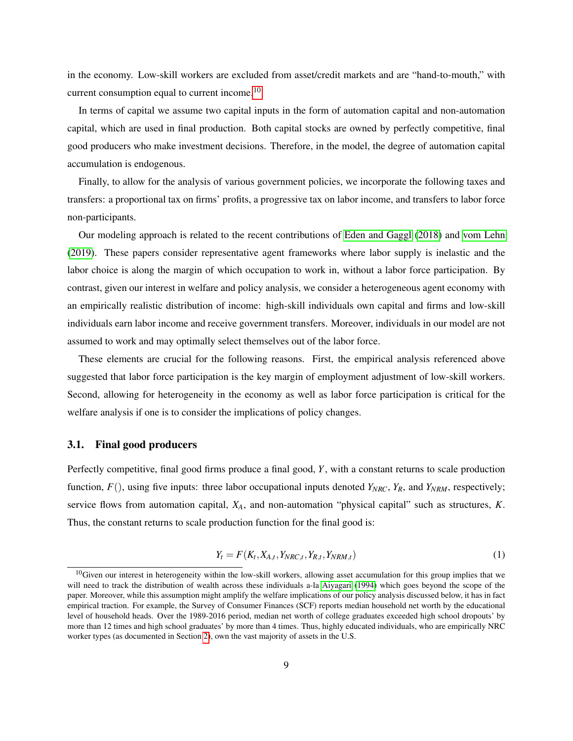in the economy. Low-skill workers are excluded from asset/credit markets and are "hand-to-mouth," with current consumption equal to current income.[10]

In terms of capital we assume two capital inputs in the form of automation capital and non-automation capital, which are used in final production. Both capital stocks are owned by perfectly competitive, final good producers who make investment decisions. Therefore, in the model, the degree of automation capital accumulation is endogenous.

Finally, to allow for the analysis of various government policies, we incorporate the following taxes and transfers: a proportional tax on firms' profits, a progressive tax on labor income, and transfers to labor force non-participants.

Our modeling approach is related to the recent contributions of Eden and Gaggl (2018) and vom Lehn (2019). These papers consider representative agent frameworks where labor supply is inelastic and the labor choice is along the margin of which occupation to work in, without a labor force participation. By contrast, given our interest in welfare and policy analysis, we consider a heterogeneous agent economy with an empirically realistic distribution of income: high-skill individuals own capital and firms and low-skill individuals earn labor income and receive government transfers. Moreover, individuals in our model are not assumed to work and may optimally select themselves out of the labor force.

These elements are crucial for the following reasons. First, the empirical analysis referenced above suggested that labor force participation is the key margin of employment adjustment of low-skill workers. Second, allowing for heterogeneity in the economy as well as labor force participation is critical for the welfare analysis if one is to consider the implications of policy changes.

### 3.1. Final good producers

Perfectly competitive, final good firms produce a final good, $Y$, with a constant returns to scale production function, $F()$, using five inputs: three labor occupational inputs denoted $Y_{NRC}$, $Y_R$, and $Y_{NRM}$, respectively; service flows from automation capital, $X_A$, and non-automation "physical capital" such as structures, $K$. Thus, the constant returns to scale production function for the final good is:

$$Y_t = F(K_t, X_{A,t}, Y_{NRC,t}, Y_{R,t}, Y_{NRM,t}) \tag{1}$$

[10] Given our interest in heterogeneity within the low-skill workers, allowing asset accumulation for this group implies that we will need to track the distribution of wealth across these individuals a-la Aiyagari (1994) which goes beyond the scope of the paper. Moreover, while this assumption might amplify the welfare implications of our policy analysis discussed below, it has in fact empirical traction. For example, the Survey of Consumer Finances (SCF) reports median household net worth by the educational level of household heads. Over the 1989-2016 period, median net worth of college graduates exceeded high school dropouts' by more than 12 times and high school graduates' by more than 4 times. Thus, highly educated individuals, who are empirically NRC worker types (as documented in Section 2), own the vast majority of assets in the U.S.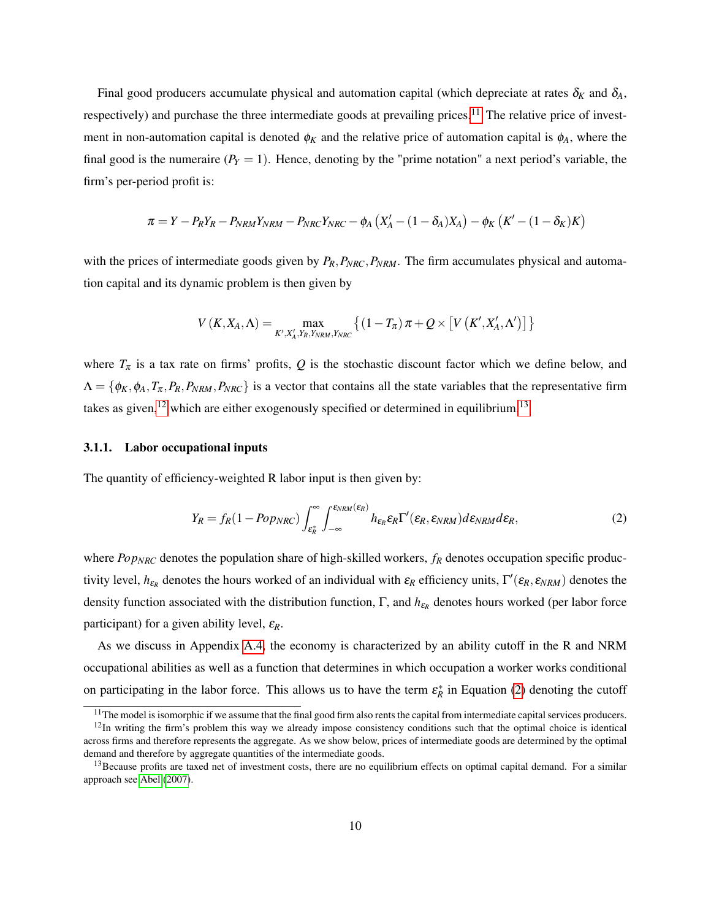Final good producers accumulate physical and automation capital (which depreciate at rates $\delta_K$ and $\delta_A$, respectively) and purchase the three intermediate goods at prevailing prices.[11] The relative price of investment in non-automation capital is denoted $\phi_K$ and the relative price of automation capital is $\phi_A$, where the final good is the numeraire ($P_Y = 1$). Hence, denoting by the "prime notation" a next period's variable, the firm's per-period profit is:

$$\pi = Y - P_R Y_R - P_{NRM} Y_{NRM} - P_{NRC} Y_{NRC} - \phi_A \left(X_A' - (1-\delta_A) X_A\right) - \phi_K \left(K' - (1-\delta_K) K\right)$$

with the prices of intermediate goods given by $P_R, P_{NRC}, P_{NRM}$. The firm accumulates physical and automation capital and its dynamic problem is then given by

$$V\left(K, X_A, \Lambda\right) = \max_{K', X_A', Y_R, Y_{NRM}, Y_{NRC}} \left\{ (1 - T_\pi)\,\pi + Q \times \left[ V\left(K', X_A', \Lambda'\right) \right] \right\}$$

where $T_\pi$ is a tax rate on firms' profits, $Q$ is the stochastic discount factor which we define below, and $\Lambda = \{\phi_K, \phi_A, T_\pi, P_R, P_{NRM}, P_{NRC}\}$ is a vector that contains all the state variables that the representative firm takes as given,[12] which are either exogenously specified or determined in equilibrium.[13]

### 3.1.1. Labor occupational inputs

The quantity of efficiency-weighted R labor input is then given by:

$$Y_R = f_R (1 - Pop_{NRC}) \int_{\varepsilon_R^*}^{\infty} \int_{-\infty}^{\varepsilon_{NRM}(\varepsilon_R)} h_{\varepsilon_R} \varepsilon_R \Gamma'(\varepsilon_R, \varepsilon_{NRM}) d\varepsilon_{NRM} d\varepsilon_R, \tag{2}$$

where $Pop_{NRC}$ denotes the population share of high-skilled workers, $f_R$ denotes occupation specific productivity level, $h_{\varepsilon_R}$ denotes the hours worked of an individual with $\varepsilon_R$ efficiency units, $\Gamma'(\varepsilon_R, \varepsilon_{NRM})$ denotes the density function associated with the distribution function, $\Gamma$, and $h_{\varepsilon_R}$ denotes hours worked (per labor force participant) for a given ability level, $\varepsilon_R$.

As we discuss in Appendix A.4, the economy is characterized by an ability cutoff in the R and NRM occupational abilities as well as a function that determines in which occupation a worker works conditional on participating in the labor force. This allows us to have the term $\varepsilon_R^*$ in Equation (2) denoting the cutoff

[11] The model is isomorphic if we assume that the final good firm also rents the capital from intermediate capital services producers.

[12] In writing the firm's problem this way we already impose consistency conditions such that the optimal choice is identical across firms and therefore represents the aggregate. As we show below, prices of intermediate goods are determined by the optimal demand and therefore by aggregate quantities of the intermediate goods.

[13] Because profits are taxed net of investment costs, there are no equilibrium effects on optimal capital demand. For a similar approach see Abel (2007).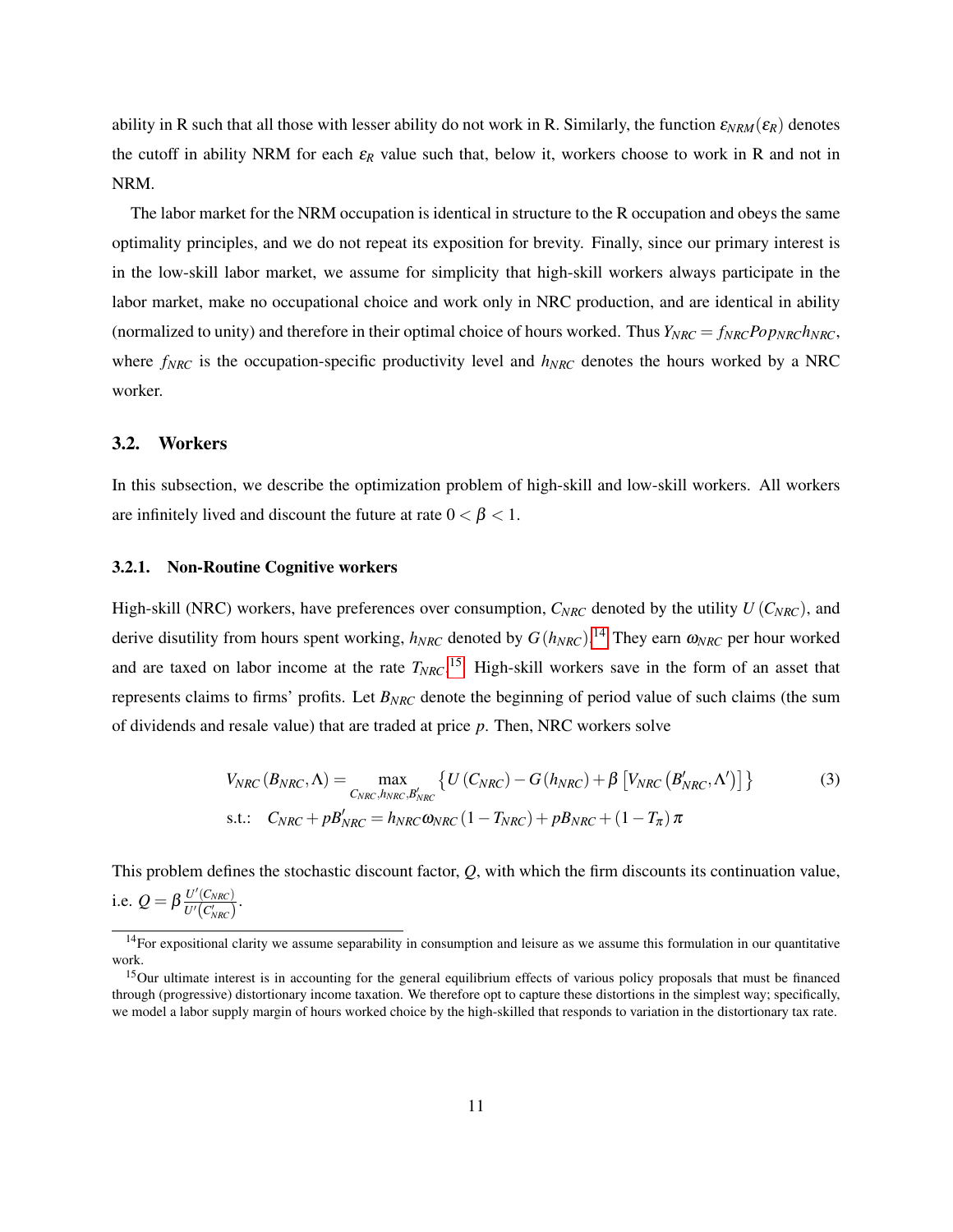ability in R such that all those with lesser ability do not work in R. Similarly, the function $\varepsilon_{NRM}(\varepsilon_R)$ denotes the cutoff in ability NRM for each $\varepsilon_R$ value such that, below it, workers choose to work in R and not in NRM.

The labor market for the NRM occupation is identical in structure to the R occupation and obeys the same optimality principles, and we do not repeat its exposition for brevity. Finally, since our primary interest is in the low-skill labor market, we assume for simplicity that high-skill workers always participate in the labor market, make no occupational choice and work only in NRC production, and are identical in ability (normalized to unity) and therefore in their optimal choice of hours worked. Thus $Y_{NRC} = f_{NRC} Pop_{NRC} h_{NRC}$, where $f_{NRC}$ is the occupation-specific productivity level and $h_{NRC}$ denotes the hours worked by a NRC worker.

## 3.2. Workers

In this subsection, we describe the optimization problem of high-skill and low-skill workers. All workers are infinitely lived and discount the future at rate $0 < \beta < 1$.

### 3.2.1. Non-Routine Cognitive workers

High-skill (NRC) workers, have preferences over consumption, $C_{NRC}$ denoted by the utility $U(C_{NRC})$, and derive disutility from hours spent working, $h_{NRC}$ denoted by $G(h_{NRC})$.[14] They earn $\omega_{NRC}$ per hour worked and are taxed on labor income at the rate $T_{NRC}$.[15] High-skill workers save in the form of an asset that represents claims to firms' profits. Let $B_{NRC}$ denote the beginning of period value of such claims (the sum of dividends and resale value) that are traded at price $p$. Then, NRC workers solve

$$
\begin{aligned}
V_{NRC}(B_{NRC}, \Lambda) &= \max_{C_{NRC}, h_{NRC}, B'_{NRC}} \left\{ U(C_{NRC}) - G(h_{NRC}) + \beta \left[ V_{NRC}\left(B'_{NRC}, \Lambda'\right) \right] \right\} \qquad (3) \\
\text{s.t.:} \quad & C_{NRC} + pB'_{NRC} = h_{NRC}\omega_{NRC}(1 - T_{NRC}) + pB_{NRC} + (1 - T_\pi)\pi
\end{aligned}
$$

This problem defines the stochastic discount factor, $Q$, with which the firm discounts its continuation value, i.e. $Q = \beta \frac{U'(C_{NRC})}{U'\left(C'_{NRC}\right)}$.

---

[14] For expositional clarity we assume separability in consumption and leisure as we assume this formulation in our quantitative work.

[15] Our ultimate interest is in accounting for the general equilibrium effects of various policy proposals that must be financed through (progressive) distortionary income taxation. We therefore opt to capture these distortions in the simplest way; specifically, we model a labor supply margin of hours worked choice by the high-skilled that responds to variation in the distortionary tax rate.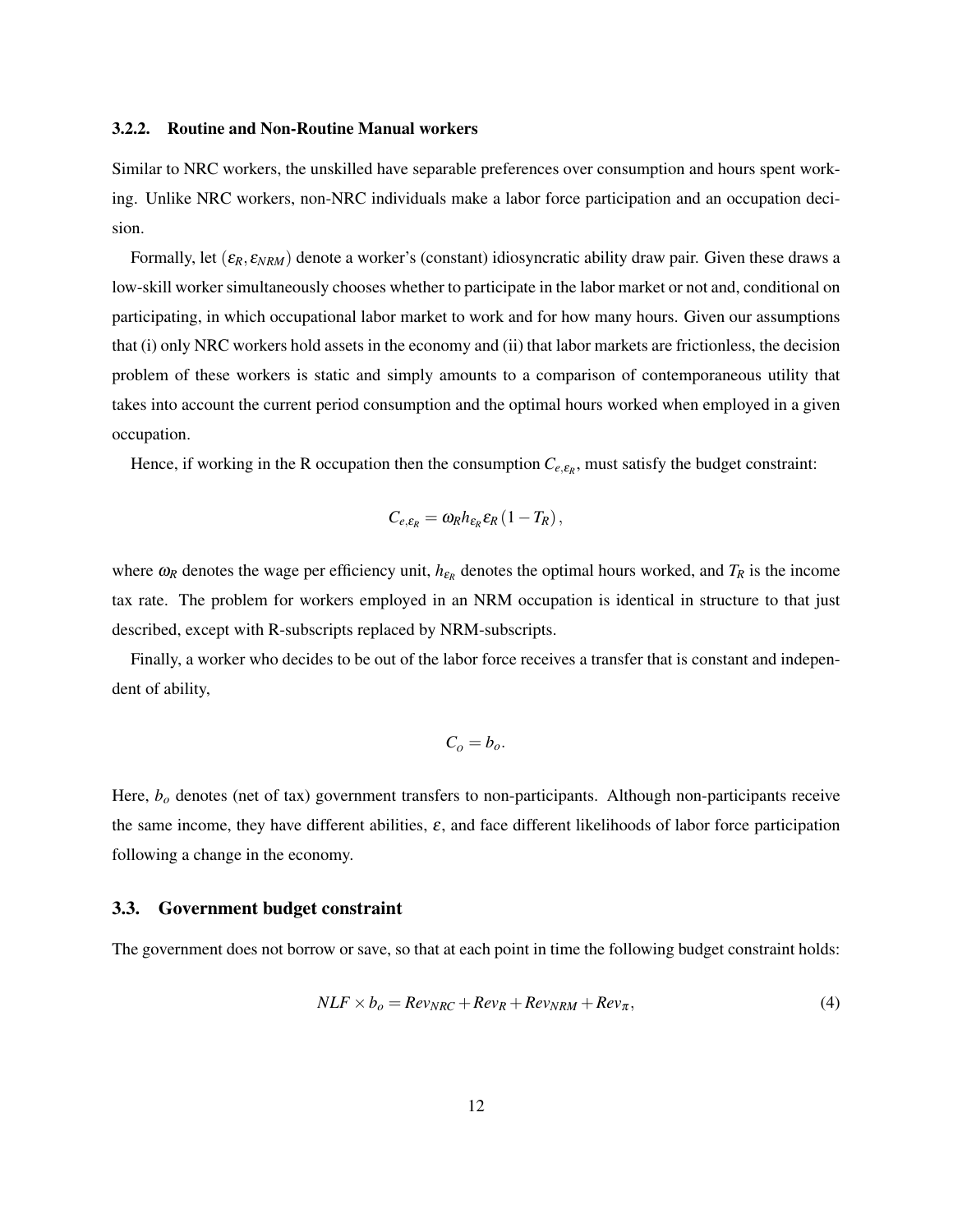### 3.2.2. Routine and Non-Routine Manual workers

Similar to NRC workers, the unskilled have separable preferences over consumption and hours spent working. Unlike NRC workers, non-NRC individuals make a labor force participation and an occupation decision.

Formally, let $(\varepsilon_R, \varepsilon_{NRM})$ denote a worker's (constant) idiosyncratic ability draw pair. Given these draws a low-skill worker simultaneously chooses whether to participate in the labor market or not and, conditional on participating, in which occupational labor market to work and for how many hours. Given our assumptions that (i) only NRC workers hold assets in the economy and (ii) that labor markets are frictionless, the decision problem of these workers is static and simply amounts to a comparison of contemporaneous utility that takes into account the current period consumption and the optimal hours worked when employed in a given occupation.

Hence, if working in the R occupation then the consumption $C_{e,\varepsilon_R}$, must satisfy the budget constraint:

$$C_{e,\varepsilon_R} = \omega_R h_{\varepsilon_R} \varepsilon_R (1 - T_R),$$

where $\omega_R$ denotes the wage per efficiency unit, $h_{\varepsilon_R}$ denotes the optimal hours worked, and $T_R$ is the income tax rate. The problem for workers employed in an NRM occupation is identical in structure to that just described, except with R-subscripts replaced by NRM-subscripts.

Finally, a worker who decides to be out of the labor force receives a transfer that is constant and independent of ability,

$$C_o = b_o.$$

Here, $b_o$ denotes (net of tax) government transfers to non-participants. Although non-participants receive the same income, they have different abilities, $\varepsilon$, and face different likelihoods of labor force participation following a change in the economy.

## 3.3. Government budget constraint

The government does not borrow or save, so that at each point in time the following budget constraint holds:

$$NLF \times b_o = Rev_{NRC} + Rev_R + Rev_{NRM} + Rev_\pi, \tag{4}$$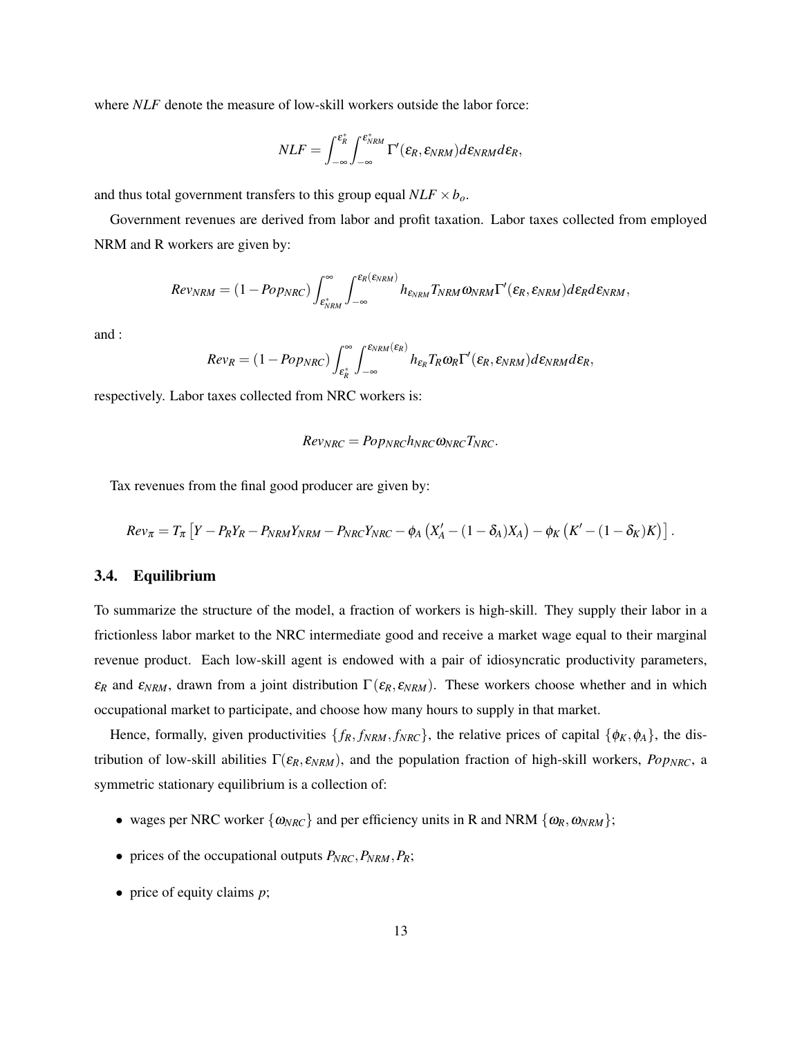where *NLF* denote the measure of low-skill workers outside the labor force:

$$NLF = \int_{-\infty}^{\varepsilon_R^*} \int_{-\infty}^{\varepsilon_{NRM}^*} \Gamma'(\varepsilon_R, \varepsilon_{NRM}) d\varepsilon_{NRM} d\varepsilon_R,$$

and thus total government transfers to this group equal $NLF \times b_o$.

Government revenues are derived from labor and profit taxation. Labor taxes collected from employed NRM and R workers are given by:

$$Rev_{NRM} = (1 - Pop_{NRC}) \int_{\varepsilon_{NRM}^*}^{\infty} \int_{-\infty}^{\varepsilon_R(\varepsilon_{NRM})} h_{\varepsilon_{NRM}} T_{NRM} \omega_{NRM} \Gamma'(\varepsilon_R, \varepsilon_{NRM}) d\varepsilon_R d\varepsilon_{NRM},$$

and :

$$Rev_R = (1 - Pop_{NRC}) \int_{\varepsilon_R^*}^{\infty} \int_{-\infty}^{\varepsilon_{NRM}(\varepsilon_R)} h_{\varepsilon_R} T_R \omega_R \Gamma'(\varepsilon_R, \varepsilon_{NRM}) d\varepsilon_{NRM} d\varepsilon_R,$$

respectively. Labor taxes collected from NRC workers is:

$$Rev_{NRC} = Pop_{NRC} h_{NRC} \omega_{NRC} T_{NRC}.$$

Tax revenues from the final good producer are given by:

$$Rev_\pi = T_\pi \left[ Y - P_R Y_R - P_{NRM} Y_{NRM} - P_{NRC} Y_{NRC} - \phi_A \left( X_A' - (1 - \delta_A) X_A \right) - \phi_K \left( K' - (1 - \delta_K) K \right) \right].$$

### 3.4. Equilibrium

To summarize the structure of the model, a fraction of workers is high-skill. They supply their labor in a frictionless labor market to the NRC intermediate good and receive a market wage equal to their marginal revenue product. Each low-skill agent is endowed with a pair of idiosyncratic productivity parameters, $\varepsilon_R$ and $\varepsilon_{NRM}$, drawn from a joint distribution $\Gamma(\varepsilon_R, \varepsilon_{NRM})$. These workers choose whether and in which occupational market to participate, and choose how many hours to supply in that market.

Hence, formally, given productivities $\{f_R, f_{NRM}, f_{NRC}\}$, the relative prices of capital $\{\phi_K, \phi_A\}$, the distribution of low-skill abilities $\Gamma(\varepsilon_R, \varepsilon_{NRM})$, and the population fraction of high-skill workers, $Pop_{NRC}$, a symmetric stationary equilibrium is a collection of:

- wages per NRC worker $\{\omega_{NRC}\}$ and per efficiency units in R and NRM $\{\omega_R, \omega_{NRM}\}$;
- prices of the occupational outputs $P_{NRC}, P_{NRM}, P_R$;
- price of equity claims $p$;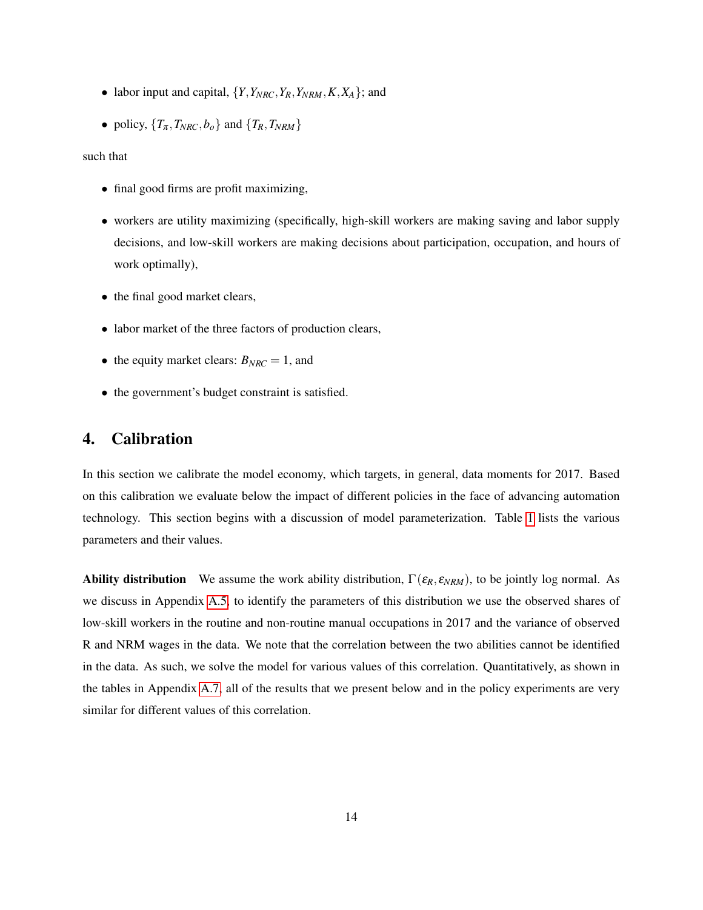- labor input and capital, $\{Y, Y_{NRC}, Y_R, Y_{NRM}, K, X_A\}$; and
- policy, $\{T_\pi, T_{NRC}, b_o\}$ and $\{T_R, T_{NRM}\}$

such that

- final good firms are profit maximizing,
- workers are utility maximizing (specifically, high-skill workers are making saving and labor supply decisions, and low-skill workers are making decisions about participation, occupation, and hours of work optimally),
- the final good market clears,
- labor market of the three factors of production clears,
- the equity market clears: $B_{NRC} = 1$, and
- the government's budget constraint is satisfied.

# 4. Calibration

In this section we calibrate the model economy, which targets, in general, data moments for 2017. Based on this calibration we evaluate below the impact of different policies in the face of advancing automation technology. This section begins with a discussion of model parameterization. Table 1 lists the various parameters and their values.

**Ability distribution** We assume the work ability distribution, $\Gamma(\varepsilon_R, \varepsilon_{NRM})$, to be jointly log normal. As we discuss in Appendix A.5, to identify the parameters of this distribution we use the observed shares of low-skill workers in the routine and non-routine manual occupations in 2017 and the variance of observed R and NRM wages in the data. We note that the correlation between the two abilities cannot be identified in the data. As such, we solve the model for various values of this correlation. Quantitatively, as shown in the tables in Appendix A.7, all of the results that we present below and in the policy experiments are very similar for different values of this correlation.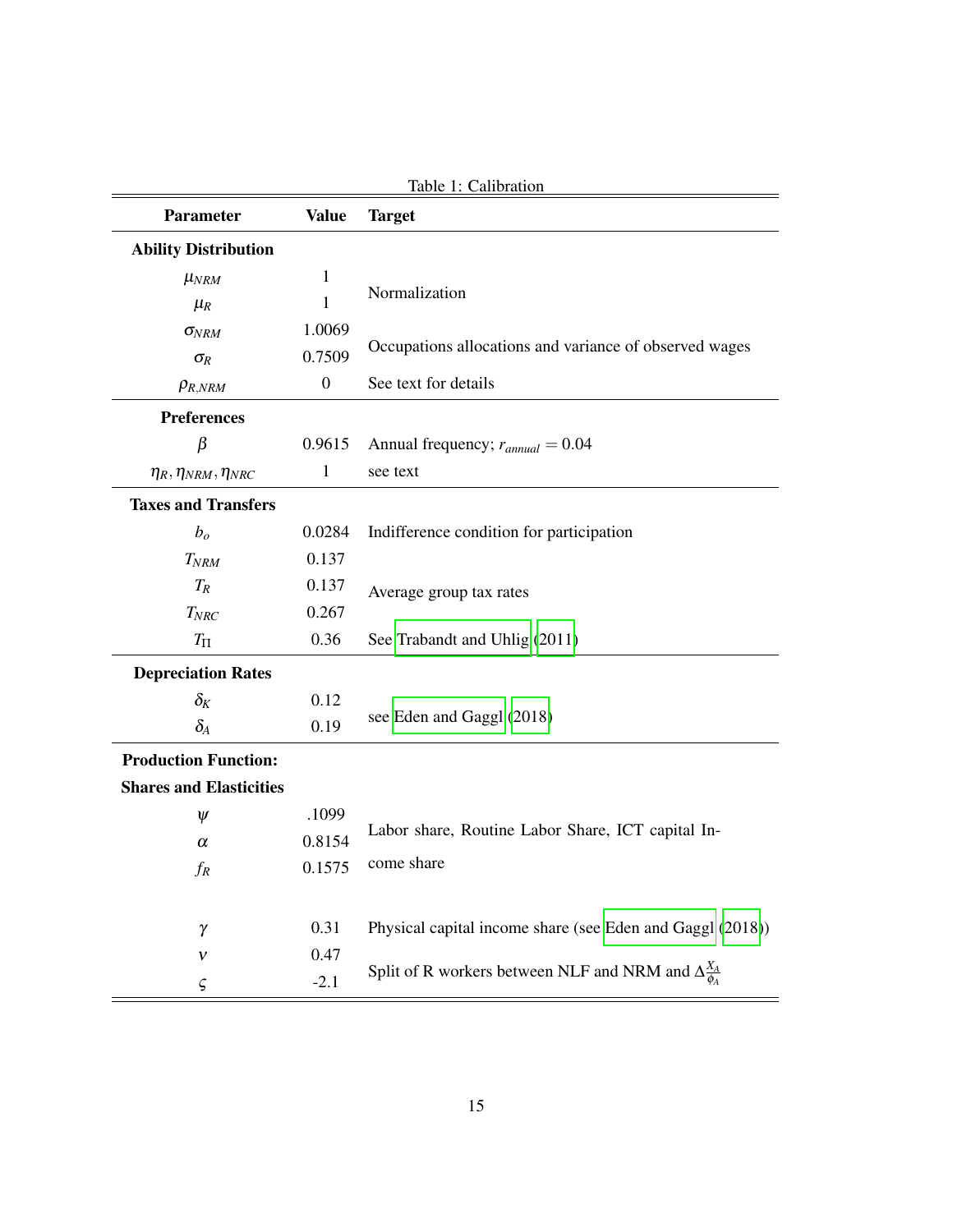Table 1: Calibration

| Parameter | Value | Target |
|---|---|---|
| **Ability Distribution** | | |
| $\mu_{NRM}$ | 1 | Normalization |
| $\mu_R$ | 1 | |
| $\sigma_{NRM}$ | 1.0069 | Occupations allocations and variance of observed wages |
| $\sigma_R$ | 0.7509 | |
| $\rho_{R,NRM}$ | 0 | See text for details |
| **Preferences** | | |
| $\beta$ | 0.9615 | Annual frequency; $r_{annual} = 0.04$ |
| $\eta_R, \eta_{NRM}, \eta_{NRC}$ | 1 | see text |
| **Taxes and Transfers** | | |
| $b_o$ | 0.0284 | Indifference condition for participation |
| $T_{NRM}$ | 0.137 | Average group tax rates |
| $T_R$ | 0.137 | |
| $T_{NRC}$ | 0.267 | |
| $T_{\Pi}$ | 0.36 | See Trabandt and Uhlig (2011) |
| **Depreciation Rates** | | |
| $\delta_K$ | 0.12 | see Eden and Gaggl (2018) |
| $\delta_A$ | 0.19 | |
| **Production Function: Shares and Elasticities** | | |
| $\psi$ | .1099 | Labor share, Routine Labor Share, ICT capital Income share |
| $\alpha$ | 0.8154 | |
| $f_R$ | 0.1575 | |
| $\gamma$ | 0.31 | Physical capital income share (see Eden and Gaggl (2018)) |
| $\nu$ | 0.47 | Split of R workers between NLF and NRM and $\Delta\frac{X_A}{\phi_A}$ |
| $\varsigma$ | -2.1 | |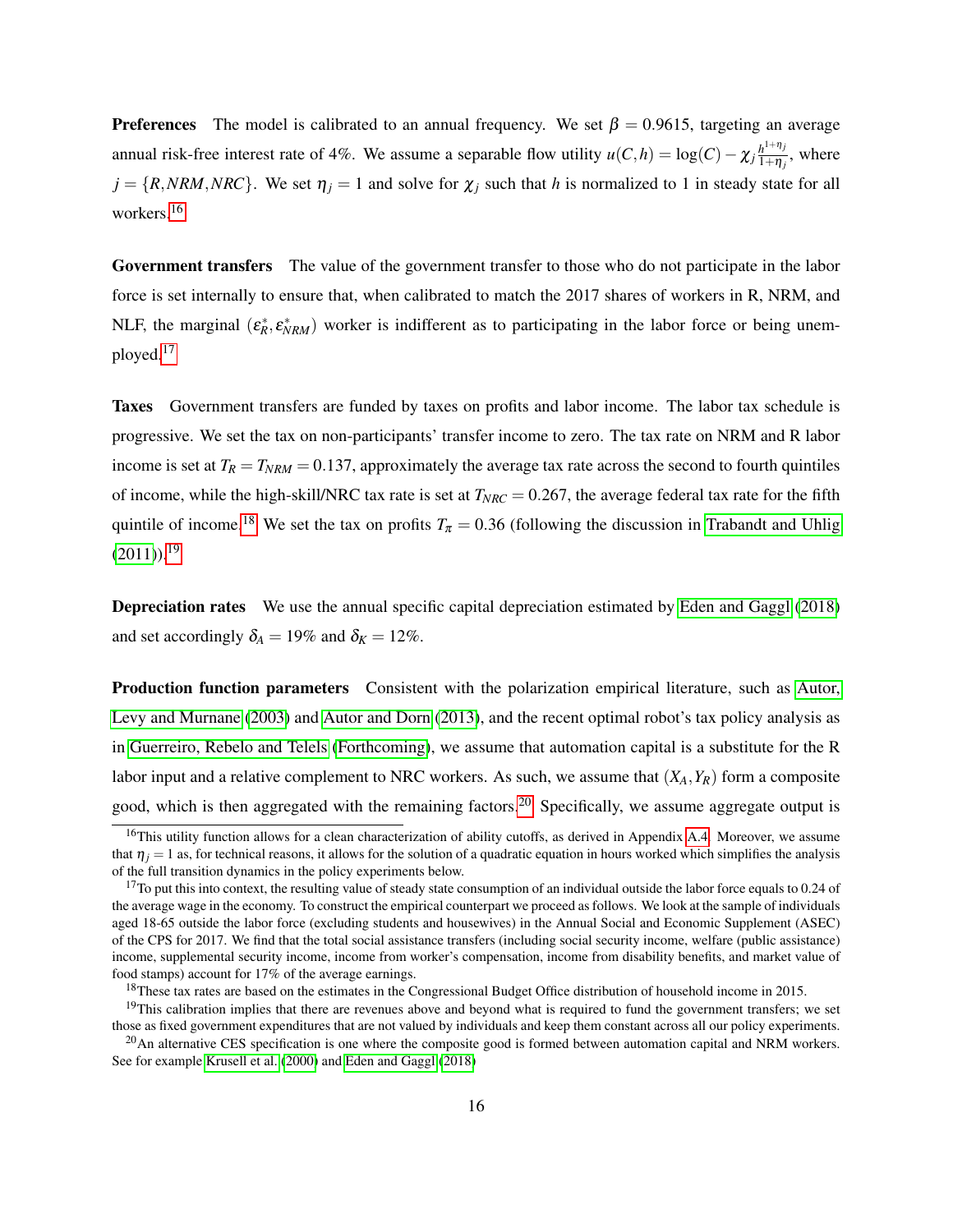**Preferences** The model is calibrated to an annual frequency. We set $\beta = 0.9615$, targeting an average annual risk-free interest rate of 4%. We assume a separable flow utility $u(C,h) = \log(C) - \chi_j \frac{h^{1+\eta_j}}{1+\eta_j}$, where $j = \{R, NRM, NRC\}$. We set $\eta_j = 1$ and solve for $\chi_j$ such that $h$ is normalized to 1 in steady state for all workers.[16]

**Government transfers** The value of the government transfer to those who do not participate in the labor force is set internally to ensure that, when calibrated to match the 2017 shares of workers in R, NRM, and NLF, the marginal $(\varepsilon_R^*, \varepsilon_{NRM}^*)$ worker is indifferent as to participating in the labor force or being unemployed.[17]

**Taxes** Government transfers are funded by taxes on profits and labor income. The labor tax schedule is progressive. We set the tax on non-participants' transfer income to zero. The tax rate on NRM and R labor income is set at $T_R = T_{NRM} = 0.137$, approximately the average tax rate across the second to fourth quintiles of income, while the high-skill/NRC tax rate is set at $T_{NRC} = 0.267$, the average federal tax rate for the fifth quintile of income.[18] We set the tax on profits $T_\pi = 0.36$ (following the discussion in Trabandt and Uhlig (2011)).[19]

**Depreciation rates** We use the annual specific capital depreciation estimated by Eden and Gaggl (2018) and set accordingly $\delta_A = 19\%$ and $\delta_K = 12\%$.

**Production function parameters** Consistent with the polarization empirical literature, such as Autor, Levy and Murnane (2003) and Autor and Dorn (2013), and the recent optimal robot's tax policy analysis as in Guerreiro, Rebelo and Telels (Forthcoming), we assume that automation capital is a substitute for the R labor input and a relative complement to NRC workers. As such, we assume that $(X_A, Y_R)$ form a composite good, which is then aggregated with the remaining factors.[20] Specifically, we assume aggregate output is

---

[16] This utility function allows for a clean characterization of ability cutoffs, as derived in Appendix A.4. Moreover, we assume that $\eta_j = 1$ as, for technical reasons, it allows for the solution of a quadratic equation in hours worked which simplifies the analysis of the full transition dynamics in the policy experiments below.

[17] To put this into context, the resulting value of steady state consumption of an individual outside the labor force equals to 0.24 of the average wage in the economy. To construct the empirical counterpart we proceed as follows. We look at the sample of individuals aged 18-65 outside the labor force (excluding students and housewives) in the Annual Social and Economic Supplement (ASEC) of the CPS for 2017. We find that the total social assistance transfers (including social security income, welfare (public assistance) income, supplemental security income, income from worker's compensation, income from disability benefits, and market value of food stamps) account for 17% of the average earnings.

[18] These tax rates are based on the estimates in the Congressional Budget Office distribution of household income in 2015.

[19] This calibration implies that there are revenues above and beyond what is required to fund the government transfers; we set those as fixed government expenditures that are not valued by individuals and keep them constant across all our policy experiments.

[20] An alternative CES specification is one where the composite good is formed between automation capital and NRM workers. See for example Krusell et al. (2000) and Eden and Gaggl (2018)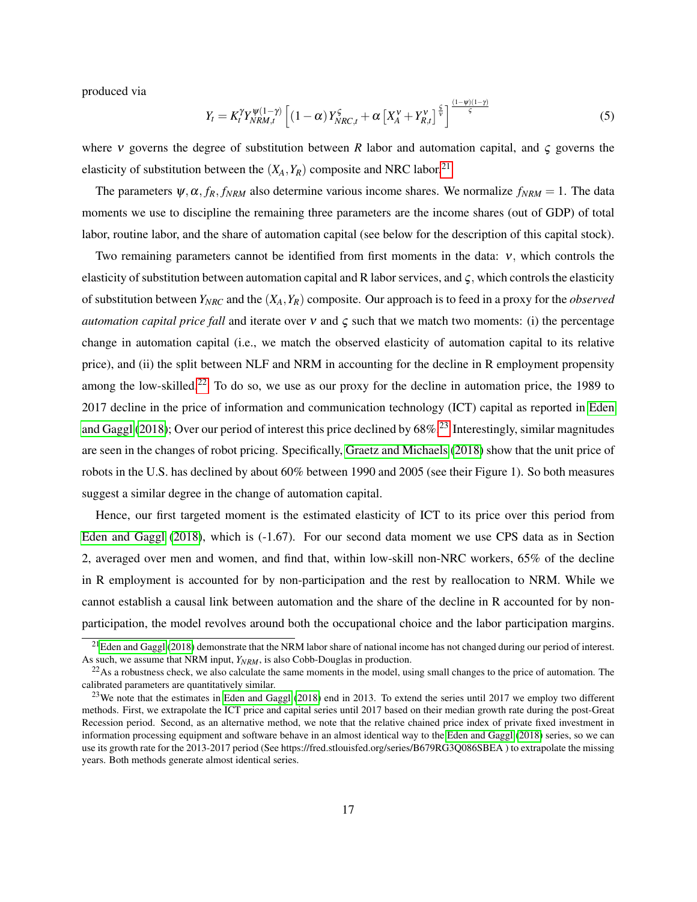produced via

$$Y_t = K_t^{\gamma} Y_{NRM,t}^{\psi(1-\gamma)} \left[ (1-\alpha) Y_{NRC,t}^{\varsigma} + \alpha \left[ X_A^{\nu} + Y_{R,t}^{\nu} \right]^{\frac{\varsigma}{\nu}} \right]^{\frac{(1-\psi)(1-\gamma)}{\varsigma}} \tag{5}$$

where $\nu$ governs the degree of substitution between $R$ labor and automation capital, and $\varsigma$ governs the elasticity of substitution between the $(X_A, Y_R)$ composite and NRC labor.[21]

The parameters $\psi, \alpha, f_R, f_{NRM}$ also determine various income shares. We normalize $f_{NRM} = 1$. The data moments we use to discipline the remaining three parameters are the income shares (out of GDP) of total labor, routine labor, and the share of automation capital (see below for the description of this capital stock).

Two remaining parameters cannot be identified from first moments in the data: $\nu$, which controls the elasticity of substitution between automation capital and R labor services, and $\varsigma$, which controls the elasticity of substitution between $Y_{NRC}$ and the $(X_A, Y_R)$ composite. Our approach is to feed in a proxy for the *observed automation capital price fall* and iterate over $\nu$ and $\varsigma$ such that we match two moments: (i) the percentage change in automation capital (i.e., we match the observed elasticity of automation capital to its relative price), and (ii) the split between NLF and NRM in accounting for the decline in R employment propensity among the low-skilled.[22] To do so, we use as our proxy for the decline in automation price, the 1989 to 2017 decline in the price of information and communication technology (ICT) capital as reported in Eden and Gaggl (2018); Over our period of interest this price declined by 68%.[23] Interestingly, similar magnitudes are seen in the changes of robot pricing. Specifically, Graetz and Michaels (2018) show that the unit price of robots in the U.S. has declined by about 60% between 1990 and 2005 (see their Figure 1). So both measures suggest a similar degree in the change of automation capital.

Hence, our first targeted moment is the estimated elasticity of ICT to its price over this period from Eden and Gaggl (2018), which is (-1.67). For our second data moment we use CPS data as in Section 2, averaged over men and women, and find that, within low-skill non-NRC workers, 65% of the decline in R employment is accounted for by non-participation and the rest by reallocation to NRM. While we cannot establish a causal link between automation and the share of the decline in R accounted for by non-participation, the model revolves around both the occupational choice and the labor participation margins.

[21] Eden and Gaggl (2018) demonstrate that the NRM labor share of national income has not changed during our period of interest. As such, we assume that NRM input, $Y_{NRM}$, is also Cobb-Douglas in production.

[22] As a robustness check, we also calculate the same moments in the model, using small changes to the price of automation. The calibrated parameters are quantitatively similar.

[23] We note that the estimates in Eden and Gaggl (2018) end in 2013. To extend the series until 2017 we employ two different methods. First, we extrapolate the ICT price and capital series until 2017 based on their median growth rate during the post-Great Recession period. Second, as an alternative method, we note that the relative chained price index of private fixed investment in information processing equipment and software behave in an almost identical way to the Eden and Gaggl (2018) series, so we can use its growth rate for the 2013-2017 period (See https://fred.stlouisfed.org/series/B679RG3Q086SBEA ) to extrapolate the missing years. Both methods generate almost identical series.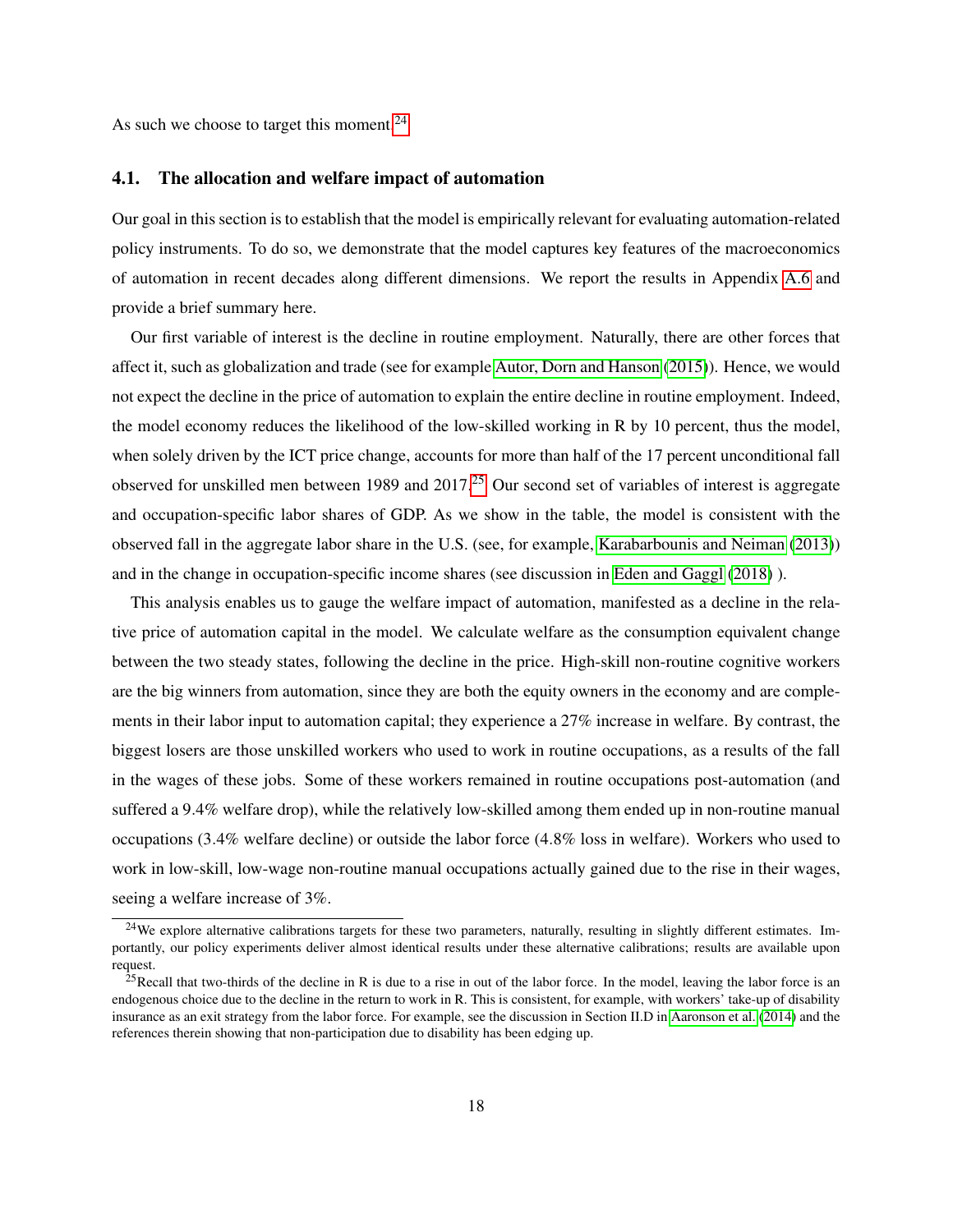As such we choose to target this moment.[24]

### 4.1. The allocation and welfare impact of automation

Our goal in this section is to establish that the model is empirically relevant for evaluating automation-related policy instruments. To do so, we demonstrate that the model captures key features of the macroeconomics of automation in recent decades along different dimensions. We report the results in Appendix A.6 and provide a brief summary here.

Our first variable of interest is the decline in routine employment. Naturally, there are other forces that affect it, such as globalization and trade (see for example Autor, Dorn and Hanson (2015)). Hence, we would not expect the decline in the price of automation to explain the entire decline in routine employment. Indeed, the model economy reduces the likelihood of the low-skilled working in R by 10 percent, thus the model, when solely driven by the ICT price change, accounts for more than half of the 17 percent unconditional fall observed for unskilled men between 1989 and 2017.[25] Our second set of variables of interest is aggregate and occupation-specific labor shares of GDP. As we show in the table, the model is consistent with the observed fall in the aggregate labor share in the U.S. (see, for example, Karabarbounis and Neiman (2013)) and in the change in occupation-specific income shares (see discussion in Eden and Gaggl (2018) ).

This analysis enables us to gauge the welfare impact of automation, manifested as a decline in the relative price of automation capital in the model. We calculate welfare as the consumption equivalent change between the two steady states, following the decline in the price. High-skill non-routine cognitive workers are the big winners from automation, since they are both the equity owners in the economy and are complements in their labor input to automation capital; they experience a 27% increase in welfare. By contrast, the biggest losers are those unskilled workers who used to work in routine occupations, as a results of the fall in the wages of these jobs. Some of these workers remained in routine occupations post-automation (and suffered a 9.4% welfare drop), while the relatively low-skilled among them ended up in non-routine manual occupations (3.4% welfare decline) or outside the labor force (4.8% loss in welfare). Workers who used to work in low-skill, low-wage non-routine manual occupations actually gained due to the rise in their wages, seeing a welfare increase of 3%.

[24] We explore alternative calibrations targets for these two parameters, naturally, resulting in slightly different estimates. Importantly, our policy experiments deliver almost identical results under these alternative calibrations; results are available upon request.

[25] Recall that two-thirds of the decline in R is due to a rise in out of the labor force. In the model, leaving the labor force is an endogenous choice due to the decline in the return to work in R. This is consistent, for example, with workers' take-up of disability insurance as an exit strategy from the labor force. For example, see the discussion in Section II.D in Aaronson et al. (2014) and the references therein showing that non-participation due to disability has been edging up.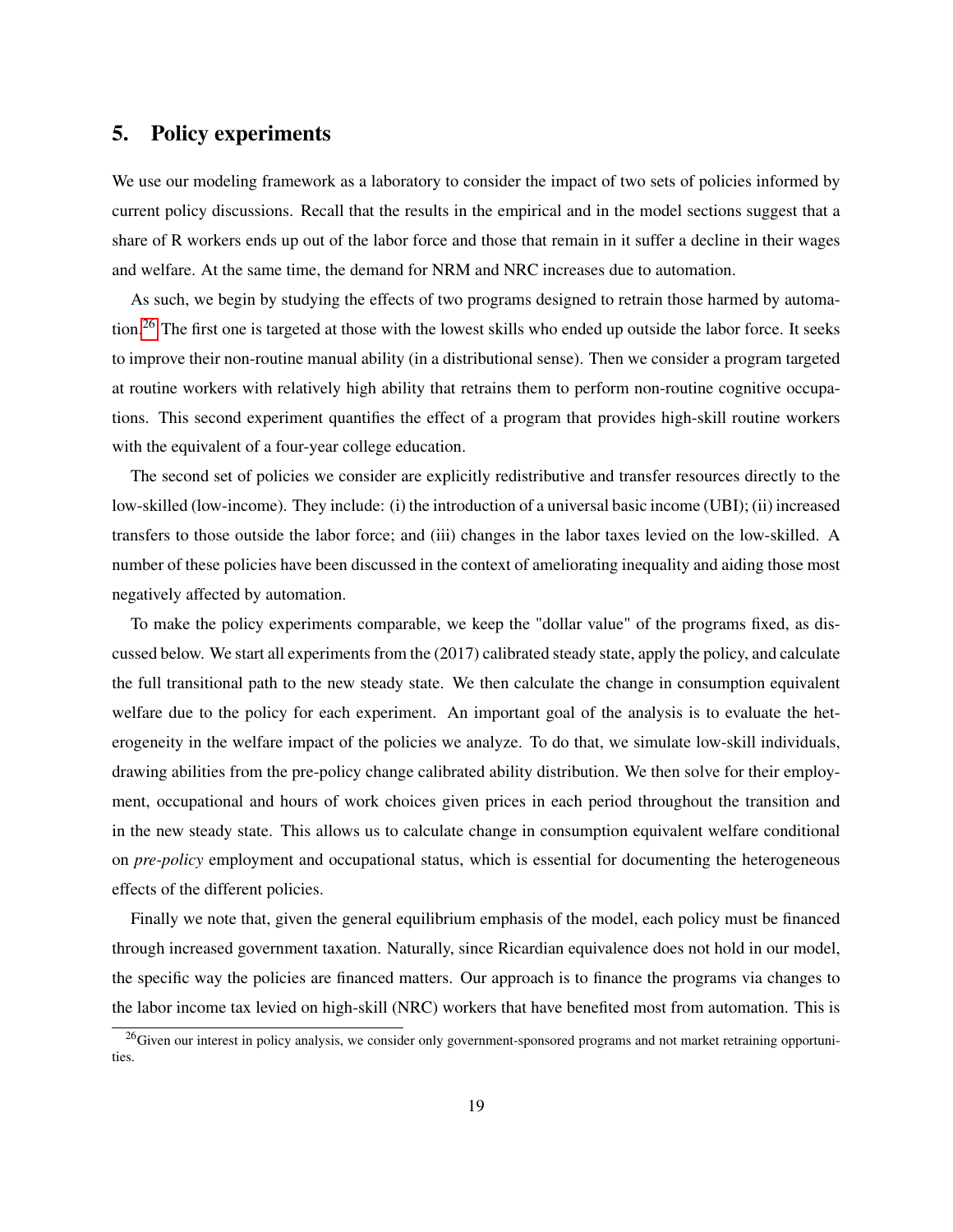## 5. Policy experiments

We use our modeling framework as a laboratory to consider the impact of two sets of policies informed by current policy discussions. Recall that the results in the empirical and in the model sections suggest that a share of R workers ends up out of the labor force and those that remain in it suffer a decline in their wages and welfare. At the same time, the demand for NRM and NRC increases due to automation.

As such, we begin by studying the effects of two programs designed to retrain those harmed by automation.[26] The first one is targeted at those with the lowest skills who ended up outside the labor force. It seeks to improve their non-routine manual ability (in a distributional sense). Then we consider a program targeted at routine workers with relatively high ability that retrains them to perform non-routine cognitive occupations. This second experiment quantifies the effect of a program that provides high-skill routine workers with the equivalent of a four-year college education.

The second set of policies we consider are explicitly redistributive and transfer resources directly to the low-skilled (low-income). They include: (i) the introduction of a universal basic income (UBI); (ii) increased transfers to those outside the labor force; and (iii) changes in the labor taxes levied on the low-skilled. A number of these policies have been discussed in the context of ameliorating inequality and aiding those most negatively affected by automation.

To make the policy experiments comparable, we keep the "dollar value" of the programs fixed, as discussed below. We start all experiments from the (2017) calibrated steady state, apply the policy, and calculate the full transitional path to the new steady state. We then calculate the change in consumption equivalent welfare due to the policy for each experiment. An important goal of the analysis is to evaluate the heterogeneity in the welfare impact of the policies we analyze. To do that, we simulate low-skill individuals, drawing abilities from the pre-policy change calibrated ability distribution. We then solve for their employment, occupational and hours of work choices given prices in each period throughout the transition and in the new steady state. This allows us to calculate change in consumption equivalent welfare conditional on *pre-policy* employment and occupational status, which is essential for documenting the heterogeneous effects of the different policies.

Finally we note that, given the general equilibrium emphasis of the model, each policy must be financed through increased government taxation. Naturally, since Ricardian equivalence does not hold in our model, the specific way the policies are financed matters. Our approach is to finance the programs via changes to the labor income tax levied on high-skill (NRC) workers that have benefited most from automation. This is

[26] Given our interest in policy analysis, we consider only government-sponsored programs and not market retraining opportunities.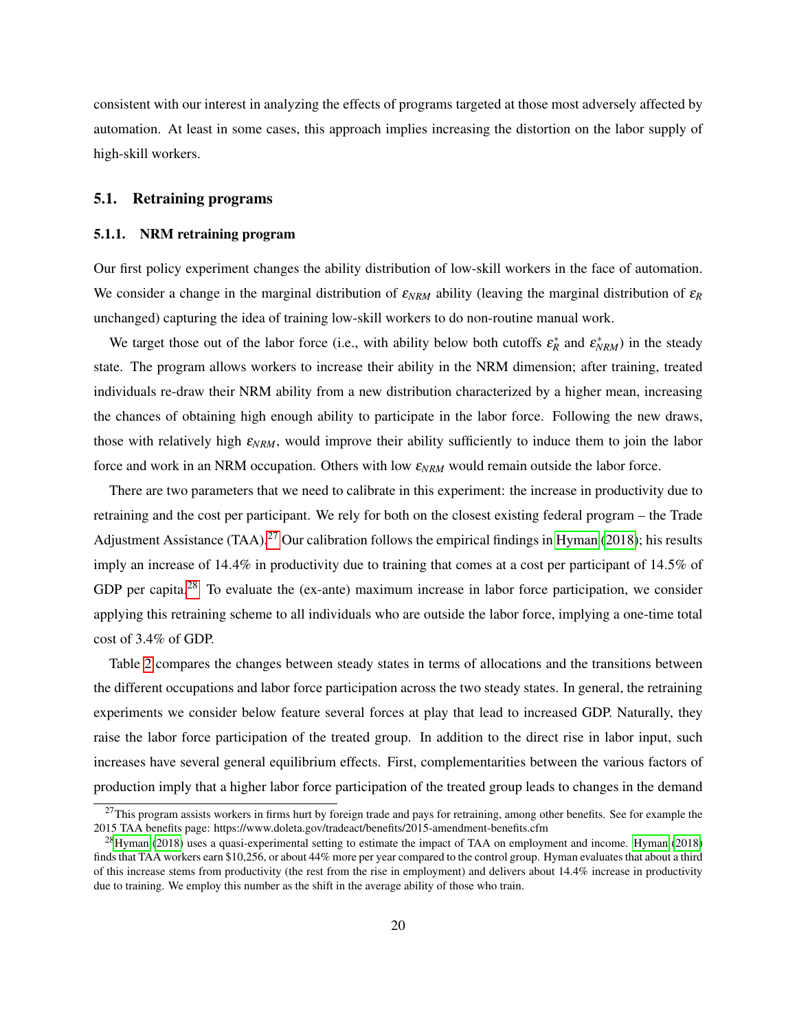consistent with our interest in analyzing the effects of programs targeted at those most adversely affected by automation. At least in some cases, this approach implies increasing the distortion on the labor supply of high-skill workers.

## 5.1. Retraining programs

### 5.1.1. NRM retraining program

Our first policy experiment changes the ability distribution of low-skill workers in the face of automation. We consider a change in the marginal distribution of $\varepsilon_{NRM}$ ability (leaving the marginal distribution of $\varepsilon_R$ unchanged) capturing the idea of training low-skill workers to do non-routine manual work.

We target those out of the labor force (i.e., with ability below both cutoffs $\varepsilon_R^*$ and $\varepsilon_{NRM}^*$) in the steady state. The program allows workers to increase their ability in the NRM dimension; after training, treated individuals re-draw their NRM ability from a new distribution characterized by a higher mean, increasing the chances of obtaining high enough ability to participate in the labor force. Following the new draws, those with relatively high $\varepsilon_{NRM}$, would improve their ability sufficiently to induce them to join the labor force and work in an NRM occupation. Others with low $\varepsilon_{NRM}$ would remain outside the labor force.

There are two parameters that we need to calibrate in this experiment: the increase in productivity due to retraining and the cost per participant. We rely for both on the closest existing federal program – the Trade Adjustment Assistance (TAA).[27] Our calibration follows the empirical findings in Hyman (2018); his results imply an increase of 14.4% in productivity due to training that comes at a cost per participant of 14.5% of GDP per capita.[28] To evaluate the (ex-ante) maximum increase in labor force participation, we consider applying this retraining scheme to all individuals who are outside the labor force, implying a one-time total cost of 3.4% of GDP.

Table 2 compares the changes between steady states in terms of allocations and the transitions between the different occupations and labor force participation across the two steady states. In general, the retraining experiments we consider below feature several forces at play that lead to increased GDP. Naturally, they raise the labor force participation of the treated group. In addition to the direct rise in labor input, such increases have several general equilibrium effects. First, complementarities between the various factors of production imply that a higher labor force participation of the treated group leads to changes in the demand

[27] This program assists workers in firms hurt by foreign trade and pays for retraining, among other benefits. See for example the 2015 TAA benefits page: https://www.doleta.gov/tradeact/benefits/2015-amendment-benefits.cfm

[28] Hyman (2018) uses a quasi-experimental setting to estimate the impact of TAA on employment and income. Hyman (2018) finds that TAA workers earn $10,256, or about 44% more per year compared to the control group. Hyman evaluates that about a third of this increase stems from productivity (the rest from the rise in employment) and delivers about 14.4% increase in productivity due to training. We employ this number as the shift in the average ability of those who train.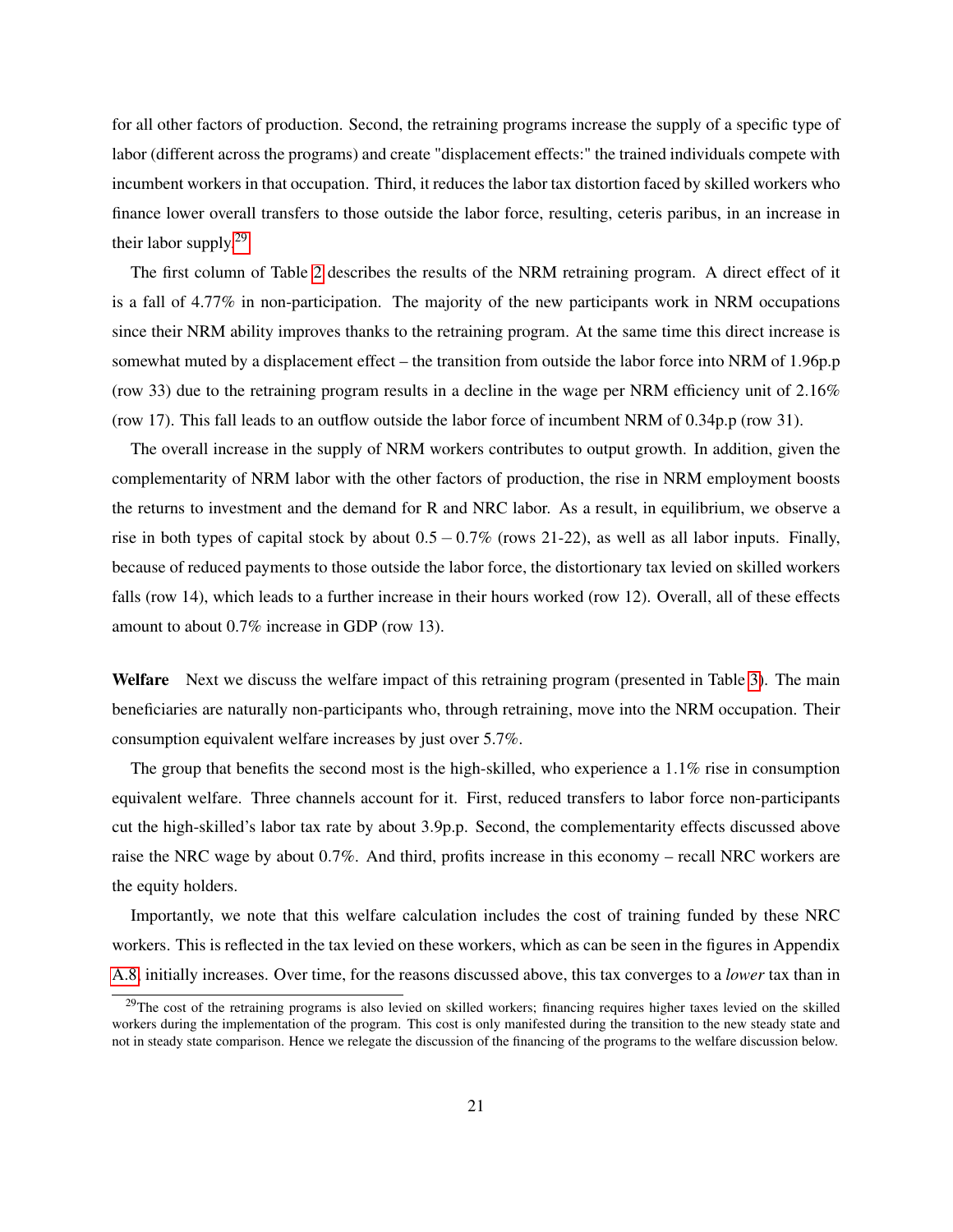for all other factors of production. Second, the retraining programs increase the supply of a specific type of labor (different across the programs) and create "displacement effects:" the trained individuals compete with incumbent workers in that occupation. Third, it reduces the labor tax distortion faced by skilled workers who finance lower overall transfers to those outside the labor force, resulting, ceteris paribus, in an increase in their labor supply.[29]

The first column of Table 2 describes the results of the NRM retraining program. A direct effect of it is a fall of 4.77% in non-participation. The majority of the new participants work in NRM occupations since their NRM ability improves thanks to the retraining program. At the same time this direct increase is somewhat muted by a displacement effect – the transition from outside the labor force into NRM of 1.96p.p (row 33) due to the retraining program results in a decline in the wage per NRM efficiency unit of 2.16% (row 17). This fall leads to an outflow outside the labor force of incumbent NRM of 0.34p.p (row 31).

The overall increase in the supply of NRM workers contributes to output growth. In addition, given the complementarity of NRM labor with the other factors of production, the rise in NRM employment boosts the returns to investment and the demand for R and NRC labor. As a result, in equilibrium, we observe a rise in both types of capital stock by about $0.5 - 0.7\%$ (rows 21-22), as well as all labor inputs. Finally, because of reduced payments to those outside the labor force, the distortionary tax levied on skilled workers falls (row 14), which leads to a further increase in their hours worked (row 12). Overall, all of these effects amount to about 0.7% increase in GDP (row 13).

**Welfare** Next we discuss the welfare impact of this retraining program (presented in Table 3). The main beneficiaries are naturally non-participants who, through retraining, move into the NRM occupation. Their consumption equivalent welfare increases by just over 5.7%.

The group that benefits the second most is the high-skilled, who experience a 1.1% rise in consumption equivalent welfare. Three channels account for it. First, reduced transfers to labor force non-participants cut the high-skilled's labor tax rate by about 3.9p.p. Second, the complementarity effects discussed above raise the NRC wage by about 0.7%. And third, profits increase in this economy – recall NRC workers are the equity holders.

Importantly, we note that this welfare calculation includes the cost of training funded by these NRC workers. This is reflected in the tax levied on these workers, which as can be seen in the figures in Appendix A.8, initially increases. Over time, for the reasons discussed above, this tax converges to a *lower* tax than in

[29] The cost of the retraining programs is also levied on skilled workers; financing requires higher taxes levied on the skilled workers during the implementation of the program. This cost is only manifested during the transition to the new steady state and not in steady state comparison. Hence we relegate the discussion of the financing of the programs to the welfare discussion below.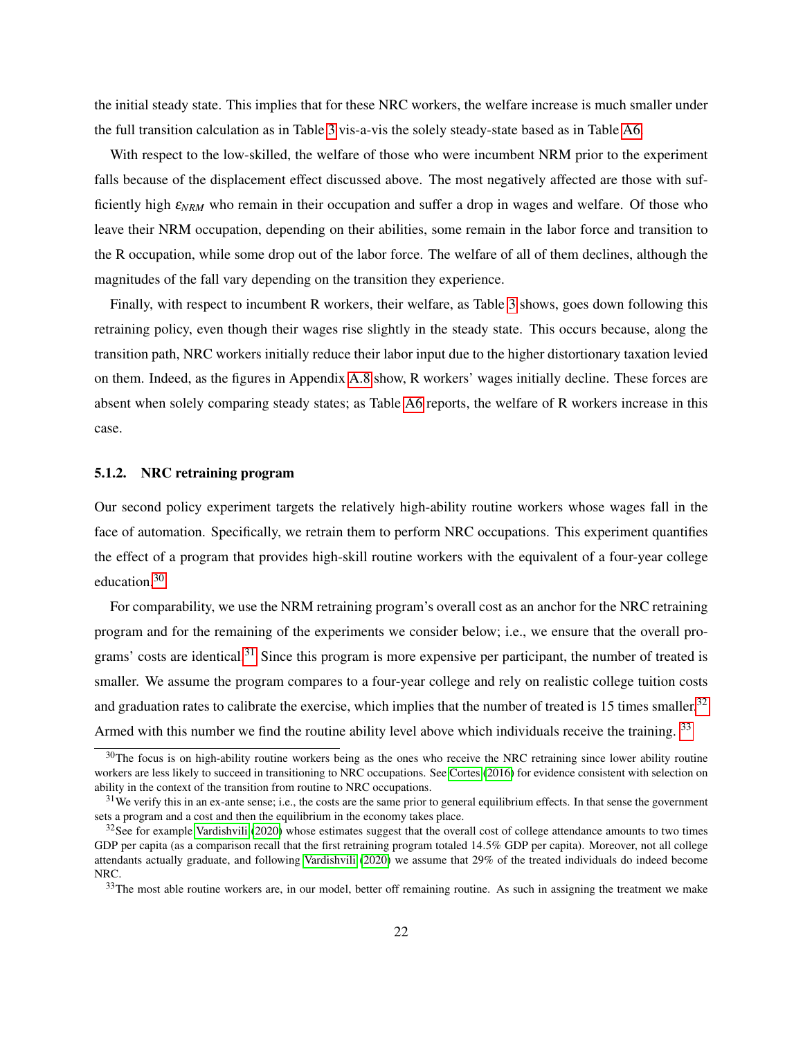the initial steady state. This implies that for these NRC workers, the welfare increase is much smaller under the full transition calculation as in Table 3 vis-a-vis the solely steady-state based as in Table A6.

With respect to the low-skilled, the welfare of those who were incumbent NRM prior to the experiment falls because of the displacement effect discussed above. The most negatively affected are those with sufficiently high $\varepsilon_{NRM}$ who remain in their occupation and suffer a drop in wages and welfare. Of those who leave their NRM occupation, depending on their abilities, some remain in the labor force and transition to the R occupation, while some drop out of the labor force. The welfare of all of them declines, although the magnitudes of the fall vary depending on the transition they experience.

Finally, with respect to incumbent R workers, their welfare, as Table 3 shows, goes down following this retraining policy, even though their wages rise slightly in the steady state. This occurs because, along the transition path, NRC workers initially reduce their labor input due to the higher distortionary taxation levied on them. Indeed, as the figures in Appendix A.8 show, R workers' wages initially decline. These forces are absent when solely comparing steady states; as Table A6 reports, the welfare of R workers increase in this case.

### 5.1.2. NRC retraining program

Our second policy experiment targets the relatively high-ability routine workers whose wages fall in the face of automation. Specifically, we retrain them to perform NRC occupations. This experiment quantifies the effect of a program that provides high-skill routine workers with the equivalent of a four-year college education.[30]

For comparability, we use the NRM retraining program's overall cost as an anchor for the NRC retraining program and for the remaining of the experiments we consider below; i.e., we ensure that the overall programs' costs are identical.[31] Since this program is more expensive per participant, the number of treated is smaller. We assume the program compares to a four-year college and rely on realistic college tuition costs and graduation rates to calibrate the exercise, which implies that the number of treated is 15 times smaller.[32] Armed with this number we find the routine ability level above which individuals receive the training. [33]

[30]The focus is on high-ability routine workers being as the ones who receive the NRC retraining since lower ability routine workers are less likely to succeed in transitioning to NRC occupations. See Cortes (2016) for evidence consistent with selection on ability in the context of the transition from routine to NRC occupations.

[31]We verify this in an ex-ante sense; i.e., the costs are the same prior to general equilibrium effects. In that sense the government sets a program and a cost and then the equilibrium in the economy takes place.

[32]See for example Vardishvili (2020) whose estimates suggest that the overall cost of college attendance amounts to two times GDP per capita (as a comparison recall that the first retraining program totaled 14.5% GDP per capita). Moreover, not all college attendants actually graduate, and following Vardishvili (2020) we assume that 29% of the treated individuals do indeed become NRC.

[33]The most able routine workers are, in our model, better off remaining routine. As such in assigning the treatment we make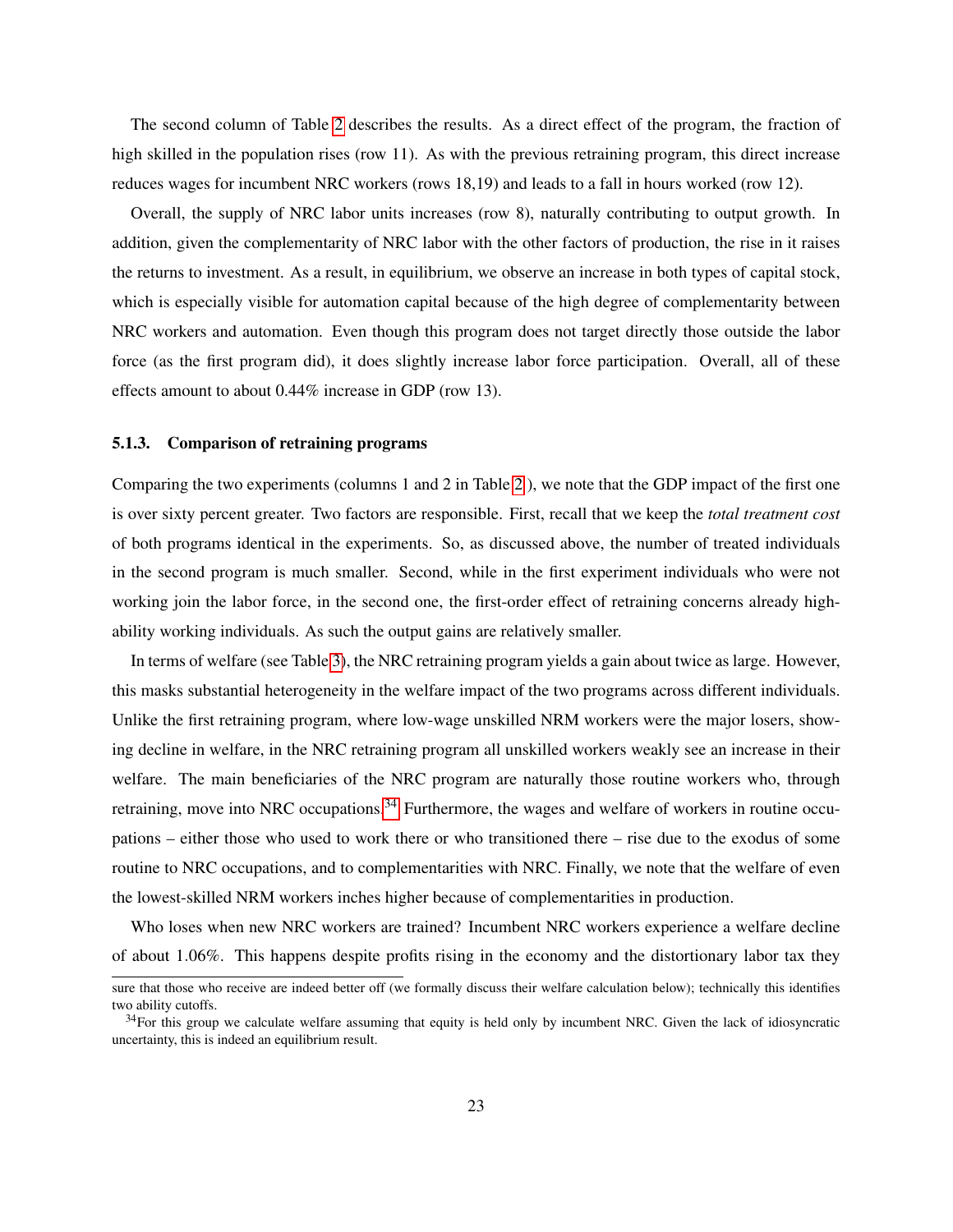The second column of Table 2 describes the results. As a direct effect of the program, the fraction of high skilled in the population rises (row 11). As with the previous retraining program, this direct increase reduces wages for incumbent NRC workers (rows 18,19) and leads to a fall in hours worked (row 12).

Overall, the supply of NRC labor units increases (row 8), naturally contributing to output growth. In addition, given the complementarity of NRC labor with the other factors of production, the rise in it raises the returns to investment. As a result, in equilibrium, we observe an increase in both types of capital stock, which is especially visible for automation capital because of the high degree of complementarity between NRC workers and automation. Even though this program does not target directly those outside the labor force (as the first program did), it does slightly increase labor force participation. Overall, all of these effects amount to about 0.44% increase in GDP (row 13).

### 5.1.3. Comparison of retraining programs

Comparing the two experiments (columns 1 and 2 in Table 2 ), we note that the GDP impact of the first one is over sixty percent greater. Two factors are responsible. First, recall that we keep the *total treatment cost* of both programs identical in the experiments. So, as discussed above, the number of treated individuals in the second program is much smaller. Second, while in the first experiment individuals who were not working join the labor force, in the second one, the first-order effect of retraining concerns already high-ability working individuals. As such the output gains are relatively smaller.

In terms of welfare (see Table 3), the NRC retraining program yields a gain about twice as large. However, this masks substantial heterogeneity in the welfare impact of the two programs across different individuals. Unlike the first retraining program, where low-wage unskilled NRM workers were the major losers, showing decline in welfare, in the NRC retraining program all unskilled workers weakly see an increase in their welfare. The main beneficiaries of the NRC program are naturally those routine workers who, through retraining, move into NRC occupations.[34] Furthermore, the wages and welfare of workers in routine occupations – either those who used to work there or who transitioned there – rise due to the exodus of some routine to NRC occupations, and to complementarities with NRC. Finally, we note that the welfare of even the lowest-skilled NRM workers inches higher because of complementarities in production.

Who loses when new NRC workers are trained? Incumbent NRC workers experience a welfare decline of about 1.06%. This happens despite profits rising in the economy and the distortionary labor tax they

sure that those who receive are indeed better off (we formally discuss their welfare calculation below); technically this identifies two ability cutoffs.

[34] For this group we calculate welfare assuming that equity is held only by incumbent NRC. Given the lack of idiosyncratic uncertainty, this is indeed an equilibrium result.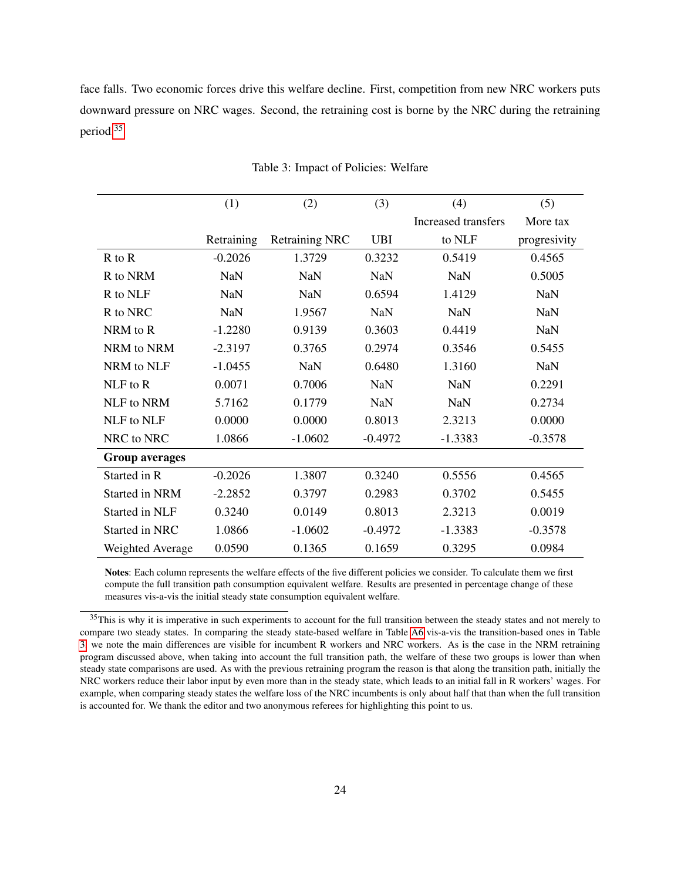face falls. Two economic forces drive this welfare decline. First, competition from new NRC workers puts downward pressure on NRC wages. Second, the retraining cost is borne by the NRC during the retraining period.[35]

Table 3: Impact of Policies: Welfare

| | (1) Retraining | (2) Retraining NRC | (3) UBI | (4) Increased transfers to NLF | (5) More tax progresivity |
|---|---|---|---|---|---|
| R to R | -0.2026 | 1.3729 | 0.3232 | 0.5419 | 0.4565 |
| R to NRM | NaN | NaN | NaN | NaN | 0.5005 |
| R to NLF | NaN | NaN | 0.6594 | 1.4129 | NaN |
| R to NRC | NaN | 1.9567 | NaN | NaN | NaN |
| NRM to R | -1.2280 | 0.9139 | 0.3603 | 0.4419 | NaN |
| NRM to NRM | -2.3197 | 0.3765 | 0.2974 | 0.3546 | 0.5455 |
| NRM to NLF | -1.0455 | NaN | 0.6480 | 1.3160 | NaN |
| NLF to R | 0.0071 | 0.7006 | NaN | NaN | 0.2291 |
| NLF to NRM | 5.7162 | 0.1779 | NaN | NaN | 0.2734 |
| NLF to NLF | 0.0000 | 0.0000 | 0.8013 | 2.3213 | 0.0000 |
| NRC to NRC | 1.0866 | -1.0602 | -0.4972 | -1.3383 | -0.3578 |
| **Group averages** | | | | | |
| Started in R | -0.2026 | 1.3807 | 0.3240 | 0.5556 | 0.4565 |
| Started in NRM | -2.2852 | 0.3797 | 0.2983 | 0.3702 | 0.5455 |
| Started in NLF | 0.3240 | 0.0149 | 0.8013 | 2.3213 | 0.0019 |
| Started in NRC | 1.0866 | -1.0602 | -0.4972 | -1.3383 | -0.3578 |
| Weighted Average | 0.0590 | 0.1365 | 0.1659 | 0.3295 | 0.0984 |

**Notes**: Each column represents the welfare effects of the five different policies we consider. To calculate them we first compute the full transition path consumption equivalent welfare. Results are presented in percentage change of these measures vis-a-vis the initial steady state consumption equivalent welfare.

[35] This is why it is imperative in such experiments to account for the full transition between the steady states and not merely to compare two steady states. In comparing the steady state-based welfare in Table A6 vis-a-vis the transition-based ones in Table 3 we note the main differences are visible for incumbent R workers and NRC workers. As is the case in the NRM retraining program discussed above, when taking into account the full transition path, the welfare of these two groups is lower than when steady state comparisons are used. As with the previous retraining program the reason is that along the transition path, initially the NRC workers reduce their labor input by even more than in the steady state, which leads to an initial fall in R workers' wages. For example, when comparing steady states the welfare loss of the NRC incumbents is only about half that than when the full transition is accounted for. We thank the editor and two anonymous referees for highlighting this point to us.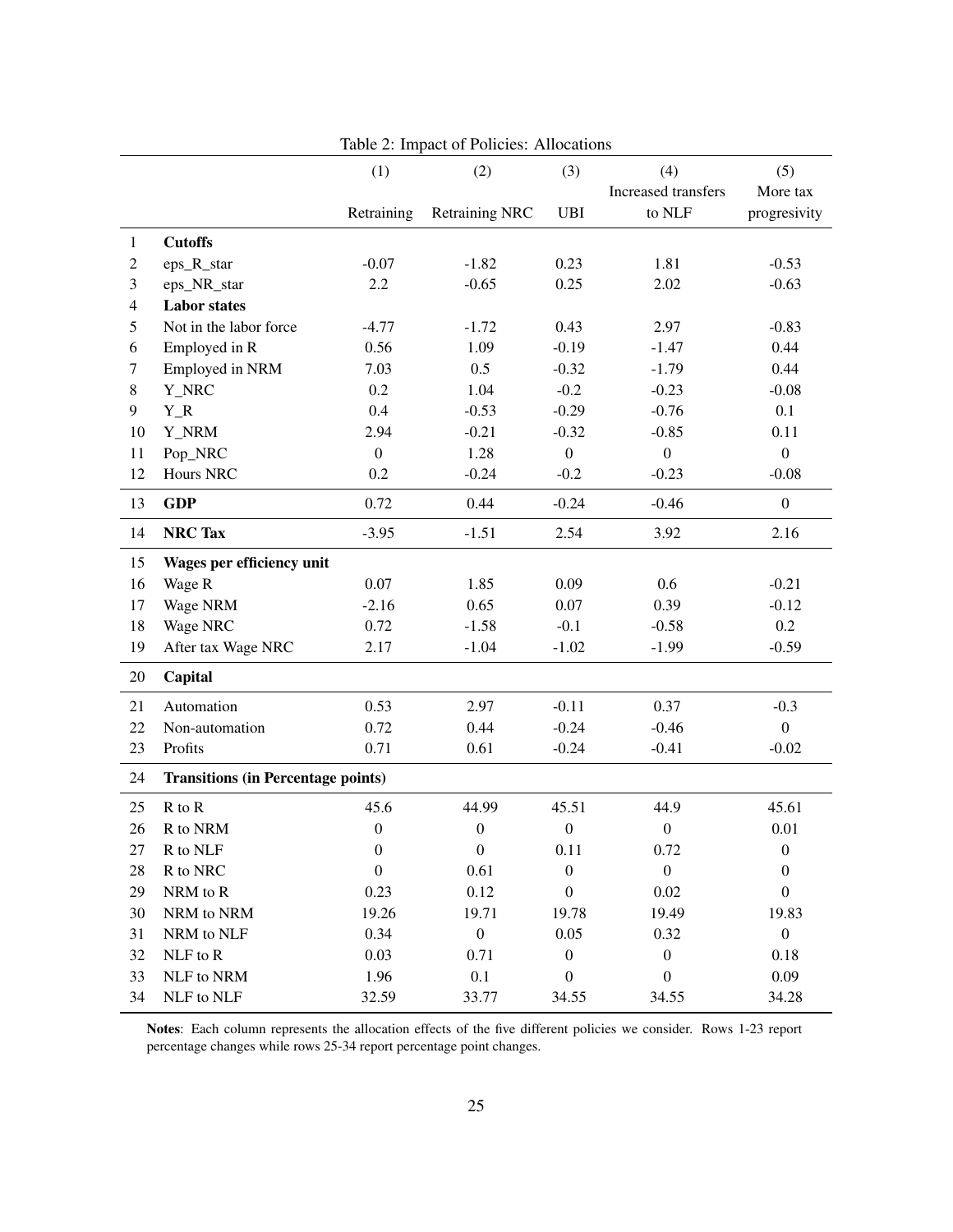Table 2: Impact of Policies: Allocations

| | | (1) | (2) | (3) | (4) | (5) |
|---|---|---|---|---|---|---|
| | | Retraining | Retraining NRC | UBI | Increased transfers to NLF | More tax progresivity |
| 1 | **Cutoffs** | | | | | |
| 2 | eps_R_star | -0.07 | -1.82 | 0.23 | 1.81 | -0.53 |
| 3 | eps_NR_star | 2.2 | -0.65 | 0.25 | 2.02 | -0.63 |
| 4 | **Labor states** | | | | | |
| 5 | Not in the labor force | -4.77 | -1.72 | 0.43 | 2.97 | -0.83 |
| 6 | Employed in R | 0.56 | 1.09 | -0.19 | -1.47 | 0.44 |
| 7 | Employed in NRM | 7.03 | 0.5 | -0.32 | -1.79 | 0.44 |
| 8 | Y_NRC | 0.2 | 1.04 | -0.2 | -0.23 | -0.08 |
| 9 | Y_R | 0.4 | -0.53 | -0.29 | -0.76 | 0.1 |
| 10 | Y_NRM | 2.94 | -0.21 | -0.32 | -0.85 | 0.11 |
| 11 | Pop_NRC | 0 | 1.28 | 0 | 0 | 0 |
| 12 | Hours NRC | 0.2 | -0.24 | -0.2 | -0.23 | -0.08 |
| 13 | **GDP** | 0.72 | 0.44 | -0.24 | -0.46 | 0 |
| 14 | **NRC Tax** | -3.95 | -1.51 | 2.54 | 3.92 | 2.16 |
| 15 | **Wages per efficiency unit** | | | | | |
| 16 | Wage R | 0.07 | 1.85 | 0.09 | 0.6 | -0.21 |
| 17 | Wage NRM | -2.16 | 0.65 | 0.07 | 0.39 | -0.12 |
| 18 | Wage NRC | 0.72 | -1.58 | -0.1 | -0.58 | 0.2 |
| 19 | After tax Wage NRC | 2.17 | -1.04 | -1.02 | -1.99 | -0.59 |
| 20 | **Capital** | | | | | |
| 21 | Automation | 0.53 | 2.97 | -0.11 | 0.37 | -0.3 |
| 22 | Non-automation | 0.72 | 0.44 | -0.24 | -0.46 | 0 |
| 23 | Profits | 0.71 | 0.61 | -0.24 | -0.41 | -0.02 |
| 24 | **Transitions (in Percentage points)** | | | | | |
| 25 | R to R | 45.6 | 44.99 | 45.51 | 44.9 | 45.61 |
| 26 | R to NRM | 0 | 0 | 0 | 0 | 0.01 |
| 27 | R to NLF | 0 | 0 | 0.11 | 0.72 | 0 |
| 28 | R to NRC | 0 | 0.61 | 0 | 0 | 0 |
| 29 | NRM to R | 0.23 | 0.12 | 0 | 0.02 | 0 |
| 30 | NRM to NRM | 19.26 | 19.71 | 19.78 | 19.49 | 19.83 |
| 31 | NRM to NLF | 0.34 | 0 | 0.05 | 0.32 | 0 |
| 32 | NLF to R | 0.03 | 0.71 | 0 | 0 | 0.18 |
| 33 | NLF to NRM | 1.96 | 0.1 | 0 | 0 | 0.09 |
| 34 | NLF to NLF | 32.59 | 33.77 | 34.55 | 34.55 | 34.28 |

**Notes**: Each column represents the allocation effects of the five different policies we consider. Rows 1-23 report percentage changes while rows 25-34 report percentage point changes.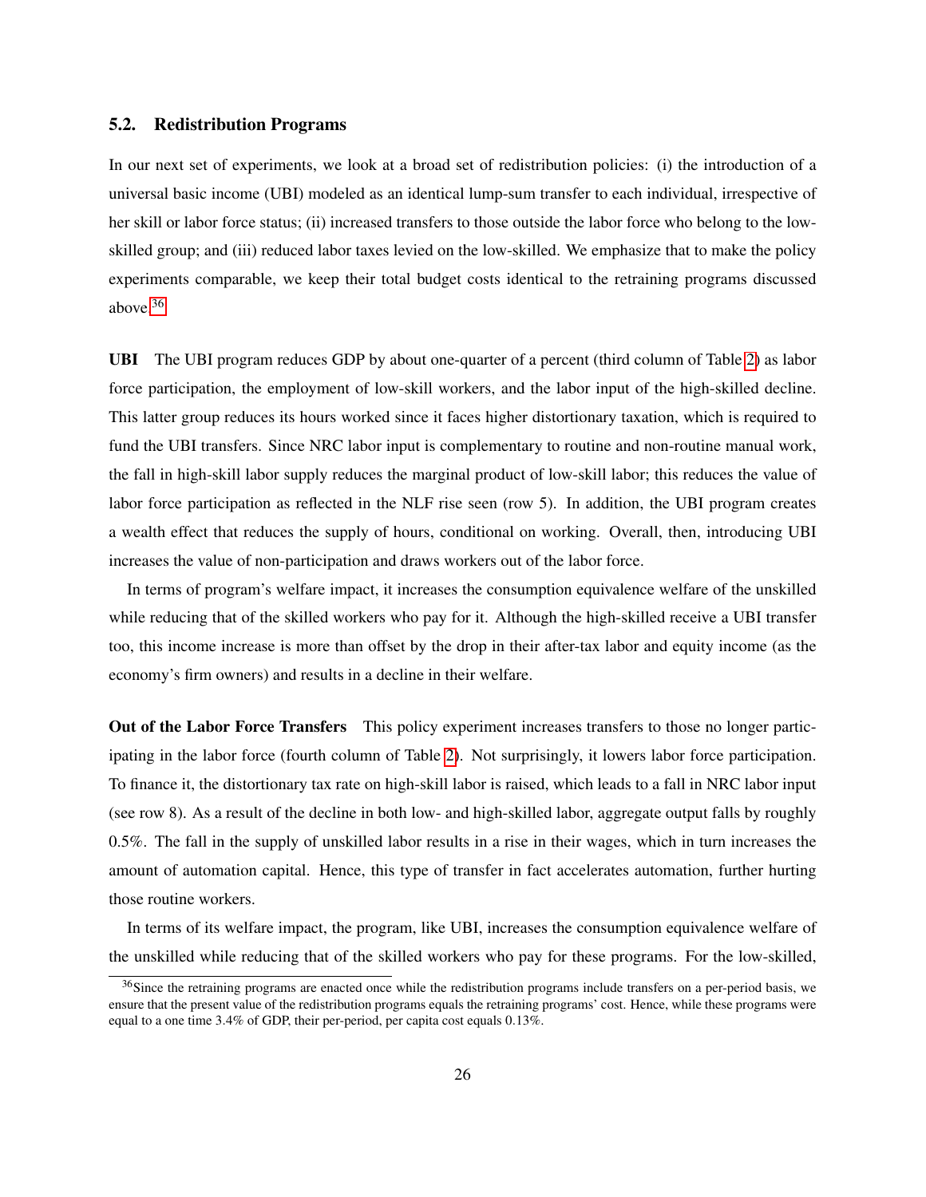### 5.2. Redistribution Programs

In our next set of experiments, we look at a broad set of redistribution policies: (i) the introduction of a universal basic income (UBI) modeled as an identical lump-sum transfer to each individual, irrespective of her skill or labor force status; (ii) increased transfers to those outside the labor force who belong to the low-skilled group; and (iii) reduced labor taxes levied on the low-skilled. We emphasize that to make the policy experiments comparable, we keep their total budget costs identical to the retraining programs discussed above.[36]

**UBI** The UBI program reduces GDP by about one-quarter of a percent (third column of Table 2) as labor force participation, the employment of low-skill workers, and the labor input of the high-skilled decline. This latter group reduces its hours worked since it faces higher distortionary taxation, which is required to fund the UBI transfers. Since NRC labor input is complementary to routine and non-routine manual work, the fall in high-skill labor supply reduces the marginal product of low-skill labor; this reduces the value of labor force participation as reflected in the NLF rise seen (row 5). In addition, the UBI program creates a wealth effect that reduces the supply of hours, conditional on working. Overall, then, introducing UBI increases the value of non-participation and draws workers out of the labor force.

In terms of program's welfare impact, it increases the consumption equivalence welfare of the unskilled while reducing that of the skilled workers who pay for it. Although the high-skilled receive a UBI transfer too, this income increase is more than offset by the drop in their after-tax labor and equity income (as the economy's firm owners) and results in a decline in their welfare.

**Out of the Labor Force Transfers** This policy experiment increases transfers to those no longer participating in the labor force (fourth column of Table 2). Not surprisingly, it lowers labor force participation. To finance it, the distortionary tax rate on high-skill labor is raised, which leads to a fall in NRC labor input (see row 8). As a result of the decline in both low- and high-skilled labor, aggregate output falls by roughly 0.5%. The fall in the supply of unskilled labor results in a rise in their wages, which in turn increases the amount of automation capital. Hence, this type of transfer in fact accelerates automation, further hurting those routine workers.

In terms of its welfare impact, the program, like UBI, increases the consumption equivalence welfare of the unskilled while reducing that of the skilled workers who pay for these programs. For the low-skilled,

[36] Since the retraining programs are enacted once while the redistribution programs include transfers on a per-period basis, we ensure that the present value of the redistribution programs equals the retraining programs' cost. Hence, while these programs were equal to a one time 3.4% of GDP, their per-period, per capita cost equals 0.13%.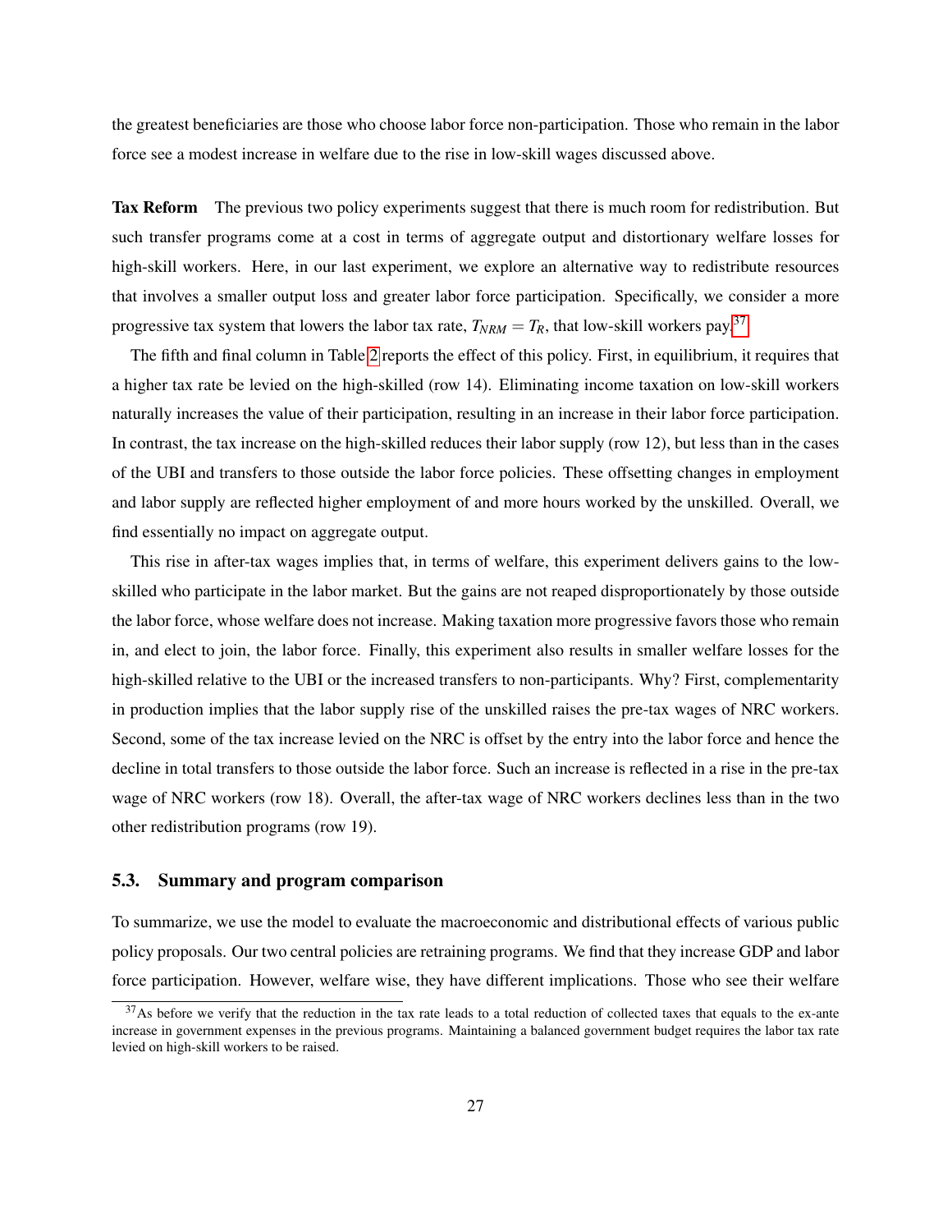the greatest beneficiaries are those who choose labor force non-participation. Those who remain in the labor force see a modest increase in welfare due to the rise in low-skill wages discussed above.

**Tax Reform** The previous two policy experiments suggest that there is much room for redistribution. But such transfer programs come at a cost in terms of aggregate output and distortionary welfare losses for high-skill workers. Here, in our last experiment, we explore an alternative way to redistribute resources that involves a smaller output loss and greater labor force participation. Specifically, we consider a more progressive tax system that lowers the labor tax rate, $T_{NRM} = T_R$, that low-skill workers pay.[37]

The fifth and final column in Table 2 reports the effect of this policy. First, in equilibrium, it requires that a higher tax rate be levied on the high-skilled (row 14). Eliminating income taxation on low-skill workers naturally increases the value of their participation, resulting in an increase in their labor force participation. In contrast, the tax increase on the high-skilled reduces their labor supply (row 12), but less than in the cases of the UBI and transfers to those outside the labor force policies. These offsetting changes in employment and labor supply are reflected higher employment of and more hours worked by the unskilled. Overall, we find essentially no impact on aggregate output.

This rise in after-tax wages implies that, in terms of welfare, this experiment delivers gains to the low-skilled who participate in the labor market. But the gains are not reaped disproportionately by those outside the labor force, whose welfare does not increase. Making taxation more progressive favors those who remain in, and elect to join, the labor force. Finally, this experiment also results in smaller welfare losses for the high-skilled relative to the UBI or the increased transfers to non-participants. Why? First, complementarity in production implies that the labor supply rise of the unskilled raises the pre-tax wages of NRC workers. Second, some of the tax increase levied on the NRC is offset by the entry into the labor force and hence the decline in total transfers to those outside the labor force. Such an increase is reflected in a rise in the pre-tax wage of NRC workers (row 18). Overall, the after-tax wage of NRC workers declines less than in the two other redistribution programs (row 19).

## 5.3. Summary and program comparison

To summarize, we use the model to evaluate the macroeconomic and distributional effects of various public policy proposals. Our two central policies are retraining programs. We find that they increase GDP and labor force participation. However, welfare wise, they have different implications. Those who see their welfare

[37] As before we verify that the reduction in the tax rate leads to a total reduction of collected taxes that equals to the ex-ante increase in government expenses in the previous programs. Maintaining a balanced government budget requires the labor tax rate levied on high-skill workers to be raised.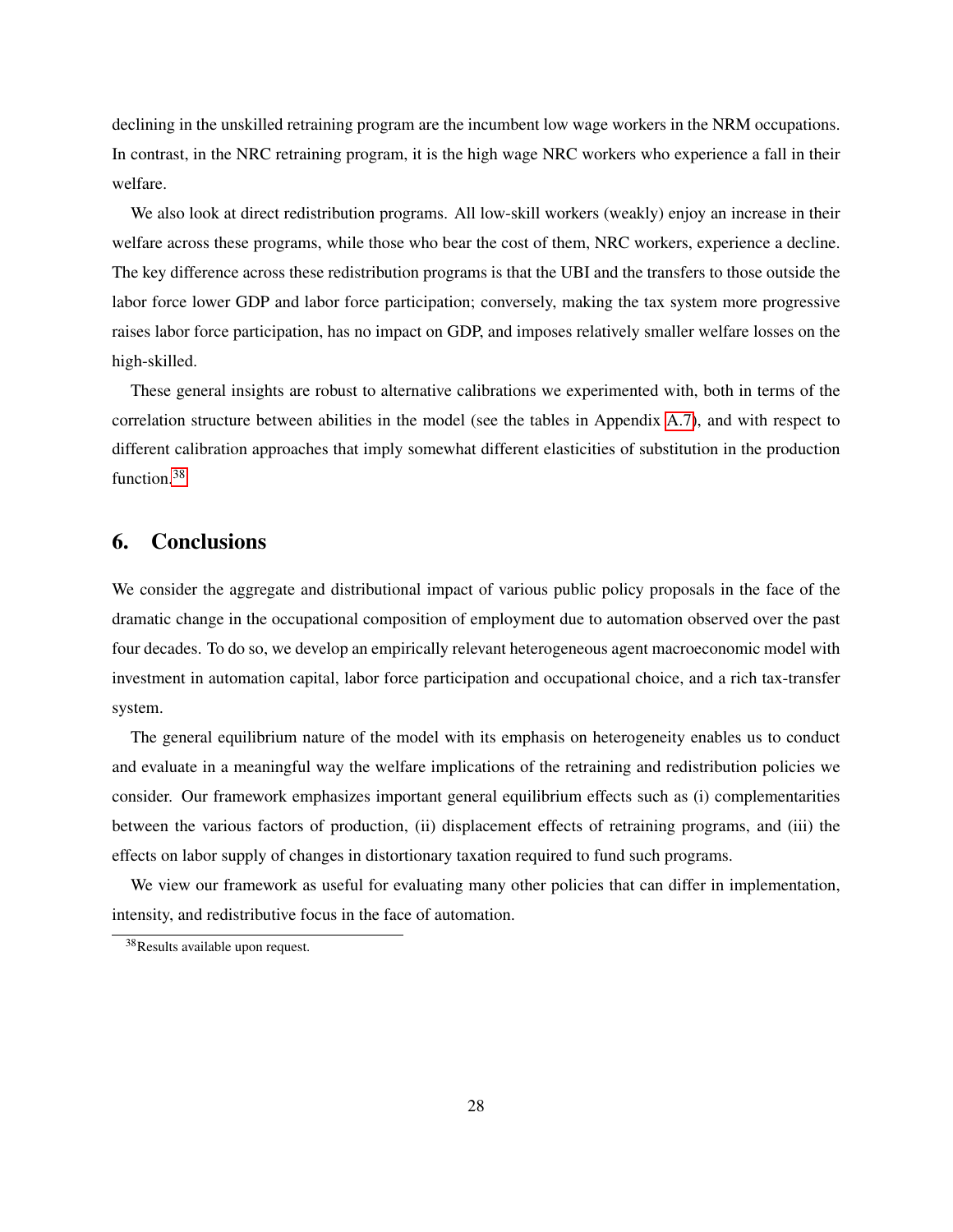declining in the unskilled retraining program are the incumbent low wage workers in the NRM occupations. In contrast, in the NRC retraining program, it is the high wage NRC workers who experience a fall in their welfare.

We also look at direct redistribution programs. All low-skill workers (weakly) enjoy an increase in their welfare across these programs, while those who bear the cost of them, NRC workers, experience a decline. The key difference across these redistribution programs is that the UBI and the transfers to those outside the labor force lower GDP and labor force participation; conversely, making the tax system more progressive raises labor force participation, has no impact on GDP, and imposes relatively smaller welfare losses on the high-skilled.

These general insights are robust to alternative calibrations we experimented with, both in terms of the correlation structure between abilities in the model (see the tables in Appendix A.7), and with respect to different calibration approaches that imply somewhat different elasticities of substitution in the production function.[38]

## 6. Conclusions

We consider the aggregate and distributional impact of various public policy proposals in the face of the dramatic change in the occupational composition of employment due to automation observed over the past four decades. To do so, we develop an empirically relevant heterogeneous agent macroeconomic model with investment in automation capital, labor force participation and occupational choice, and a rich tax-transfer system.

The general equilibrium nature of the model with its emphasis on heterogeneity enables us to conduct and evaluate in a meaningful way the welfare implications of the retraining and redistribution policies we consider. Our framework emphasizes important general equilibrium effects such as (i) complementarities between the various factors of production, (ii) displacement effects of retraining programs, and (iii) the effects on labor supply of changes in distortionary taxation required to fund such programs.

We view our framework as useful for evaluating many other policies that can differ in implementation, intensity, and redistributive focus in the face of automation.

[38] Results available upon request.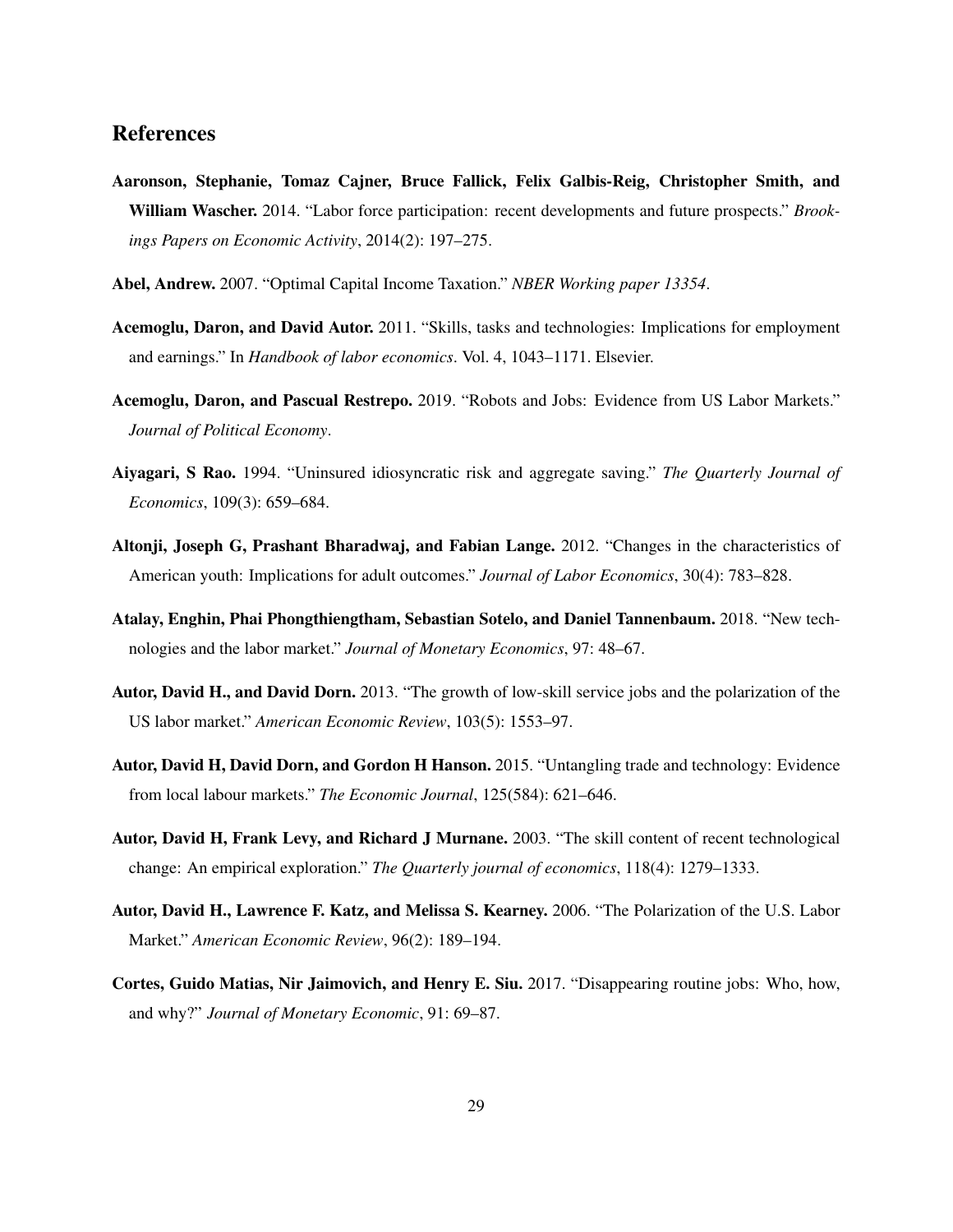## References

**Aaronson, Stephanie, Tomaz Cajner, Bruce Fallick, Felix Galbis-Reig, Christopher Smith, and William Wascher.** 2014. "Labor force participation: recent developments and future prospects." *Brookings Papers on Economic Activity*, 2014(2): 197–275.

**Abel, Andrew.** 2007. "Optimal Capital Income Taxation." *NBER Working paper 13354*.

**Acemoglu, Daron, and David Autor.** 2011. "Skills, tasks and technologies: Implications for employment and earnings." In *Handbook of labor economics*. Vol. 4, 1043–1171. Elsevier.

**Acemoglu, Daron, and Pascual Restrepo.** 2019. "Robots and Jobs: Evidence from US Labor Markets." *Journal of Political Economy*.

**Aiyagari, S Rao.** 1994. "Uninsured idiosyncratic risk and aggregate saving." *The Quarterly Journal of Economics*, 109(3): 659–684.

**Altonji, Joseph G, Prashant Bharadwaj, and Fabian Lange.** 2012. "Changes in the characteristics of American youth: Implications for adult outcomes." *Journal of Labor Economics*, 30(4): 783–828.

**Atalay, Enghin, Phai Phongthiengtham, Sebastian Sotelo, and Daniel Tannenbaum.** 2018. "New technologies and the labor market." *Journal of Monetary Economics*, 97: 48–67.

**Autor, David H., and David Dorn.** 2013. "The growth of low-skill service jobs and the polarization of the US labor market." *American Economic Review*, 103(5): 1553–97.

**Autor, David H, David Dorn, and Gordon H Hanson.** 2015. "Untangling trade and technology: Evidence from local labour markets." *The Economic Journal*, 125(584): 621–646.

**Autor, David H, Frank Levy, and Richard J Murnane.** 2003. "The skill content of recent technological change: An empirical exploration." *The Quarterly journal of economics*, 118(4): 1279–1333.

**Autor, David H., Lawrence F. Katz, and Melissa S. Kearney.** 2006. "The Polarization of the U.S. Labor Market." *American Economic Review*, 96(2): 189–194.

**Cortes, Guido Matias, Nir Jaimovich, and Henry E. Siu.** 2017. "Disappearing routine jobs: Who, how, and why?" *Journal of Monetary Economic*, 91: 69–87.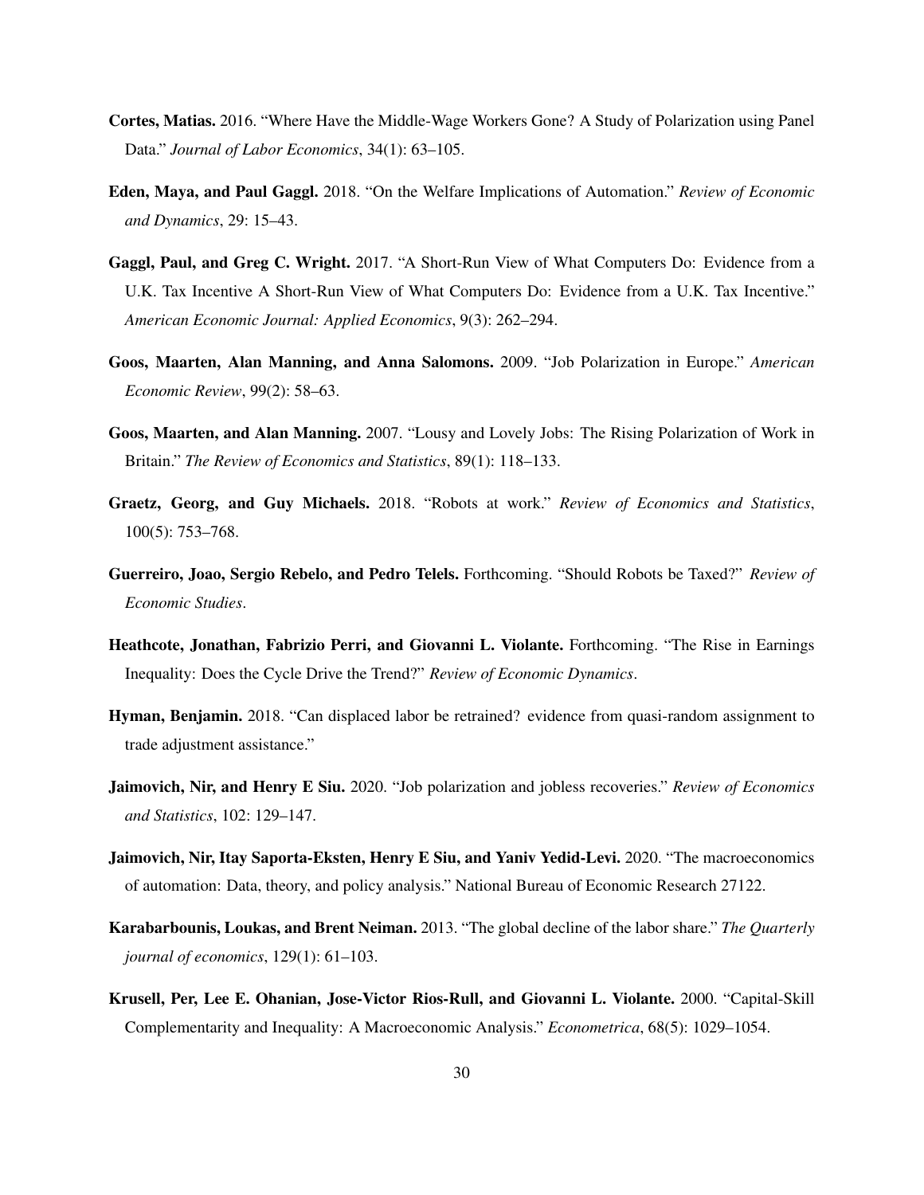**Cortes, Matias.** 2016. "Where Have the Middle-Wage Workers Gone? A Study of Polarization using Panel Data." *Journal of Labor Economics*, 34(1): 63–105.

**Eden, Maya, and Paul Gaggl.** 2018. "On the Welfare Implications of Automation." *Review of Economic and Dynamics*, 29: 15–43.

**Gaggl, Paul, and Greg C. Wright.** 2017. "A Short-Run View of What Computers Do: Evidence from a U.K. Tax Incentive A Short-Run View of What Computers Do: Evidence from a U.K. Tax Incentive." *American Economic Journal: Applied Economics*, 9(3): 262–294.

**Goos, Maarten, Alan Manning, and Anna Salomons.** 2009. "Job Polarization in Europe." *American Economic Review*, 99(2): 58–63.

**Goos, Maarten, and Alan Manning.** 2007. "Lousy and Lovely Jobs: The Rising Polarization of Work in Britain." *The Review of Economics and Statistics*, 89(1): 118–133.

**Graetz, Georg, and Guy Michaels.** 2018. "Robots at work." *Review of Economics and Statistics*, 100(5): 753–768.

**Guerreiro, Joao, Sergio Rebelo, and Pedro Telels.** Forthcoming. "Should Robots be Taxed?" *Review of Economic Studies*.

**Heathcote, Jonathan, Fabrizio Perri, and Giovanni L. Violante.** Forthcoming. "The Rise in Earnings Inequality: Does the Cycle Drive the Trend?" *Review of Economic Dynamics*.

**Hyman, Benjamin.** 2018. "Can displaced labor be retrained? evidence from quasi-random assignment to trade adjustment assistance."

**Jaimovich, Nir, and Henry E Siu.** 2020. "Job polarization and jobless recoveries." *Review of Economics and Statistics*, 102: 129–147.

**Jaimovich, Nir, Itay Saporta-Eksten, Henry E Siu, and Yaniv Yedid-Levi.** 2020. "The macroeconomics of automation: Data, theory, and policy analysis." National Bureau of Economic Research 27122.

**Karabarbounis, Loukas, and Brent Neiman.** 2013. "The global decline of the labor share." *The Quarterly journal of economics*, 129(1): 61–103.

**Krusell, Per, Lee E. Ohanian, Jose-Victor Rios-Rull, and Giovanni L. Violante.** 2000. "Capital-Skill Complementarity and Inequality: A Macroeconomic Analysis." *Econometrica*, 68(5): 1029–1054.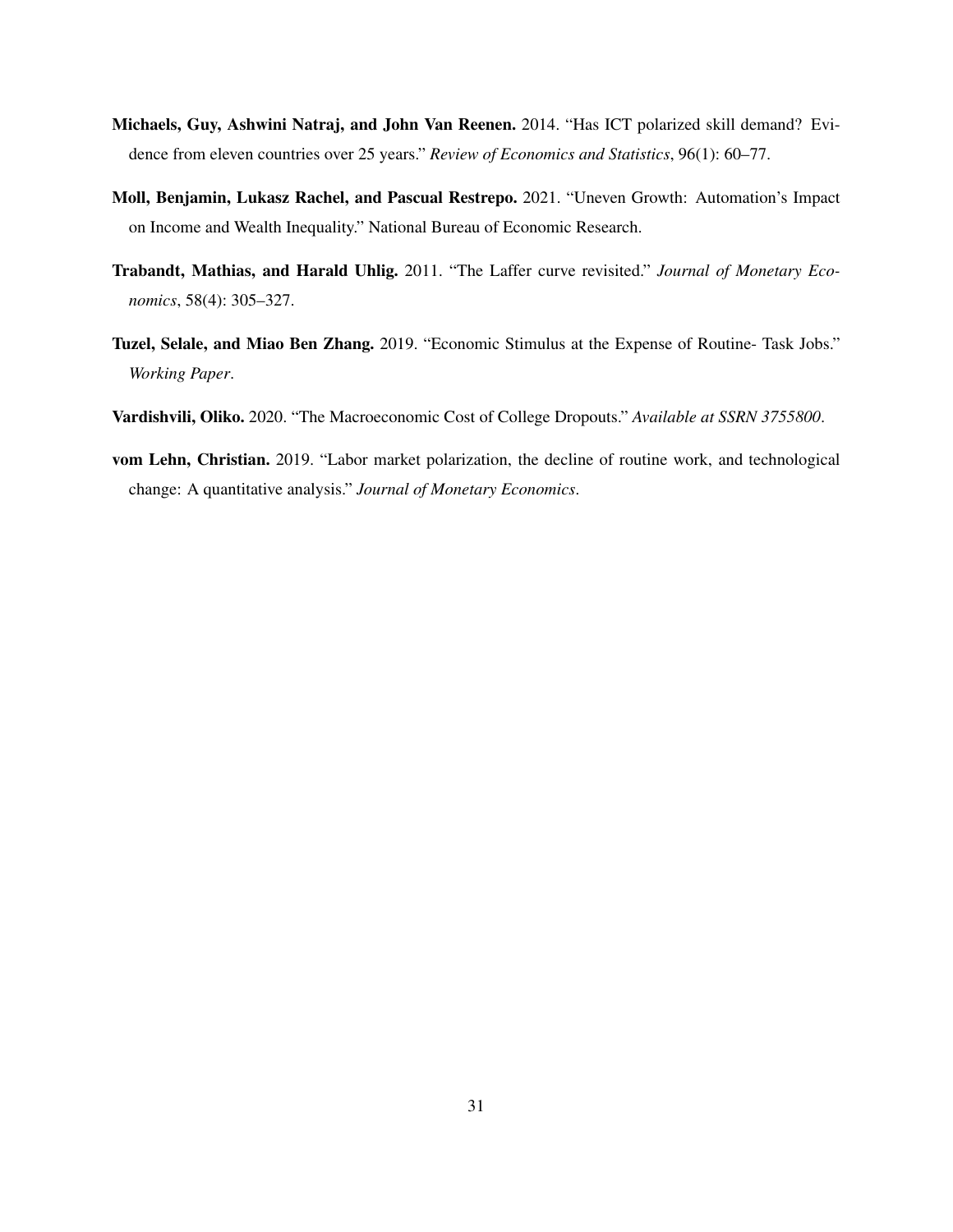**Michaels, Guy, Ashwini Natraj, and John Van Reenen.** 2014. "Has ICT polarized skill demand? Evidence from eleven countries over 25 years." *Review of Economics and Statistics*, 96(1): 60–77.

**Moll, Benjamin, Lukasz Rachel, and Pascual Restrepo.** 2021. "Uneven Growth: Automation's Impact on Income and Wealth Inequality." National Bureau of Economic Research.

**Trabandt, Mathias, and Harald Uhlig.** 2011. "The Laffer curve revisited." *Journal of Monetary Economics*, 58(4): 305–327.

**Tuzel, Selale, and Miao Ben Zhang.** 2019. "Economic Stimulus at the Expense of Routine- Task Jobs." *Working Paper*.

**Vardishvili, Oliko.** 2020. "The Macroeconomic Cost of College Dropouts." *Available at SSRN 3755800*.

**vom Lehn, Christian.** 2019. "Labor market polarization, the decline of routine work, and technological change: A quantitative analysis." *Journal of Monetary Economics*.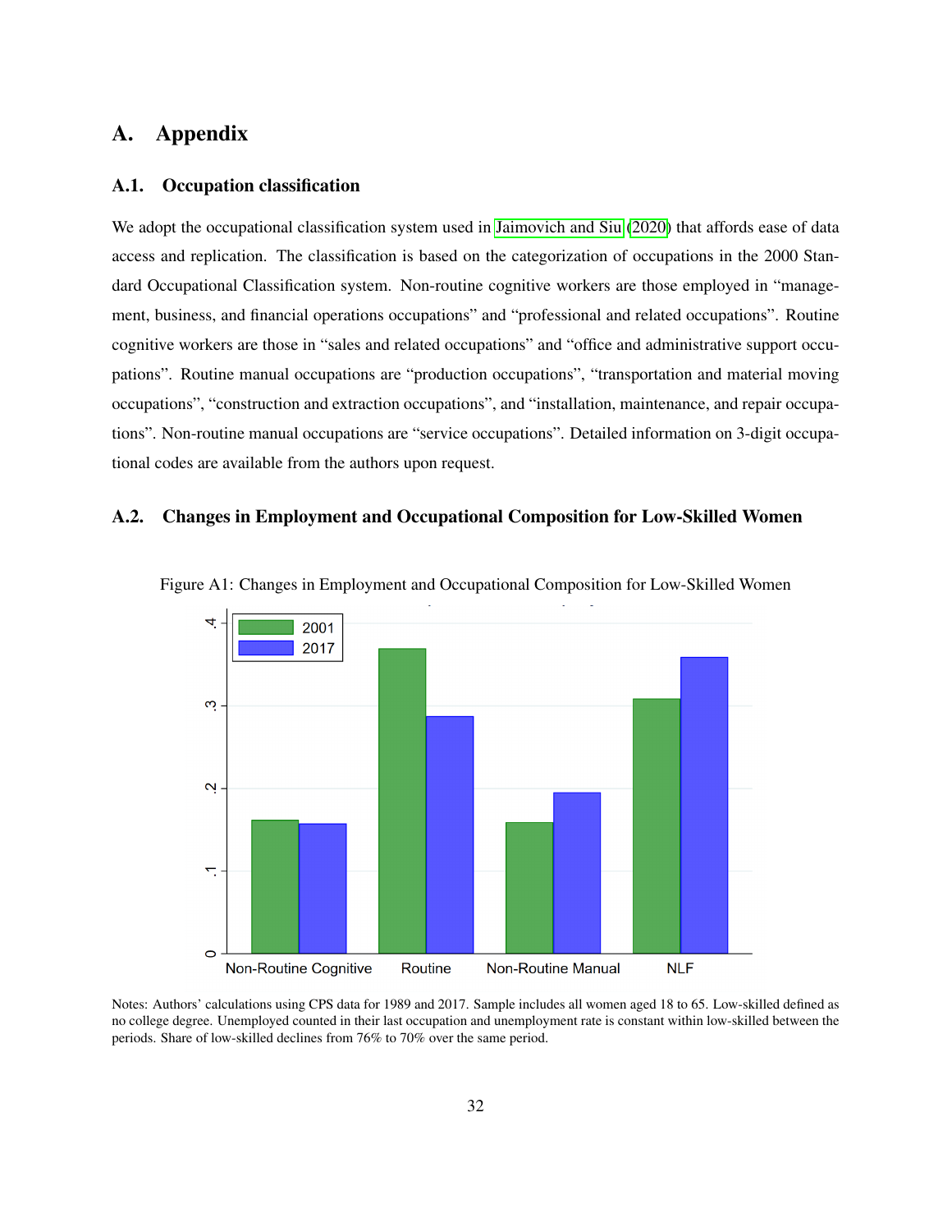# A. Appendix

## A.1. Occupation classification

We adopt the occupational classification system used in Jaimovich and Siu (2020) that affords ease of data access and replication. The classification is based on the categorization of occupations in the 2000 Standard Occupational Classification system. Non-routine cognitive workers are those employed in "management, business, and financial operations occupations" and "professional and related occupations". Routine cognitive workers are those in "sales and related occupations" and "office and administrative support occupations". Routine manual occupations are "production occupations", "transportation and material moving occupations", "construction and extraction occupations", and "installation, maintenance, and repair occupations". Non-routine manual occupations are "service occupations". Detailed information on 3-digit occupational codes are available from the authors upon request.

## A.2. Changes in Employment and Occupational Composition for Low-Skilled Women

Figure A1: Changes in Employment and Occupational Composition for Low-Skilled Women

2001
2017

0
.1
.2
.3
.4

Non-Routine Cognitive
Routine
Non-Routine Manual
NLF

Notes: Authors' calculations using CPS data for 1989 and 2017. Sample includes all women aged 18 to 65. Low-skilled defined as no college degree. Unemployed counted in their last occupation and unemployment rate is constant within low-skilled between the periods. Share of low-skilled declines from 76% to 70% over the same period.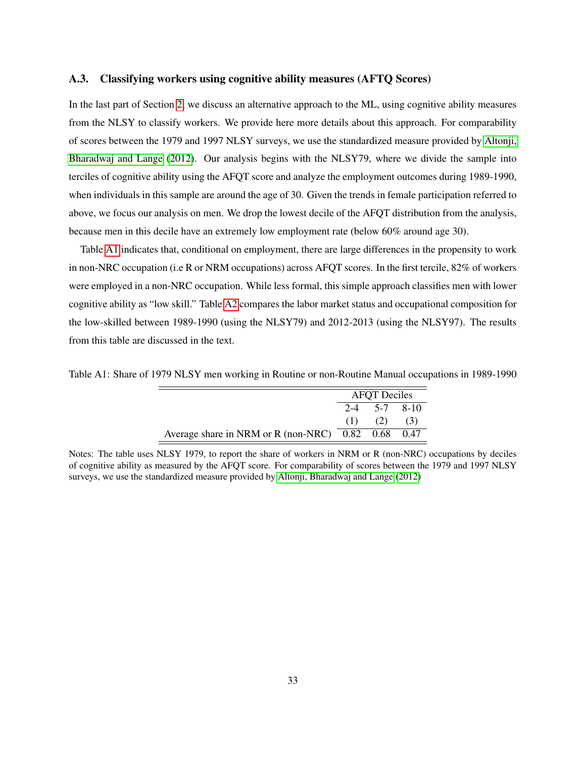### A.3. Classifying workers using cognitive ability measures (AFTQ Scores)

In the last part of Section 2, we discuss an alternative approach to the ML, using cognitive ability measures from the NLSY to classify workers. We provide here more details about this approach. For comparability of scores between the 1979 and 1997 NLSY surveys, we use the standardized measure provided by Altonji, Bharadwaj and Lange (2012). Our analysis begins with the NLSY79, where we divide the sample into terciles of cognitive ability using the AFQT score and analyze the employment outcomes during 1989-1990, when individuals in this sample are around the age of 30. Given the trends in female participation referred to above, we focus our analysis on men. We drop the lowest decile of the AFQT distribution from the analysis, because men in this decile have an extremely low employment rate (below 60% around age 30).

Table A1 indicates that, conditional on employment, there are large differences in the propensity to work in non-NRC occupation (i.e R or NRM occupations) across AFQT scores. In the first tercile, 82% of workers were employed in a non-NRC occupation. While less formal, this simple approach classifies men with lower cognitive ability as "low skill." Table A2 compares the labor market status and occupational composition for the low-skilled between 1989-1990 (using the NLSY79) and 2012-2013 (using the NLSY97). The results from this table are discussed in the text.

Table A1: Share of 1979 NLSY men working in Routine or non-Routine Manual occupations in 1989-1990

| | AFQT Deciles | | |
|---|---|---|---|
| | 2-4 | 5-7 | 8-10 |
| | (1) | (2) | (3) |
| Average share in NRM or R (non-NRC) | 0.82 | 0.68 | 0.47 |

Notes: The table uses NLSY 1979, to report the share of workers in NRM or R (non-NRC) occupations by deciles of cognitive ability as measured by the AFQT score. For comparability of scores between the 1979 and 1997 NLSY surveys, we use the standardized measure provided by Altonji, Bharadwaj and Lange (2012)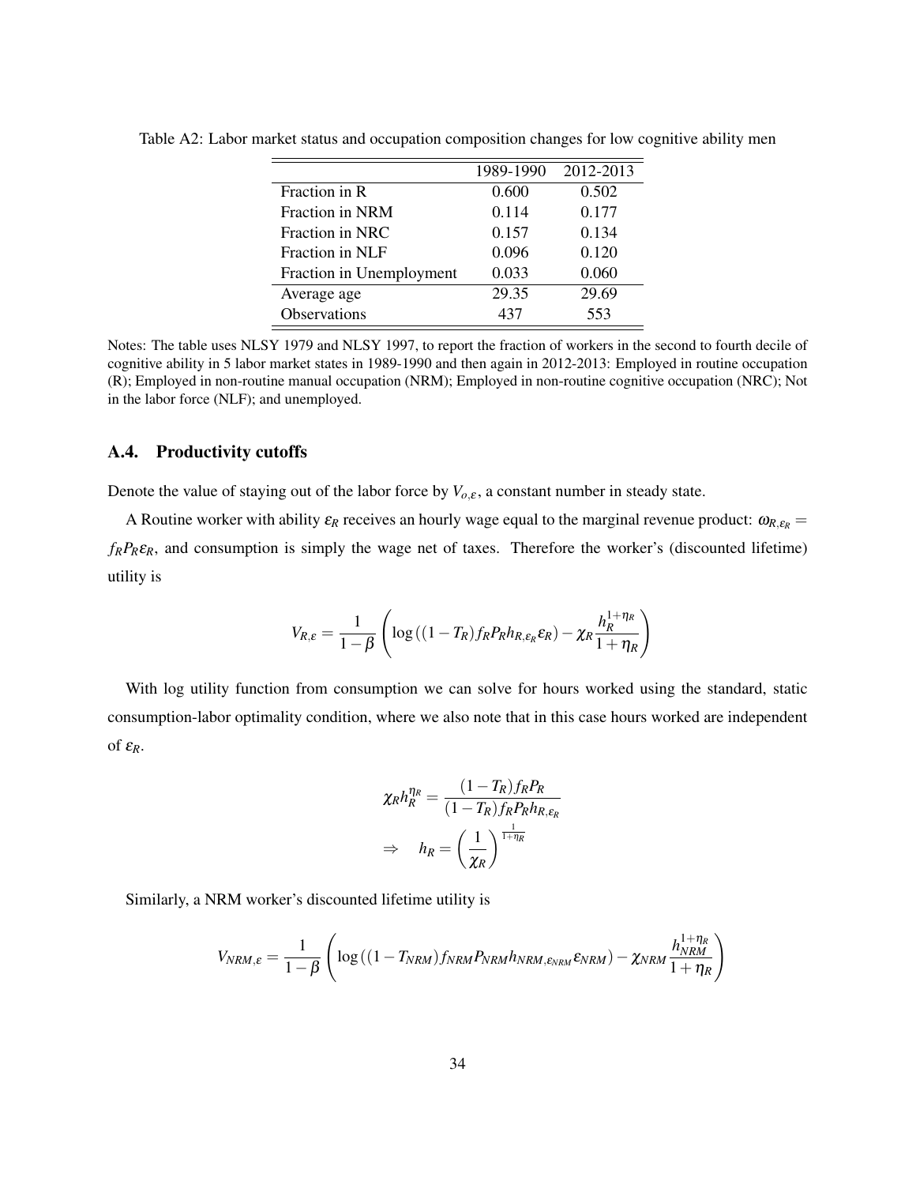Table A2: Labor market status and occupation composition changes for low cognitive ability men

| | 1989-1990 | 2012-2013 |
|---|---|---|
| Fraction in R | 0.600 | 0.502 |
| Fraction in NRM | 0.114 | 0.177 |
| Fraction in NRC | 0.157 | 0.134 |
| Fraction in NLF | 0.096 | 0.120 |
| Fraction in Unemployment | 0.033 | 0.060 |
| Average age | 29.35 | 29.69 |
| Observations | 437 | 553 |

Notes: The table uses NLSY 1979 and NLSY 1997, to report the fraction of workers in the second to fourth decile of cognitive ability in 5 labor market states in 1989-1990 and then again in 2012-2013: Employed in routine occupation (R); Employed in non-routine manual occupation (NRM); Employed in non-routine cognitive occupation (NRC); Not in the labor force (NLF); and unemployed.

### A.4. Productivity cutoffs

Denote the value of staying out of the labor force by $V_{o,\varepsilon}$, a constant number in steady state.

A Routine worker with ability $\varepsilon_R$ receives an hourly wage equal to the marginal revenue product: $\omega_{R,\varepsilon_R} = f_R P_R \varepsilon_R$, and consumption is simply the wage net of taxes. Therefore the worker's (discounted lifetime) utility is

$$V_{R,\varepsilon} = \frac{1}{1-\beta}\left(\log\left((1-T_R) f_R P_R h_{R,\varepsilon_R} \varepsilon_R\right) - \chi_R \frac{h_R^{1+\eta_R}}{1+\eta_R}\right)$$

With log utility function from consumption we can solve for hours worked using the standard, static consumption-labor optimality condition, where we also note that in this case hours worked are independent of $\varepsilon_R$.

$$\chi_R h_R^{\eta_R} = \frac{(1-T_R) f_R P_R}{(1-T_R) f_R P_R h_{R,\varepsilon_R}}$$

$$\Rightarrow \quad h_R = \left(\frac{1}{\chi_R}\right)^{\frac{1}{1+\eta_R}}$$

Similarly, a NRM worker's discounted lifetime utility is

$$V_{NRM,\varepsilon} = \frac{1}{1-\beta}\left(\log\left((1-T_{NRM}) f_{NRM} P_{NRM} h_{NRM,\varepsilon_{NRM}} \varepsilon_{NRM}\right) - \chi_{NRM} \frac{h_{NRM}^{1+\eta_R}}{1+\eta_R}\right)$$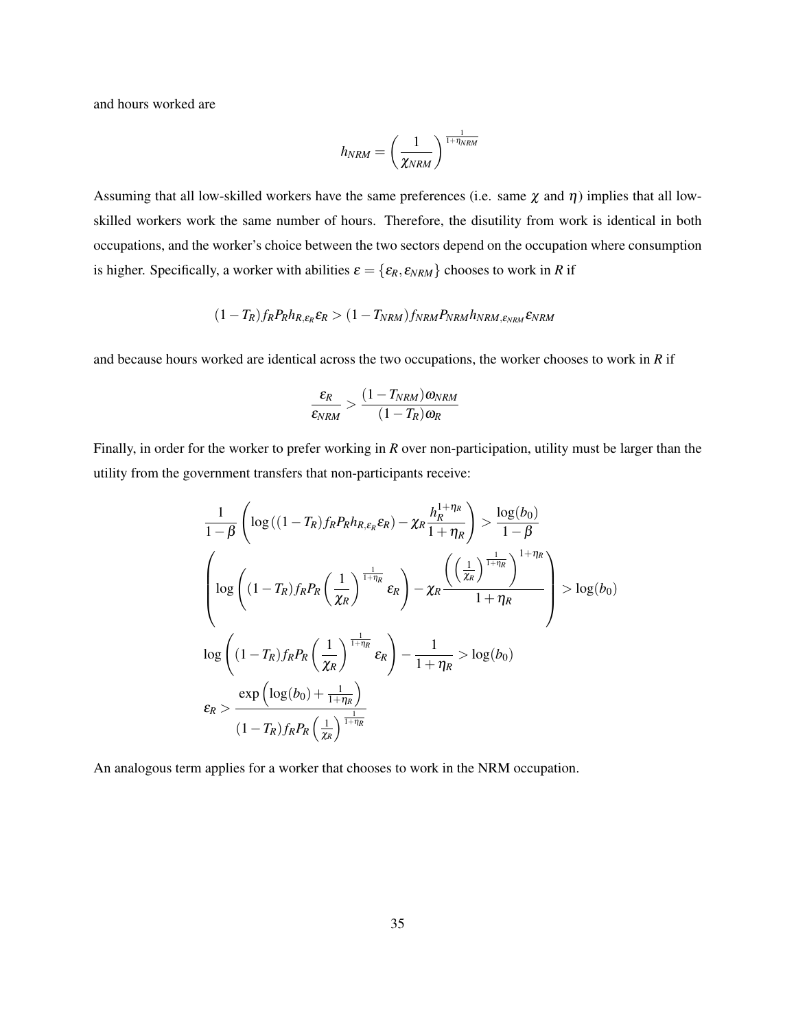and hours worked are

$$h_{NRM} = \left(\frac{1}{\chi_{NRM}}\right)^{\frac{1}{1+\eta_{NRM}}}$$

Assuming that all low-skilled workers have the same preferences (i.e. same $\chi$ and $\eta$) implies that all low-skilled workers work the same number of hours. Therefore, the disutility from work is identical in both occupations, and the worker's choice between the two sectors depend on the occupation where consumption is higher. Specifically, a worker with abilities $\varepsilon = \{\varepsilon_R, \varepsilon_{NRM}\}$ chooses to work in *R* if

$$(1-T_R) f_R P_R h_{R,\varepsilon_R} \varepsilon_R > (1-T_{NRM}) f_{NRM} P_{NRM} h_{NRM,\varepsilon_{NRM}} \varepsilon_{NRM}$$

and because hours worked are identical across the two occupations, the worker chooses to work in *R* if

$$\frac{\varepsilon_R}{\varepsilon_{NRM}} > \frac{(1-T_{NRM})\omega_{NRM}}{(1-T_R)\omega_R}$$

Finally, in order for the worker to prefer working in *R* over non-participation, utility must be larger than the utility from the government transfers that non-participants receive:

$$\frac{1}{1-\beta}\left(\log\left((1-T_R) f_R P_R h_{R,\varepsilon_R} \varepsilon_R\right) - \chi_R \frac{h_R^{1+\eta_R}}{1+\eta_R}\right) > \frac{\log(b_0)}{1-\beta}$$

$$\left(\log\left((1-T_R) f_R P_R \left(\frac{1}{\chi_R}\right)^{\frac{1}{1+\eta_R}} \varepsilon_R\right) - \chi_R \frac{\left(\left(\frac{1}{\chi_R}\right)^{\frac{1}{1+\eta_R}}\right)^{1+\eta_R}}{1+\eta_R}\right) > \log(b_0)$$

$$\log\left((1-T_R) f_R P_R \left(\frac{1}{\chi_R}\right)^{\frac{1}{1+\eta_R}} \varepsilon_R\right) - \frac{1}{1+\eta_R} > \log(b_0)$$

$$\varepsilon_R > \frac{\exp\left(\log(b_0) + \frac{1}{1+\eta_R}\right)}{(1-T_R) f_R P_R \left(\frac{1}{\chi_R}\right)^{\frac{1}{1+\eta_R}}}$$

An analogous term applies for a worker that chooses to work in the NRM occupation.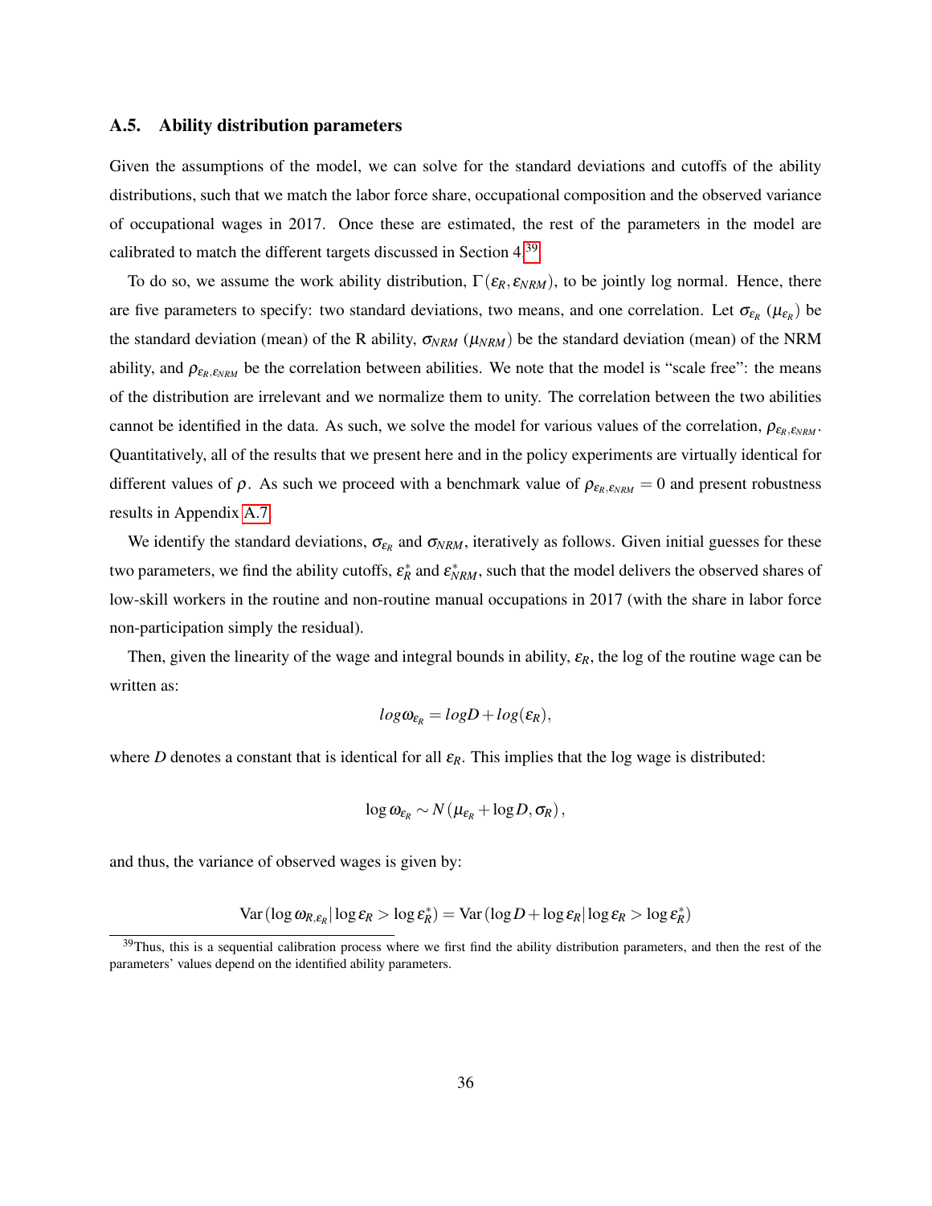### A.5. Ability distribution parameters

Given the assumptions of the model, we can solve for the standard deviations and cutoffs of the ability distributions, such that we match the labor force share, occupational composition and the observed variance of occupational wages in 2017. Once these are estimated, the rest of the parameters in the model are calibrated to match the different targets discussed in Section 4.[39]

To do so, we assume the work ability distribution, $\Gamma(\varepsilon_R, \varepsilon_{NRM})$, to be jointly log normal. Hence, there are five parameters to specify: two standard deviations, two means, and one correlation. Let $\sigma_{\varepsilon_R}$ ($\mu_{\varepsilon_R}$) be the standard deviation (mean) of the R ability, $\sigma_{NRM}$ ($\mu_{NRM}$) be the standard deviation (mean) of the NRM ability, and $\rho_{\varepsilon_R,\varepsilon_{NRM}}$ be the correlation between abilities. We note that the model is "scale free": the means of the distribution are irrelevant and we normalize them to unity. The correlation between the two abilities cannot be identified in the data. As such, we solve the model for various values of the correlation, $\rho_{\varepsilon_R,\varepsilon_{NRM}}$. Quantitatively, all of the results that we present here and in the policy experiments are virtually identical for different values of $\rho$. As such we proceed with a benchmark value of $\rho_{\varepsilon_R,\varepsilon_{NRM}} = 0$ and present robustness results in Appendix A.7.

We identify the standard deviations, $\sigma_{\varepsilon_R}$ and $\sigma_{NRM}$, iteratively as follows. Given initial guesses for these two parameters, we find the ability cutoffs, $\varepsilon_R^*$ and $\varepsilon_{NRM}^*$, such that the model delivers the observed shares of low-skill workers in the routine and non-routine manual occupations in 2017 (with the share in labor force non-participation simply the residual).

Then, given the linearity of the wage and integral bounds in ability, $\varepsilon_R$, the log of the routine wage can be written as:

$$log\omega_{\varepsilon_R} = logD + log(\varepsilon_R),$$

where $D$ denotes a constant that is identical for all $\varepsilon_R$. This implies that the log wage is distributed:

$$\log \omega_{\varepsilon_R} \sim N\left(\mu_{\varepsilon_R} + \log D, \sigma_R\right),$$

and thus, the variance of observed wages is given by:

$$\text{Var}\left(\log \omega_{R,\varepsilon_R} | \log \varepsilon_R > \log \varepsilon_R^*\right) = \text{Var}\left(\log D + \log \varepsilon_R | \log \varepsilon_R > \log \varepsilon_R^*\right)$$

[39] Thus, this is a sequential calibration process where we first find the ability distribution parameters, and then the rest of the parameters' values depend on the identified ability parameters.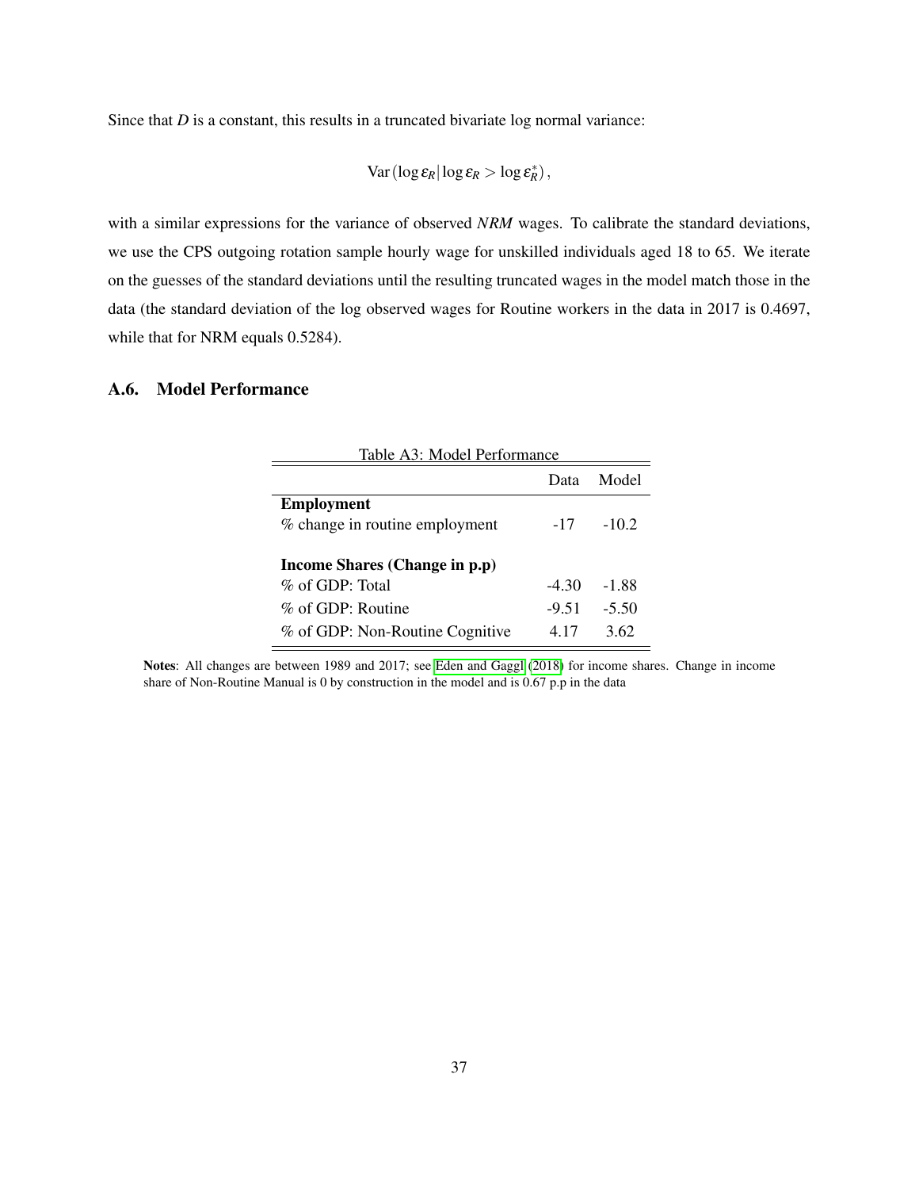Since that $D$ is a constant, this results in a truncated bivariate log normal variance:

$$\text{Var}\left(\log \varepsilon_R | \log \varepsilon_R > \log \varepsilon_R^*\right),$$

with a similar expressions for the variance of observed *NRM* wages. To calibrate the standard deviations, we use the CPS outgoing rotation sample hourly wage for unskilled individuals aged 18 to 65. We iterate on the guesses of the standard deviations until the resulting truncated wages in the model match those in the data (the standard deviation of the log observed wages for Routine workers in the data in 2017 is 0.4697, while that for NRM equals 0.5284).

## A.6. Model Performance

Table A3: Model Performance

| | Data | Model |
|---|---|---|
| **Employment** | | |
| % change in routine employment | -17 | -10.2 |
| **Income Shares (Change in p.p)** | | |
| % of GDP: Total | -4.30 | -1.88 |
| % of GDP: Routine | -9.51 | -5.50 |
| % of GDP: Non-Routine Cognitive | 4.17 | 3.62 |

**Notes**: All changes are between 1989 and 2017; see Eden and Gaggl (2018) for income shares. Change in income share of Non-Routine Manual is 0 by construction in the model and is 0.67 p.p in the data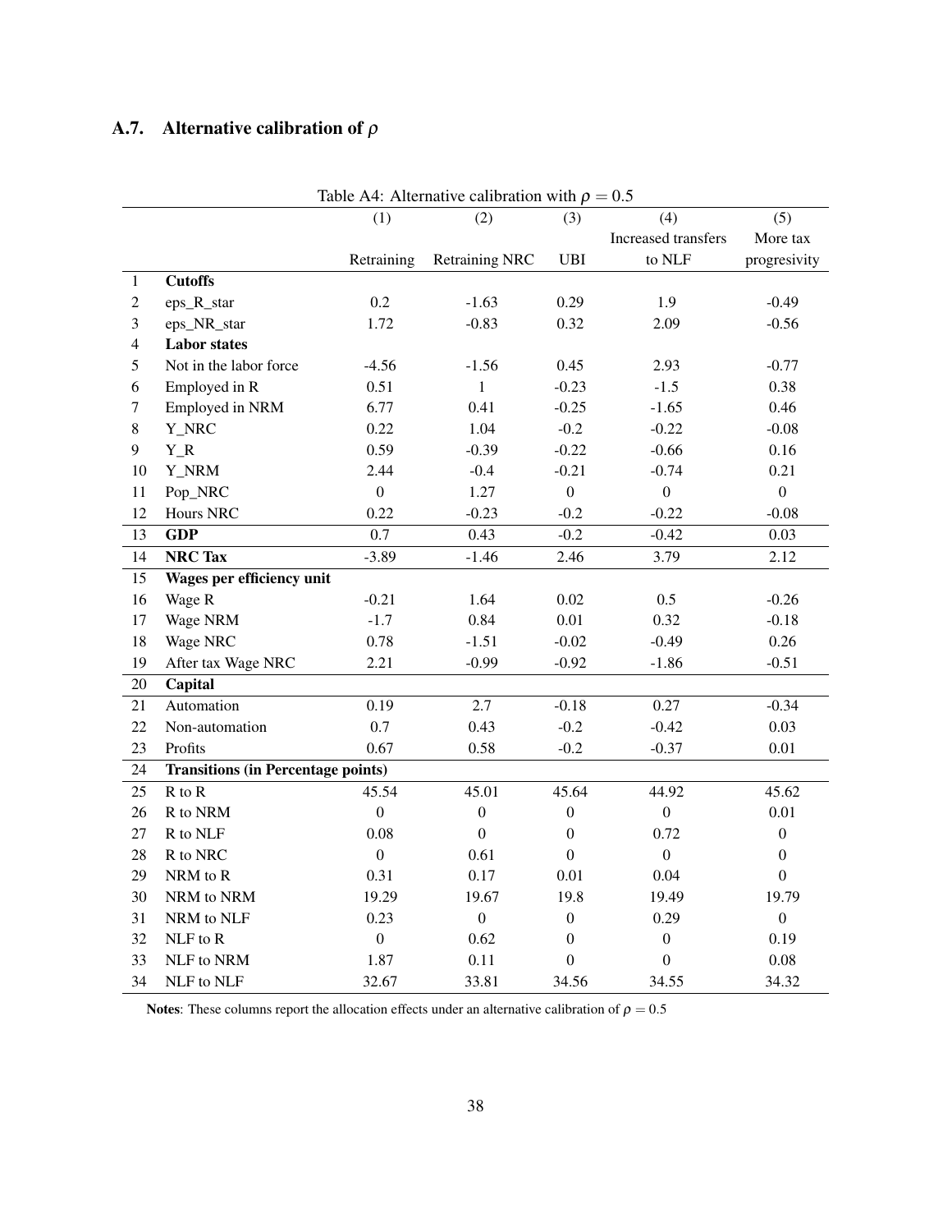## A.7. Alternative calibration of $\rho$

Table A4: Alternative calibration with $\rho = 0.5$

| | | (1) | (2) | (3) | (4) | (5) |
|---|---|---|---|---|---|---|
| | | Retraining | Retraining NRC | UBI | Increased transfers to NLF | More tax progresivity |
| 1 | **Cutoffs** | | | | | |
| 2 | eps_R_star | 0.2 | -1.63 | 0.29 | 1.9 | -0.49 |
| 3 | eps_NR_star | 1.72 | -0.83 | 0.32 | 2.09 | -0.56 |
| 4 | **Labor states** | | | | | |
| 5 | Not in the labor force | -4.56 | -1.56 | 0.45 | 2.93 | -0.77 |
| 6 | Employed in R | 0.51 | 1 | -0.23 | -1.5 | 0.38 |
| 7 | Employed in NRM | 6.77 | 0.41 | -0.25 | -1.65 | 0.46 |
| 8 | Y_NRC | 0.22 | 1.04 | -0.2 | -0.22 | -0.08 |
| 9 | Y_R | 0.59 | -0.39 | -0.22 | -0.66 | 0.16 |
| 10 | Y_NRM | 2.44 | -0.4 | -0.21 | -0.74 | 0.21 |
| 11 | Pop_NRC | 0 | 1.27 | 0 | 0 | 0 |
| 12 | Hours NRC | 0.22 | -0.23 | -0.2 | -0.22 | -0.08 |
| 13 | **GDP** | 0.7 | 0.43 | -0.2 | -0.42 | 0.03 |
| 14 | **NRC Tax** | -3.89 | -1.46 | 2.46 | 3.79 | 2.12 |
| 15 | **Wages per efficiency unit** | | | | | |
| 16 | Wage R | -0.21 | 1.64 | 0.02 | 0.5 | -0.26 |
| 17 | Wage NRM | -1.7 | 0.84 | 0.01 | 0.32 | -0.18 |
| 18 | Wage NRC | 0.78 | -1.51 | -0.02 | -0.49 | 0.26 |
| 19 | After tax Wage NRC | 2.21 | -0.99 | -0.92 | -1.86 | -0.51 |
| 20 | **Capital** | | | | | |
| 21 | Automation | 0.19 | 2.7 | -0.18 | 0.27 | -0.34 |
| 22 | Non-automation | 0.7 | 0.43 | -0.2 | -0.42 | 0.03 |
| 23 | Profits | 0.67 | 0.58 | -0.2 | -0.37 | 0.01 |
| 24 | **Transitions (in Percentage points)** | | | | | |
| 25 | R to R | 45.54 | 45.01 | 45.64 | 44.92 | 45.62 |
| 26 | R to NRM | 0 | 0 | 0 | 0 | 0.01 |
| 27 | R to NLF | 0.08 | 0 | 0 | 0.72 | 0 |
| 28 | R to NRC | 0 | 0.61 | 0 | 0 | 0 |
| 29 | NRM to R | 0.31 | 0.17 | 0.01 | 0.04 | 0 |
| 30 | NRM to NRM | 19.29 | 19.67 | 19.8 | 19.49 | 19.79 |
| 31 | NRM to NLF | 0.23 | 0 | 0 | 0.29 | 0 |
| 32 | NLF to R | 0 | 0.62 | 0 | 0 | 0.19 |
| 33 | NLF to NRM | 1.87 | 0.11 | 0 | 0 | 0.08 |
| 34 | NLF to NLF | 32.67 | 33.81 | 34.56 | 34.55 | 34.32 |

**Notes**: These columns report the allocation effects under an alternative calibration of $\rho = 0.5$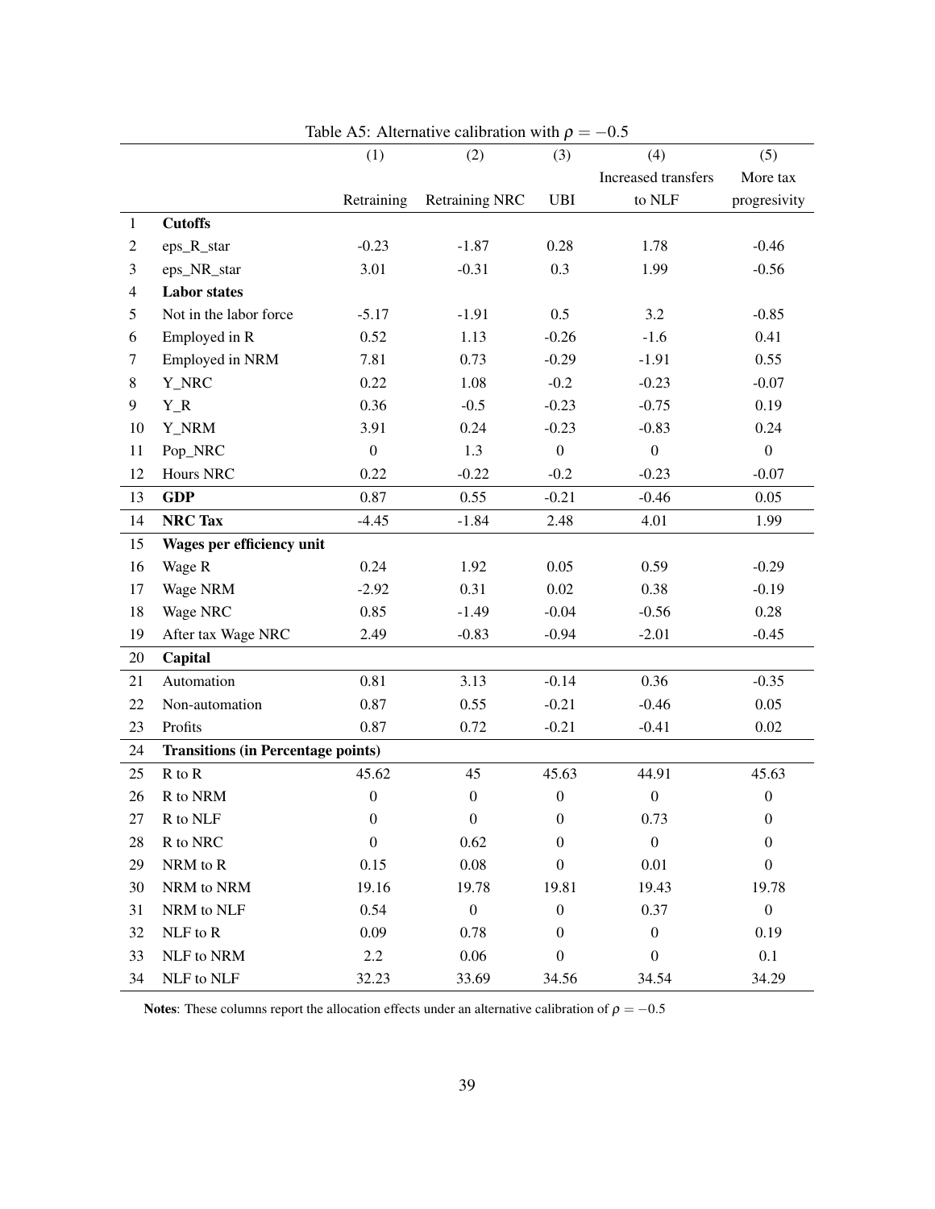Table A5: Alternative calibration with $\rho = -0.5$

| | | (1) | (2) | (3) | (4) | (5) |
|---|---|---|---|---|---|---|
| | | | | | Increased transfers | More tax |
| | | Retraining | Retraining NRC | UBI | to NLF | progresivity |
| 1 | **Cutoffs** | | | | | |
| 2 | eps_R_star | -0.23 | -1.87 | 0.28 | 1.78 | -0.46 |
| 3 | eps_NR_star | 3.01 | -0.31 | 0.3 | 1.99 | -0.56 |
| 4 | **Labor states** | | | | | |
| 5 | Not in the labor force | -5.17 | -1.91 | 0.5 | 3.2 | -0.85 |
| 6 | Employed in R | 0.52 | 1.13 | -0.26 | -1.6 | 0.41 |
| 7 | Employed in NRM | 7.81 | 0.73 | -0.29 | -1.91 | 0.55 |
| 8 | Y_NRC | 0.22 | 1.08 | -0.2 | -0.23 | -0.07 |
| 9 | Y_R | 0.36 | -0.5 | -0.23 | -0.75 | 0.19 |
| 10 | Y_NRM | 3.91 | 0.24 | -0.23 | -0.83 | 0.24 |
| 11 | Pop_NRC | 0 | 1.3 | 0 | 0 | 0 |
| 12 | Hours NRC | 0.22 | -0.22 | -0.2 | -0.23 | -0.07 |
| 13 | **GDP** | 0.87 | 0.55 | -0.21 | -0.46 | 0.05 |
| 14 | **NRC Tax** | -4.45 | -1.84 | 2.48 | 4.01 | 1.99 |
| 15 | **Wages per efficiency unit** | | | | | |
| 16 | Wage R | 0.24 | 1.92 | 0.05 | 0.59 | -0.29 |
| 17 | Wage NRM | -2.92 | 0.31 | 0.02 | 0.38 | -0.19 |
| 18 | Wage NRC | 0.85 | -1.49 | -0.04 | -0.56 | 0.28 |
| 19 | After tax Wage NRC | 2.49 | -0.83 | -0.94 | -2.01 | -0.45 |
| 20 | **Capital** | | | | | |
| 21 | Automation | 0.81 | 3.13 | -0.14 | 0.36 | -0.35 |
| 22 | Non-automation | 0.87 | 0.55 | -0.21 | -0.46 | 0.05 |
| 23 | Profits | 0.87 | 0.72 | -0.21 | -0.41 | 0.02 |
| 24 | **Transitions (in Percentage points)** | | | | | |
| 25 | R to R | 45.62 | 45 | 45.63 | 44.91 | 45.63 |
| 26 | R to NRM | 0 | 0 | 0 | 0 | 0 |
| 27 | R to NLF | 0 | 0 | 0 | 0.73 | 0 |
| 28 | R to NRC | 0 | 0.62 | 0 | 0 | 0 |
| 29 | NRM to R | 0.15 | 0.08 | 0 | 0.01 | 0 |
| 30 | NRM to NRM | 19.16 | 19.78 | 19.81 | 19.43 | 19.78 |
| 31 | NRM to NLF | 0.54 | 0 | 0 | 0.37 | 0 |
| 32 | NLF to R | 0.09 | 0.78 | 0 | 0 | 0.19 |
| 33 | NLF to NRM | 2.2 | 0.06 | 0 | 0 | 0.1 |
| 34 | NLF to NLF | 32.23 | 33.69 | 34.56 | 34.54 | 34.29 |

**Notes**: These columns report the allocation effects under an alternative calibration of $\rho = -0.5$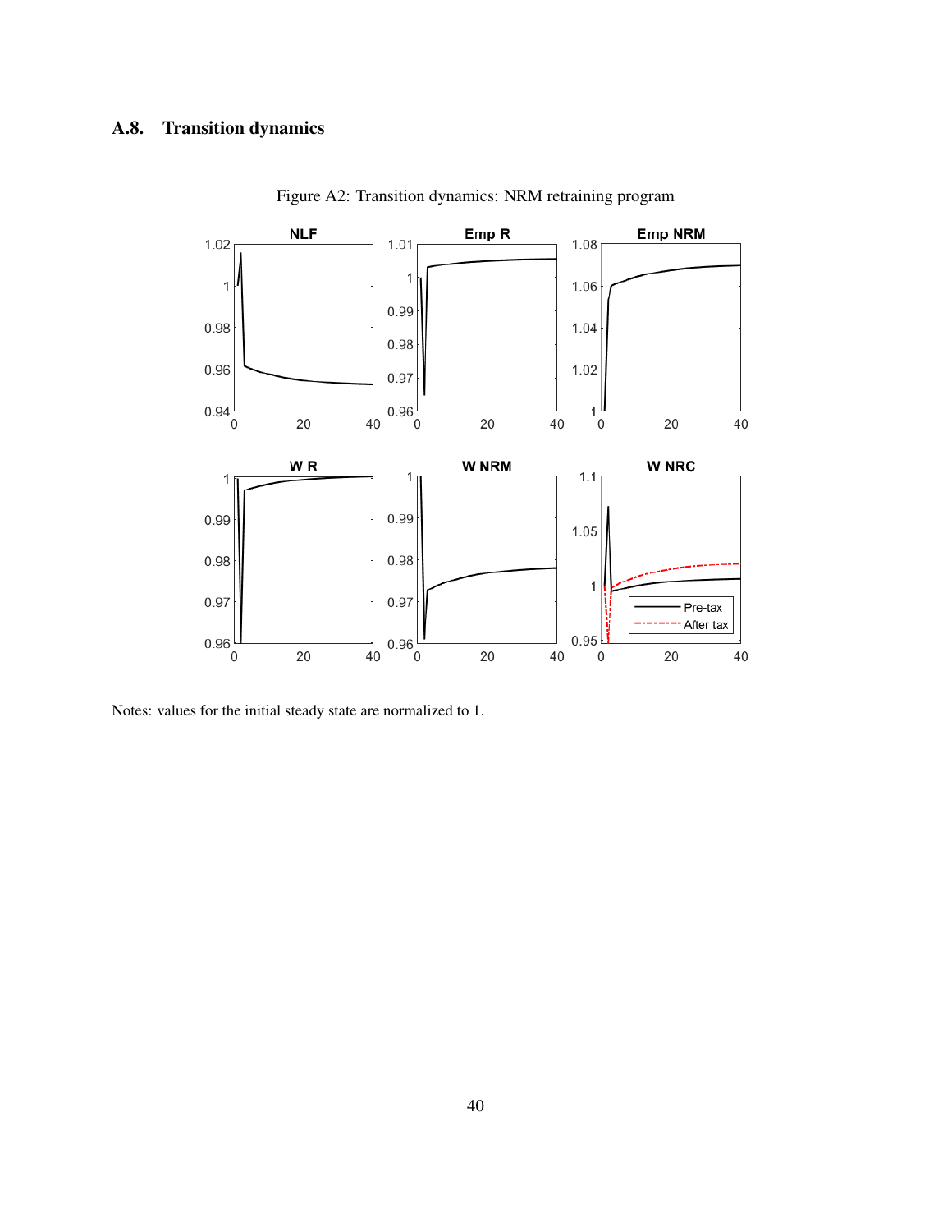## A.8. Transition dynamics

Figure A2: Transition dynamics: NRM retraining program

NLF

1.02
1
0.98
0.96
0.94
0
20
40

Emp R

1.01
1
0.99
0.98
0.97
0.96
0
20
40

Emp NRM

1.08
1.06
1.04
1.02
1
0
20
40

W R

1
0.99
0.98
0.97
0.96
0
20
40

W NRM

1
0.99
0.98
0.97
0.96
0
20
40

W NRC

1.1
1.05
1
0.95
0
20
40

Pre-tax
After tax

Notes: values for the initial steady state are normalized to 1.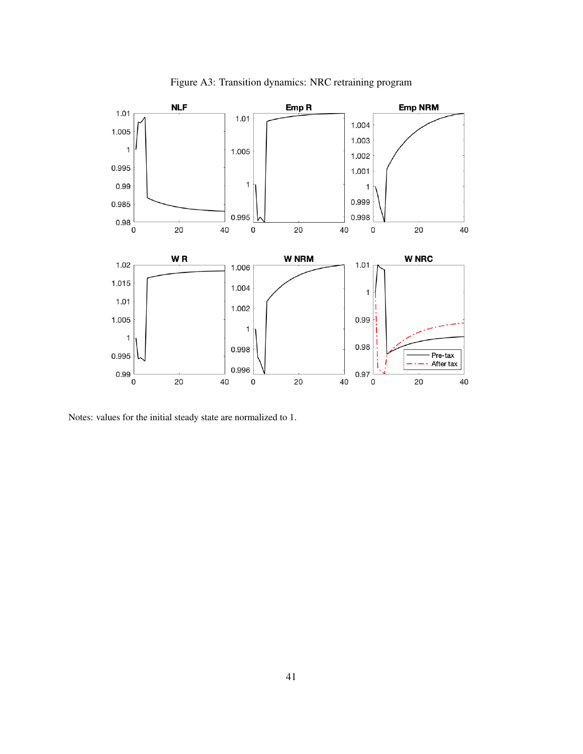Figure A3: Transition dynamics: NRC retraining program

NLF

1.01
1.005
1
0.995
0.99
0.985
0.98
0
20
40

Emp R

1.01
1.005
1
0.995
0
20
40

Emp NRM

1.004
1.003
1.002
1.001
1
0.999
0.998
0
20
40

W R

1.02
1.015
1.01
1.005
1
0.995
0.99
0
20
40

W NRM

1.006
1.004
1.002
1
0.998
0.996
0
20
40

W NRC

1.01
1
0.99
0.98
0.97
0
20
40

Pre-tax
After tax

Notes: values for the initial steady state are normalized to 1.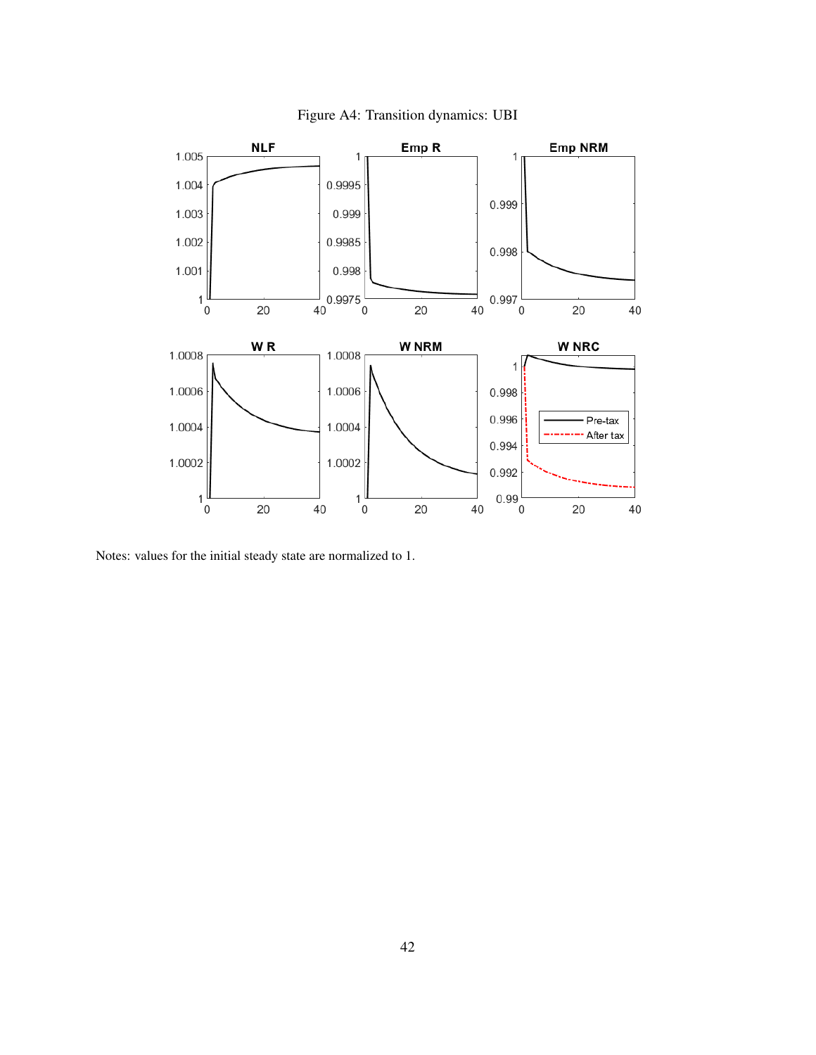Figure A4: Transition dynamics: UBI

NLF

1.005
1.004
1.003
1.002
1.001
1
0
20
40

Emp R

1
0.9995
0.999
0.9985
0.998
0.9975
0
20
40

Emp NRM

1
0.999
0.998
0.997
0
20
40

W R

1.0008
1.0006
1.0004
1.0002
1
0
20
40

W NRM

1.0008
1.0006
1.0004
1.0002
1
0
20
40

W NRC

1
0.998
0.996
0.994
0.992
0.99
0
20
40

Pre-tax
After tax

Notes: values for the initial steady state are normalized to 1.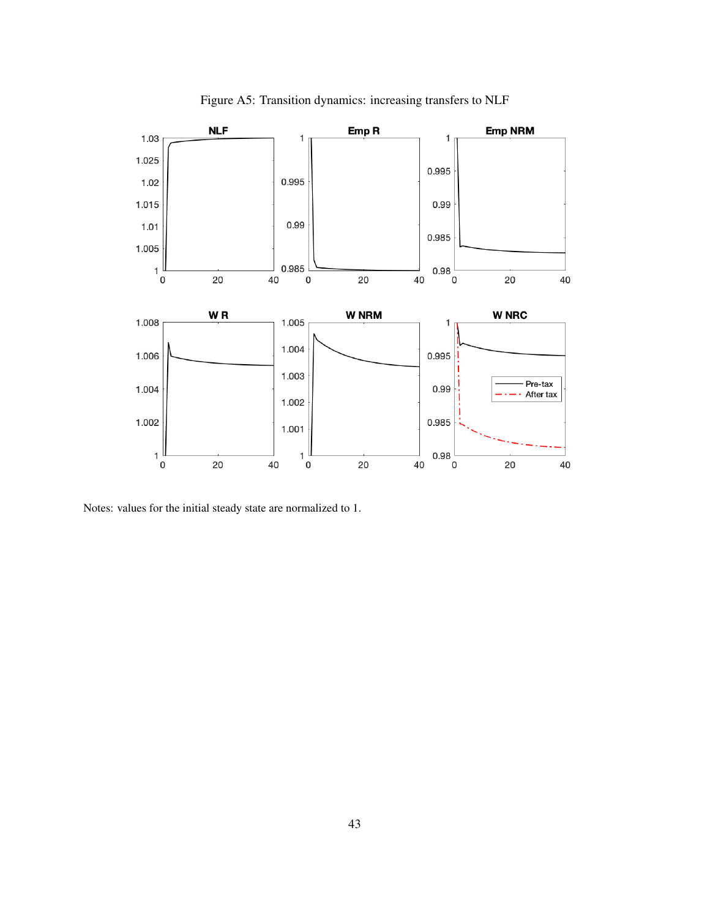Figure A5: Transition dynamics: increasing transfers to NLF

NLF
1.03
1.025
1.02
1.015
1.01
1.005
1
0
20
40

Emp R
1
0.995
0.99
0.985
0
20
40

Emp NRM
1
0.995
0.99
0.985
0.98
0
20
40

W R
1.008
1.006
1.004
1.002
1
0
20
40

W NRM
1.005
1.004
1.003
1.002
1.001
1
0
20
40

W NRC
1
0.995
0.99
0.985
0.98
0
20
40
Pre-tax
After tax

Notes: values for the initial steady state are normalized to 1.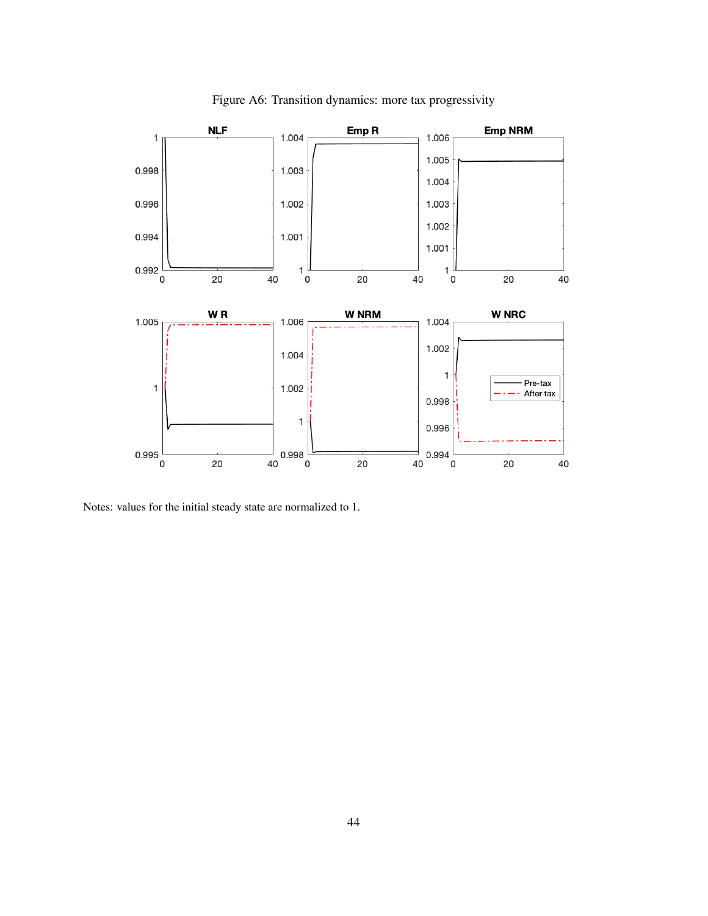Figure A6: Transition dynamics: more tax progressivity

NLF

1
0.998
0.996
0.994
0.992
0
20
40

Emp R

1.004
1.003
1.002
1.001
1
0
20
40

Emp NRM

1.006
1.005
1.004
1.003
1.002
1.001
1
0
20
40

W R

1.005
1
0.995
0
20
40

W NRM

1.006
1.004
1.002
1
0.998
0
20
40

W NRC

1.004
1.002
1
0.998
0.996
0.994
0
20
40

Pre-tax
After tax

Notes: values for the initial steady state are normalized to 1.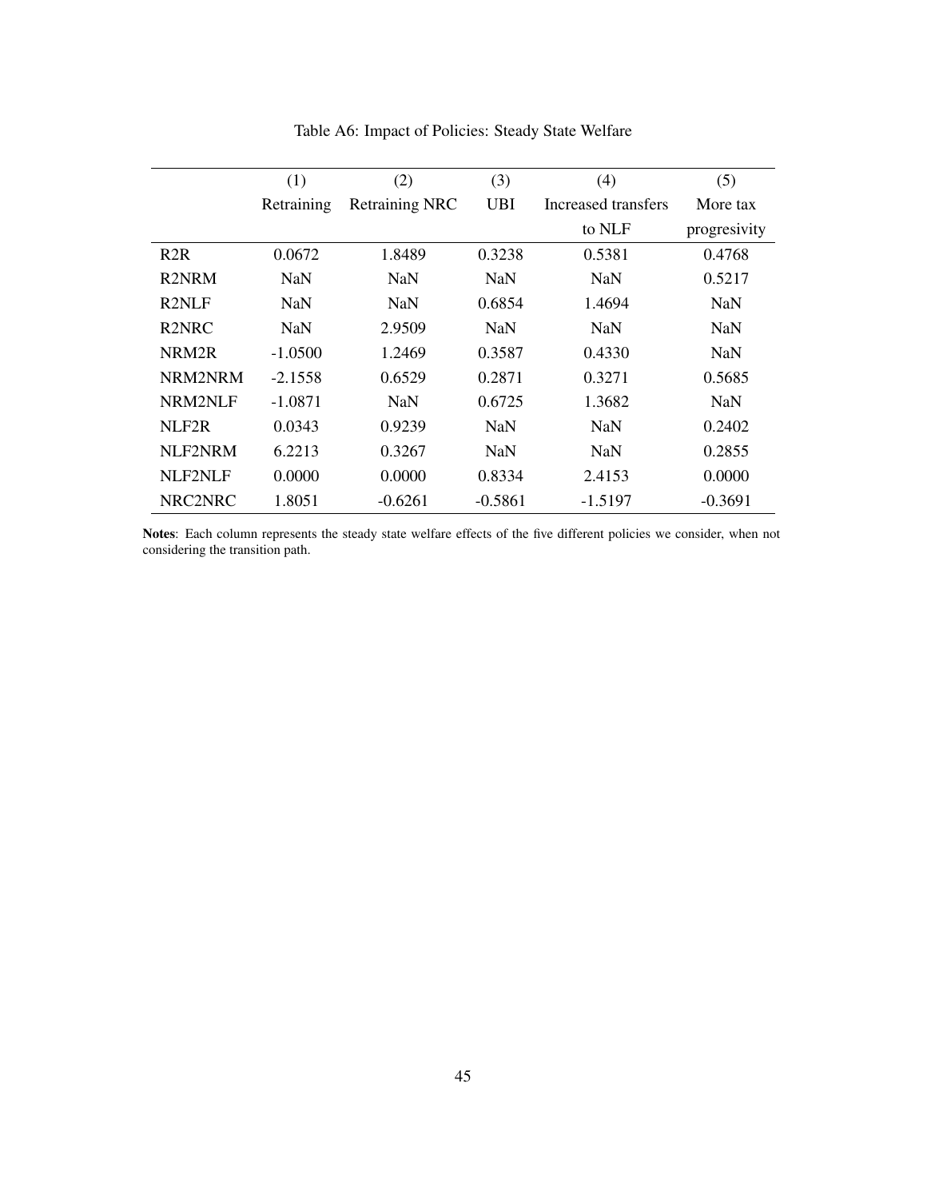Table A6: Impact of Policies: Steady State Welfare

| | (1) Retraining | (2) Retraining NRC | (3) UBI | (4) Increased transfers to NLF | (5) More tax progresivity |
|---|---|---|---|---|---|
| R2R | 0.0672 | 1.8489 | 0.3238 | 0.5381 | 0.4768 |
| R2NRM | NaN | NaN | NaN | NaN | 0.5217 |
| R2NLF | NaN | NaN | 0.6854 | 1.4694 | NaN |
| R2NRC | NaN | 2.9509 | NaN | NaN | NaN |
| NRM2R | -1.0500 | 1.2469 | 0.3587 | 0.4330 | NaN |
| NRM2NRM | -2.1558 | 0.6529 | 0.2871 | 0.3271 | 0.5685 |
| NRM2NLF | -1.0871 | NaN | 0.6725 | 1.3682 | NaN |
| NLF2R | 0.0343 | 0.9239 | NaN | NaN | 0.2402 |
| NLF2NRM | 6.2213 | 0.3267 | NaN | NaN | 0.2855 |
| NLF2NLF | 0.0000 | 0.0000 | 0.8334 | 2.4153 | 0.0000 |
| NRC2NRC | 1.8051 | -0.6261 | -0.5861 | -1.5197 | -0.3691 |

**Notes**: Each column represents the steady state welfare effects of the five different policies we consider, when not considering the transition path.